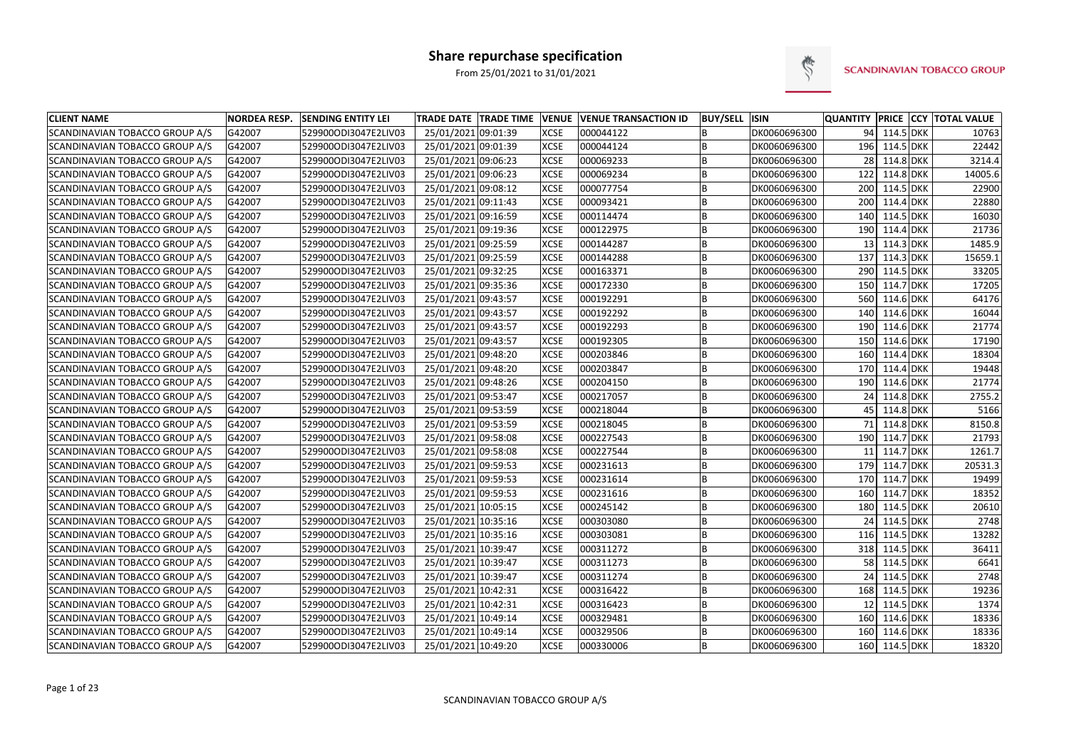# Share repurchase specification

From 25/01/2021 to 31/01/2021

SCANDINAVIAN TOBACCO GROUP

| CLIENT NAME | NORDEA RESP. | SENDING ENTITY LEI | TRADE DATE | TRADE TIME | VENUE | VENUE TRANSACTION ID | BUY/SELL | ISIN | QUANTITY | PRICE | CCY | TOTAL VALUE |
|---|---|---|---|---|---|---|---|---|---|---|---|---|
| SCANDINAVIAN TOBACCO GROUP A/S | G42007 | 529900ODI3047E2LIV03 | 25/01/2021 | 09:01:39 | XCSE | 000044122 | B | DK0060696300 | 94 | 114.5 | DKK | 10763 |
| SCANDINAVIAN TOBACCO GROUP A/S | G42007 | 529900ODI3047E2LIV03 | 25/01/2021 | 09:01:39 | XCSE | 000044124 | B | DK0060696300 | 196 | 114.5 | DKK | 22442 |
| SCANDINAVIAN TOBACCO GROUP A/S | G42007 | 529900ODI3047E2LIV03 | 25/01/2021 | 09:06:23 | XCSE | 000069233 | B | DK0060696300 | 28 | 114.8 | DKK | 3214.4 |
| SCANDINAVIAN TOBACCO GROUP A/S | G42007 | 529900ODI3047E2LIV03 | 25/01/2021 | 09:06:23 | XCSE | 000069234 | B | DK0060696300 | 122 | 114.8 | DKK | 14005.6 |
| SCANDINAVIAN TOBACCO GROUP A/S | G42007 | 529900ODI3047E2LIV03 | 25/01/2021 | 09:08:12 | XCSE | 000077754 | B | DK0060696300 | 200 | 114.5 | DKK | 22900 |
| SCANDINAVIAN TOBACCO GROUP A/S | G42007 | 529900ODI3047E2LIV03 | 25/01/2021 | 09:11:43 | XCSE | 000093421 | B | DK0060696300 | 200 | 114.4 | DKK | 22880 |
| SCANDINAVIAN TOBACCO GROUP A/S | G42007 | 529900ODI3047E2LIV03 | 25/01/2021 | 09:16:59 | XCSE | 000114474 | B | DK0060696300 | 140 | 114.5 | DKK | 16030 |
| SCANDINAVIAN TOBACCO GROUP A/S | G42007 | 529900ODI3047E2LIV03 | 25/01/2021 | 09:19:36 | XCSE | 000122975 | B | DK0060696300 | 190 | 114.4 | DKK | 21736 |
| SCANDINAVIAN TOBACCO GROUP A/S | G42007 | 529900ODI3047E2LIV03 | 25/01/2021 | 09:25:59 | XCSE | 000144287 | B | DK0060696300 | 13 | 114.3 | DKK | 1485.9 |
| SCANDINAVIAN TOBACCO GROUP A/S | G42007 | 529900ODI3047E2LIV03 | 25/01/2021 | 09:25:59 | XCSE | 000144288 | B | DK0060696300 | 137 | 114.3 | DKK | 15659.1 |
| SCANDINAVIAN TOBACCO GROUP A/S | G42007 | 529900ODI3047E2LIV03 | 25/01/2021 | 09:32:25 | XCSE | 000163371 | B | DK0060696300 | 290 | 114.5 | DKK | 33205 |
| SCANDINAVIAN TOBACCO GROUP A/S | G42007 | 529900ODI3047E2LIV03 | 25/01/2021 | 09:35:36 | XCSE | 000172330 | B | DK0060696300 | 150 | 114.7 | DKK | 17205 |
| SCANDINAVIAN TOBACCO GROUP A/S | G42007 | 529900ODI3047E2LIV03 | 25/01/2021 | 09:43:57 | XCSE | 000192291 | B | DK0060696300 | 560 | 114.6 | DKK | 64176 |
| SCANDINAVIAN TOBACCO GROUP A/S | G42007 | 529900ODI3047E2LIV03 | 25/01/2021 | 09:43:57 | XCSE | 000192292 | B | DK0060696300 | 140 | 114.6 | DKK | 16044 |
| SCANDINAVIAN TOBACCO GROUP A/S | G42007 | 529900ODI3047E2LIV03 | 25/01/2021 | 09:43:57 | XCSE | 000192293 | B | DK0060696300 | 190 | 114.6 | DKK | 21774 |
| SCANDINAVIAN TOBACCO GROUP A/S | G42007 | 529900ODI3047E2LIV03 | 25/01/2021 | 09:43:57 | XCSE | 000192305 | B | DK0060696300 | 150 | 114.6 | DKK | 17190 |
| SCANDINAVIAN TOBACCO GROUP A/S | G42007 | 529900ODI3047E2LIV03 | 25/01/2021 | 09:48:20 | XCSE | 000203846 | B | DK0060696300 | 160 | 114.4 | DKK | 18304 |
| SCANDINAVIAN TOBACCO GROUP A/S | G42007 | 529900ODI3047E2LIV03 | 25/01/2021 | 09:48:20 | XCSE | 000203847 | B | DK0060696300 | 170 | 114.4 | DKK | 19448 |
| SCANDINAVIAN TOBACCO GROUP A/S | G42007 | 529900ODI3047E2LIV03 | 25/01/2021 | 09:48:26 | XCSE | 000204150 | B | DK0060696300 | 190 | 114.6 | DKK | 21774 |
| SCANDINAVIAN TOBACCO GROUP A/S | G42007 | 529900ODI3047E2LIV03 | 25/01/2021 | 09:53:47 | XCSE | 000217057 | B | DK0060696300 | 24 | 114.8 | DKK | 2755.2 |
| SCANDINAVIAN TOBACCO GROUP A/S | G42007 | 529900ODI3047E2LIV03 | 25/01/2021 | 09:53:59 | XCSE | 000218044 | B | DK0060696300 | 45 | 114.8 | DKK | 5166 |
| SCANDINAVIAN TOBACCO GROUP A/S | G42007 | 529900ODI3047E2LIV03 | 25/01/2021 | 09:53:59 | XCSE | 000218045 | B | DK0060696300 | 71 | 114.8 | DKK | 8150.8 |
| SCANDINAVIAN TOBACCO GROUP A/S | G42007 | 529900ODI3047E2LIV03 | 25/01/2021 | 09:58:08 | XCSE | 000227543 | B | DK0060696300 | 190 | 114.7 | DKK | 21793 |
| SCANDINAVIAN TOBACCO GROUP A/S | G42007 | 529900ODI3047E2LIV03 | 25/01/2021 | 09:58:08 | XCSE | 000227544 | B | DK0060696300 | 11 | 114.7 | DKK | 1261.7 |
| SCANDINAVIAN TOBACCO GROUP A/S | G42007 | 529900ODI3047E2LIV03 | 25/01/2021 | 09:59:53 | XCSE | 000231613 | B | DK0060696300 | 179 | 114.7 | DKK | 20531.3 |
| SCANDINAVIAN TOBACCO GROUP A/S | G42007 | 529900ODI3047E2LIV03 | 25/01/2021 | 09:59:53 | XCSE | 000231614 | B | DK0060696300 | 170 | 114.7 | DKK | 19499 |
| SCANDINAVIAN TOBACCO GROUP A/S | G42007 | 529900ODI3047E2LIV03 | 25/01/2021 | 09:59:53 | XCSE | 000231616 | B | DK0060696300 | 160 | 114.7 | DKK | 18352 |
| SCANDINAVIAN TOBACCO GROUP A/S | G42007 | 529900ODI3047E2LIV03 | 25/01/2021 | 10:05:15 | XCSE | 000245142 | B | DK0060696300 | 180 | 114.5 | DKK | 20610 |
| SCANDINAVIAN TOBACCO GROUP A/S | G42007 | 529900ODI3047E2LIV03 | 25/01/2021 | 10:35:16 | XCSE | 000303080 | B | DK0060696300 | 24 | 114.5 | DKK | 2748 |
| SCANDINAVIAN TOBACCO GROUP A/S | G42007 | 529900ODI3047E2LIV03 | 25/01/2021 | 10:35:16 | XCSE | 000303081 | B | DK0060696300 | 116 | 114.5 | DKK | 13282 |
| SCANDINAVIAN TOBACCO GROUP A/S | G42007 | 529900ODI3047E2LIV03 | 25/01/2021 | 10:39:47 | XCSE | 000311272 | B | DK0060696300 | 318 | 114.5 | DKK | 36411 |
| SCANDINAVIAN TOBACCO GROUP A/S | G42007 | 529900ODI3047E2LIV03 | 25/01/2021 | 10:39:47 | XCSE | 000311273 | B | DK0060696300 | 58 | 114.5 | DKK | 6641 |
| SCANDINAVIAN TOBACCO GROUP A/S | G42007 | 529900ODI3047E2LIV03 | 25/01/2021 | 10:39:47 | XCSE | 000311274 | B | DK0060696300 | 24 | 114.5 | DKK | 2748 |
| SCANDINAVIAN TOBACCO GROUP A/S | G42007 | 529900ODI3047E2LIV03 | 25/01/2021 | 10:42:31 | XCSE | 000316422 | B | DK0060696300 | 168 | 114.5 | DKK | 19236 |
| SCANDINAVIAN TOBACCO GROUP A/S | G42007 | 529900ODI3047E2LIV03 | 25/01/2021 | 10:42:31 | XCSE | 000316423 | B | DK0060696300 | 12 | 114.5 | DKK | 1374 |
| SCANDINAVIAN TOBACCO GROUP A/S | G42007 | 529900ODI3047E2LIV03 | 25/01/2021 | 10:49:14 | XCSE | 000329481 | B | DK0060696300 | 160 | 114.6 | DKK | 18336 |
| SCANDINAVIAN TOBACCO GROUP A/S | G42007 | 529900ODI3047E2LIV03 | 25/01/2021 | 10:49:14 | XCSE | 000329506 | B | DK0060696300 | 160 | 114.6 | DKK | 18336 |
| SCANDINAVIAN TOBACCO GROUP A/S | G42007 | 529900ODI3047E2LIV03 | 25/01/2021 | 10:49:20 | XCSE | 000330006 | B | DK0060696300 | 160 | 114.5 | DKK | 18320 |

SCANDINAVIAN TOBACCO GROUP A/S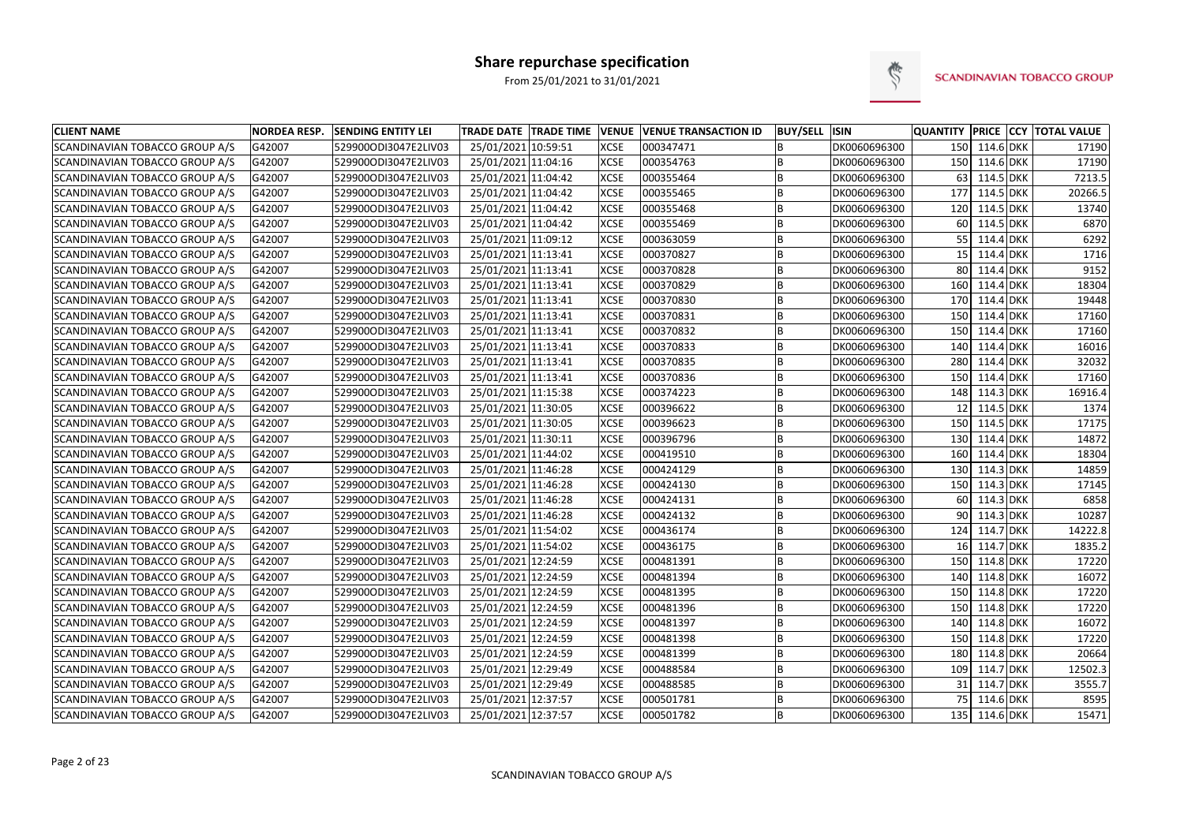# Share repurchase specification

From 25/01/2021 to 31/01/2021

SCANDINAVIAN TOBACCO GROUP

| CLIENT NAME | NORDEA RESP. | SENDING ENTITY LEI | TRADE DATE | TRADE TIME | VENUE | VENUE TRANSACTION ID | BUY/SELL | ISIN | QUANTITY | PRICE | CCY | TOTAL VALUE |
|---|---|---|---|---|---|---|---|---|---|---|---|---|
| SCANDINAVIAN TOBACCO GROUP A/S | G42007 | 529900ODI3047E2LIV03 | 25/01/2021 | 10:59:51 | XCSE | 000347471 | B | DK0060696300 | 150 | 114.6 | DKK | 17190 |
| SCANDINAVIAN TOBACCO GROUP A/S | G42007 | 529900ODI3047E2LIV03 | 25/01/2021 | 11:04:16 | XCSE | 000354763 | B | DK0060696300 | 150 | 114.6 | DKK | 17190 |
| SCANDINAVIAN TOBACCO GROUP A/S | G42007 | 529900ODI3047E2LIV03 | 25/01/2021 | 11:04:42 | XCSE | 000355464 | B | DK0060696300 | 63 | 114.5 | DKK | 7213.5 |
| SCANDINAVIAN TOBACCO GROUP A/S | G42007 | 529900ODI3047E2LIV03 | 25/01/2021 | 11:04:42 | XCSE | 000355465 | B | DK0060696300 | 177 | 114.5 | DKK | 20266.5 |
| SCANDINAVIAN TOBACCO GROUP A/S | G42007 | 529900ODI3047E2LIV03 | 25/01/2021 | 11:04:42 | XCSE | 000355468 | B | DK0060696300 | 120 | 114.5 | DKK | 13740 |
| SCANDINAVIAN TOBACCO GROUP A/S | G42007 | 529900ODI3047E2LIV03 | 25/01/2021 | 11:04:42 | XCSE | 000355469 | B | DK0060696300 | 60 | 114.5 | DKK | 6870 |
| SCANDINAVIAN TOBACCO GROUP A/S | G42007 | 529900ODI3047E2LIV03 | 25/01/2021 | 11:09:12 | XCSE | 000363059 | B | DK0060696300 | 55 | 114.4 | DKK | 6292 |
| SCANDINAVIAN TOBACCO GROUP A/S | G42007 | 529900ODI3047E2LIV03 | 25/01/2021 | 11:13:41 | XCSE | 000370827 | B | DK0060696300 | 15 | 114.4 | DKK | 1716 |
| SCANDINAVIAN TOBACCO GROUP A/S | G42007 | 529900ODI3047E2LIV03 | 25/01/2021 | 11:13:41 | XCSE | 000370828 | B | DK0060696300 | 80 | 114.4 | DKK | 9152 |
| SCANDINAVIAN TOBACCO GROUP A/S | G42007 | 529900ODI3047E2LIV03 | 25/01/2021 | 11:13:41 | XCSE | 000370829 | B | DK0060696300 | 160 | 114.4 | DKK | 18304 |
| SCANDINAVIAN TOBACCO GROUP A/S | G42007 | 529900ODI3047E2LIV03 | 25/01/2021 | 11:13:41 | XCSE | 000370830 | B | DK0060696300 | 170 | 114.4 | DKK | 19448 |
| SCANDINAVIAN TOBACCO GROUP A/S | G42007 | 529900ODI3047E2LIV03 | 25/01/2021 | 11:13:41 | XCSE | 000370831 | B | DK0060696300 | 150 | 114.4 | DKK | 17160 |
| SCANDINAVIAN TOBACCO GROUP A/S | G42007 | 529900ODI3047E2LIV03 | 25/01/2021 | 11:13:41 | XCSE | 000370832 | B | DK0060696300 | 150 | 114.4 | DKK | 17160 |
| SCANDINAVIAN TOBACCO GROUP A/S | G42007 | 529900ODI3047E2LIV03 | 25/01/2021 | 11:13:41 | XCSE | 000370833 | B | DK0060696300 | 140 | 114.4 | DKK | 16016 |
| SCANDINAVIAN TOBACCO GROUP A/S | G42007 | 529900ODI3047E2LIV03 | 25/01/2021 | 11:13:41 | XCSE | 000370835 | B | DK0060696300 | 280 | 114.4 | DKK | 32032 |
| SCANDINAVIAN TOBACCO GROUP A/S | G42007 | 529900ODI3047E2LIV03 | 25/01/2021 | 11:13:41 | XCSE | 000370836 | B | DK0060696300 | 150 | 114.4 | DKK | 17160 |
| SCANDINAVIAN TOBACCO GROUP A/S | G42007 | 529900ODI3047E2LIV03 | 25/01/2021 | 11:15:38 | XCSE | 000374223 | B | DK0060696300 | 148 | 114.3 | DKK | 16916.4 |
| SCANDINAVIAN TOBACCO GROUP A/S | G42007 | 529900ODI3047E2LIV03 | 25/01/2021 | 11:30:05 | XCSE | 000396622 | B | DK0060696300 | 12 | 114.5 | DKK | 1374 |
| SCANDINAVIAN TOBACCO GROUP A/S | G42007 | 529900ODI3047E2LIV03 | 25/01/2021 | 11:30:05 | XCSE | 000396623 | B | DK0060696300 | 150 | 114.5 | DKK | 17175 |
| SCANDINAVIAN TOBACCO GROUP A/S | G42007 | 529900ODI3047E2LIV03 | 25/01/2021 | 11:30:11 | XCSE | 000396796 | B | DK0060696300 | 130 | 114.4 | DKK | 14872 |
| SCANDINAVIAN TOBACCO GROUP A/S | G42007 | 529900ODI3047E2LIV03 | 25/01/2021 | 11:44:02 | XCSE | 000419510 | B | DK0060696300 | 160 | 114.4 | DKK | 18304 |
| SCANDINAVIAN TOBACCO GROUP A/S | G42007 | 529900ODI3047E2LIV03 | 25/01/2021 | 11:46:28 | XCSE | 000424129 | B | DK0060696300 | 130 | 114.3 | DKK | 14859 |
| SCANDINAVIAN TOBACCO GROUP A/S | G42007 | 529900ODI3047E2LIV03 | 25/01/2021 | 11:46:28 | XCSE | 000424130 | B | DK0060696300 | 150 | 114.3 | DKK | 17145 |
| SCANDINAVIAN TOBACCO GROUP A/S | G42007 | 529900ODI3047E2LIV03 | 25/01/2021 | 11:46:28 | XCSE | 000424131 | B | DK0060696300 | 60 | 114.3 | DKK | 6858 |
| SCANDINAVIAN TOBACCO GROUP A/S | G42007 | 529900ODI3047E2LIV03 | 25/01/2021 | 11:46:28 | XCSE | 000424132 | B | DK0060696300 | 90 | 114.3 | DKK | 10287 |
| SCANDINAVIAN TOBACCO GROUP A/S | G42007 | 529900ODI3047E2LIV03 | 25/01/2021 | 11:54:02 | XCSE | 000436174 | B | DK0060696300 | 124 | 114.7 | DKK | 14222.8 |
| SCANDINAVIAN TOBACCO GROUP A/S | G42007 | 529900ODI3047E2LIV03 | 25/01/2021 | 11:54:02 | XCSE | 000436175 | B | DK0060696300 | 16 | 114.7 | DKK | 1835.2 |
| SCANDINAVIAN TOBACCO GROUP A/S | G42007 | 529900ODI3047E2LIV03 | 25/01/2021 | 12:24:59 | XCSE | 000481391 | B | DK0060696300 | 150 | 114.8 | DKK | 17220 |
| SCANDINAVIAN TOBACCO GROUP A/S | G42007 | 529900ODI3047E2LIV03 | 25/01/2021 | 12:24:59 | XCSE | 000481394 | B | DK0060696300 | 140 | 114.8 | DKK | 16072 |
| SCANDINAVIAN TOBACCO GROUP A/S | G42007 | 529900ODI3047E2LIV03 | 25/01/2021 | 12:24:59 | XCSE | 000481395 | B | DK0060696300 | 150 | 114.8 | DKK | 17220 |
| SCANDINAVIAN TOBACCO GROUP A/S | G42007 | 529900ODI3047E2LIV03 | 25/01/2021 | 12:24:59 | XCSE | 000481396 | B | DK0060696300 | 150 | 114.8 | DKK | 17220 |
| SCANDINAVIAN TOBACCO GROUP A/S | G42007 | 529900ODI3047E2LIV03 | 25/01/2021 | 12:24:59 | XCSE | 000481397 | B | DK0060696300 | 140 | 114.8 | DKK | 16072 |
| SCANDINAVIAN TOBACCO GROUP A/S | G42007 | 529900ODI3047E2LIV03 | 25/01/2021 | 12:24:59 | XCSE | 000481398 | B | DK0060696300 | 150 | 114.8 | DKK | 17220 |
| SCANDINAVIAN TOBACCO GROUP A/S | G42007 | 529900ODI3047E2LIV03 | 25/01/2021 | 12:24:59 | XCSE | 000481399 | B | DK0060696300 | 180 | 114.8 | DKK | 20664 |
| SCANDINAVIAN TOBACCO GROUP A/S | G42007 | 529900ODI3047E2LIV03 | 25/01/2021 | 12:29:49 | XCSE | 000488584 | B | DK0060696300 | 109 | 114.7 | DKK | 12502.3 |
| SCANDINAVIAN TOBACCO GROUP A/S | G42007 | 529900ODI3047E2LIV03 | 25/01/2021 | 12:29:49 | XCSE | 000488585 | B | DK0060696300 | 31 | 114.7 | DKK | 3555.7 |
| SCANDINAVIAN TOBACCO GROUP A/S | G42007 | 529900ODI3047E2LIV03 | 25/01/2021 | 12:37:57 | XCSE | 000501781 | B | DK0060696300 | 75 | 114.6 | DKK | 8595 |
| SCANDINAVIAN TOBACCO GROUP A/S | G42007 | 529900ODI3047E2LIV03 | 25/01/2021 | 12:37:57 | XCSE | 000501782 | B | DK0060696300 | 135 | 114.6 | DKK | 15471 |

SCANDINAVIAN TOBACCO GROUP A/S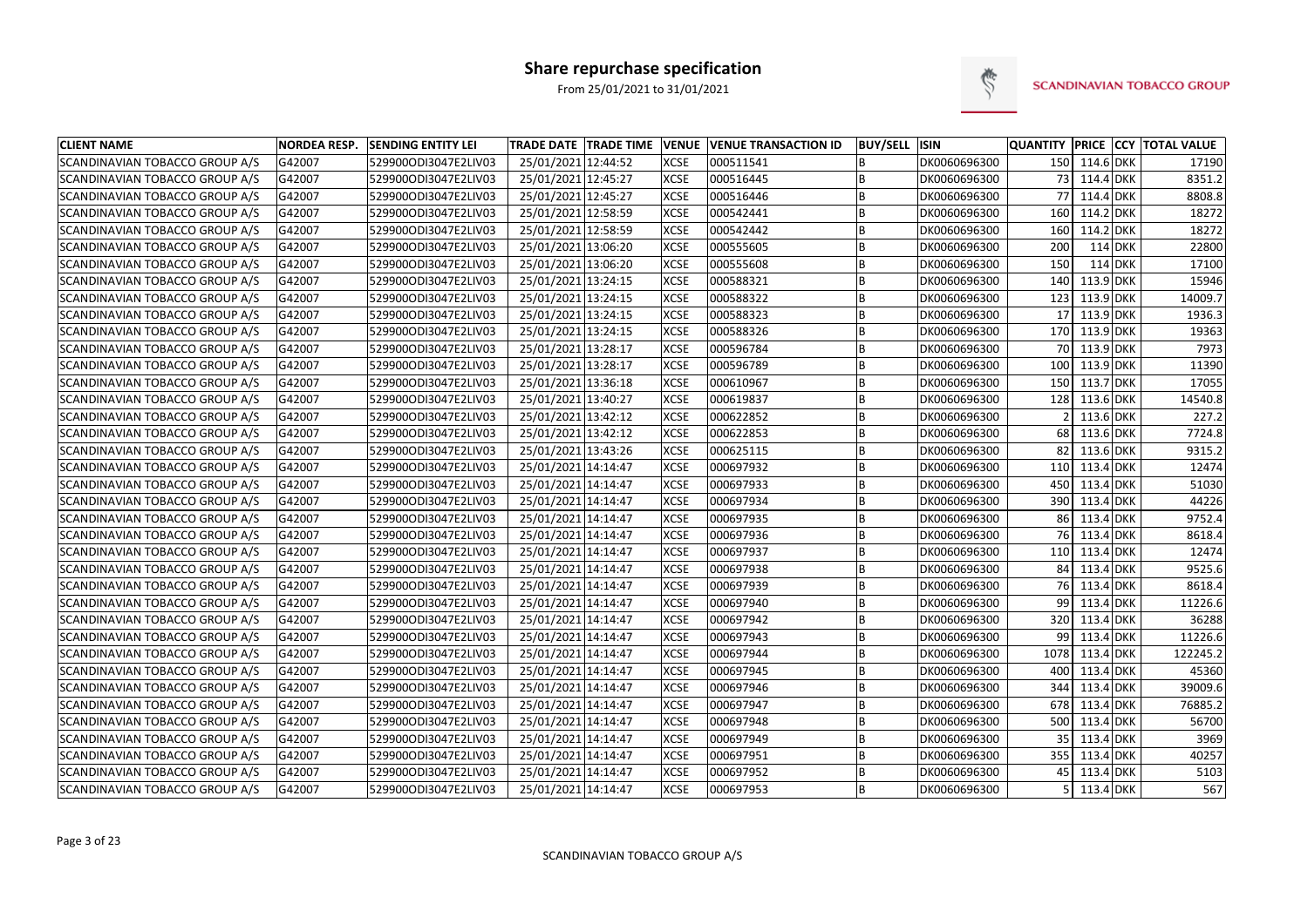# Share repurchase specification

From 25/01/2021 to 31/01/2021

SCANDINAVIAN TOBACCO GROUP

| CLIENT NAME | NORDEA RESP. | SENDING ENTITY LEI | TRADE DATE | TRADE TIME | VENUE | VENUE TRANSACTION ID | BUY/SELL | ISIN | QUANTITY | PRICE | CCY | TOTAL VALUE |
|---|---|---|---|---|---|---|---|---|---|---|---|---|
| SCANDINAVIAN TOBACCO GROUP A/S | G42007 | 529900ODI3047E2LIV03 | 25/01/2021 | 12:44:52 | XCSE | 000511541 | B | DK0060696300 | 150 | 114.6 | DKK | 17190 |
| SCANDINAVIAN TOBACCO GROUP A/S | G42007 | 529900ODI3047E2LIV03 | 25/01/2021 | 12:45:27 | XCSE | 000516445 | B | DK0060696300 | 73 | 114.4 | DKK | 8351.2 |
| SCANDINAVIAN TOBACCO GROUP A/S | G42007 | 529900ODI3047E2LIV03 | 25/01/2021 | 12:45:27 | XCSE | 000516446 | B | DK0060696300 | 77 | 114.4 | DKK | 8808.8 |
| SCANDINAVIAN TOBACCO GROUP A/S | G42007 | 529900ODI3047E2LIV03 | 25/01/2021 | 12:58:59 | XCSE | 000542441 | B | DK0060696300 | 160 | 114.2 | DKK | 18272 |
| SCANDINAVIAN TOBACCO GROUP A/S | G42007 | 529900ODI3047E2LIV03 | 25/01/2021 | 12:58:59 | XCSE | 000542442 | B | DK0060696300 | 160 | 114.2 | DKK | 18272 |
| SCANDINAVIAN TOBACCO GROUP A/S | G42007 | 529900ODI3047E2LIV03 | 25/01/2021 | 13:06:20 | XCSE | 000555605 | B | DK0060696300 | 200 | 114 | DKK | 22800 |
| SCANDINAVIAN TOBACCO GROUP A/S | G42007 | 529900ODI3047E2LIV03 | 25/01/2021 | 13:06:20 | XCSE | 000555608 | B | DK0060696300 | 150 | 114 | DKK | 17100 |
| SCANDINAVIAN TOBACCO GROUP A/S | G42007 | 529900ODI3047E2LIV03 | 25/01/2021 | 13:24:15 | XCSE | 000588321 | B | DK0060696300 | 140 | 113.9 | DKK | 15946 |
| SCANDINAVIAN TOBACCO GROUP A/S | G42007 | 529900ODI3047E2LIV03 | 25/01/2021 | 13:24:15 | XCSE | 000588322 | B | DK0060696300 | 123 | 113.9 | DKK | 14009.7 |
| SCANDINAVIAN TOBACCO GROUP A/S | G42007 | 529900ODI3047E2LIV03 | 25/01/2021 | 13:24:15 | XCSE | 000588323 | B | DK0060696300 | 17 | 113.9 | DKK | 1936.3 |
| SCANDINAVIAN TOBACCO GROUP A/S | G42007 | 529900ODI3047E2LIV03 | 25/01/2021 | 13:24:15 | XCSE | 000588326 | B | DK0060696300 | 170 | 113.9 | DKK | 19363 |
| SCANDINAVIAN TOBACCO GROUP A/S | G42007 | 529900ODI3047E2LIV03 | 25/01/2021 | 13:28:17 | XCSE | 000596784 | B | DK0060696300 | 70 | 113.9 | DKK | 7973 |
| SCANDINAVIAN TOBACCO GROUP A/S | G42007 | 529900ODI3047E2LIV03 | 25/01/2021 | 13:28:17 | XCSE | 000596789 | B | DK0060696300 | 100 | 113.9 | DKK | 11390 |
| SCANDINAVIAN TOBACCO GROUP A/S | G42007 | 529900ODI3047E2LIV03 | 25/01/2021 | 13:36:18 | XCSE | 000610967 | B | DK0060696300 | 150 | 113.7 | DKK | 17055 |
| SCANDINAVIAN TOBACCO GROUP A/S | G42007 | 529900ODI3047E2LIV03 | 25/01/2021 | 13:40:27 | XCSE | 000619837 | B | DK0060696300 | 128 | 113.6 | DKK | 14540.8 |
| SCANDINAVIAN TOBACCO GROUP A/S | G42007 | 529900ODI3047E2LIV03 | 25/01/2021 | 13:42:12 | XCSE | 000622852 | B | DK0060696300 | 2 | 113.6 | DKK | 227.2 |
| SCANDINAVIAN TOBACCO GROUP A/S | G42007 | 529900ODI3047E2LIV03 | 25/01/2021 | 13:42:12 | XCSE | 000622853 | B | DK0060696300 | 68 | 113.6 | DKK | 7724.8 |
| SCANDINAVIAN TOBACCO GROUP A/S | G42007 | 529900ODI3047E2LIV03 | 25/01/2021 | 13:43:26 | XCSE | 000625115 | B | DK0060696300 | 82 | 113.6 | DKK | 9315.2 |
| SCANDINAVIAN TOBACCO GROUP A/S | G42007 | 529900ODI3047E2LIV03 | 25/01/2021 | 14:14:47 | XCSE | 000697932 | B | DK0060696300 | 110 | 113.4 | DKK | 12474 |
| SCANDINAVIAN TOBACCO GROUP A/S | G42007 | 529900ODI3047E2LIV03 | 25/01/2021 | 14:14:47 | XCSE | 000697933 | B | DK0060696300 | 450 | 113.4 | DKK | 51030 |
| SCANDINAVIAN TOBACCO GROUP A/S | G42007 | 529900ODI3047E2LIV03 | 25/01/2021 | 14:14:47 | XCSE | 000697934 | B | DK0060696300 | 390 | 113.4 | DKK | 44226 |
| SCANDINAVIAN TOBACCO GROUP A/S | G42007 | 529900ODI3047E2LIV03 | 25/01/2021 | 14:14:47 | XCSE | 000697935 | B | DK0060696300 | 86 | 113.4 | DKK | 9752.4 |
| SCANDINAVIAN TOBACCO GROUP A/S | G42007 | 529900ODI3047E2LIV03 | 25/01/2021 | 14:14:47 | XCSE | 000697936 | B | DK0060696300 | 76 | 113.4 | DKK | 8618.4 |
| SCANDINAVIAN TOBACCO GROUP A/S | G42007 | 529900ODI3047E2LIV03 | 25/01/2021 | 14:14:47 | XCSE | 000697937 | B | DK0060696300 | 110 | 113.4 | DKK | 12474 |
| SCANDINAVIAN TOBACCO GROUP A/S | G42007 | 529900ODI3047E2LIV03 | 25/01/2021 | 14:14:47 | XCSE | 000697938 | B | DK0060696300 | 84 | 113.4 | DKK | 9525.6 |
| SCANDINAVIAN TOBACCO GROUP A/S | G42007 | 529900ODI3047E2LIV03 | 25/01/2021 | 14:14:47 | XCSE | 000697939 | B | DK0060696300 | 76 | 113.4 | DKK | 8618.4 |
| SCANDINAVIAN TOBACCO GROUP A/S | G42007 | 529900ODI3047E2LIV03 | 25/01/2021 | 14:14:47 | XCSE | 000697940 | B | DK0060696300 | 99 | 113.4 | DKK | 11226.6 |
| SCANDINAVIAN TOBACCO GROUP A/S | G42007 | 529900ODI3047E2LIV03 | 25/01/2021 | 14:14:47 | XCSE | 000697942 | B | DK0060696300 | 320 | 113.4 | DKK | 36288 |
| SCANDINAVIAN TOBACCO GROUP A/S | G42007 | 529900ODI3047E2LIV03 | 25/01/2021 | 14:14:47 | XCSE | 000697943 | B | DK0060696300 | 99 | 113.4 | DKK | 11226.6 |
| SCANDINAVIAN TOBACCO GROUP A/S | G42007 | 529900ODI3047E2LIV03 | 25/01/2021 | 14:14:47 | XCSE | 000697944 | B | DK0060696300 | 1078 | 113.4 | DKK | 122245.2 |
| SCANDINAVIAN TOBACCO GROUP A/S | G42007 | 529900ODI3047E2LIV03 | 25/01/2021 | 14:14:47 | XCSE | 000697945 | B | DK0060696300 | 400 | 113.4 | DKK | 45360 |
| SCANDINAVIAN TOBACCO GROUP A/S | G42007 | 529900ODI3047E2LIV03 | 25/01/2021 | 14:14:47 | XCSE | 000697946 | B | DK0060696300 | 344 | 113.4 | DKK | 39009.6 |
| SCANDINAVIAN TOBACCO GROUP A/S | G42007 | 529900ODI3047E2LIV03 | 25/01/2021 | 14:14:47 | XCSE | 000697947 | B | DK0060696300 | 678 | 113.4 | DKK | 76885.2 |
| SCANDINAVIAN TOBACCO GROUP A/S | G42007 | 529900ODI3047E2LIV03 | 25/01/2021 | 14:14:47 | XCSE | 000697948 | B | DK0060696300 | 500 | 113.4 | DKK | 56700 |
| SCANDINAVIAN TOBACCO GROUP A/S | G42007 | 529900ODI3047E2LIV03 | 25/01/2021 | 14:14:47 | XCSE | 000697949 | B | DK0060696300 | 35 | 113.4 | DKK | 3969 |
| SCANDINAVIAN TOBACCO GROUP A/S | G42007 | 529900ODI3047E2LIV03 | 25/01/2021 | 14:14:47 | XCSE | 000697951 | B | DK0060696300 | 355 | 113.4 | DKK | 40257 |
| SCANDINAVIAN TOBACCO GROUP A/S | G42007 | 529900ODI3047E2LIV03 | 25/01/2021 | 14:14:47 | XCSE | 000697952 | B | DK0060696300 | 45 | 113.4 | DKK | 5103 |
| SCANDINAVIAN TOBACCO GROUP A/S | G42007 | 529900ODI3047E2LIV03 | 25/01/2021 | 14:14:47 | XCSE | 000697953 | B | DK0060696300 | 5 | 113.4 | DKK | 567 |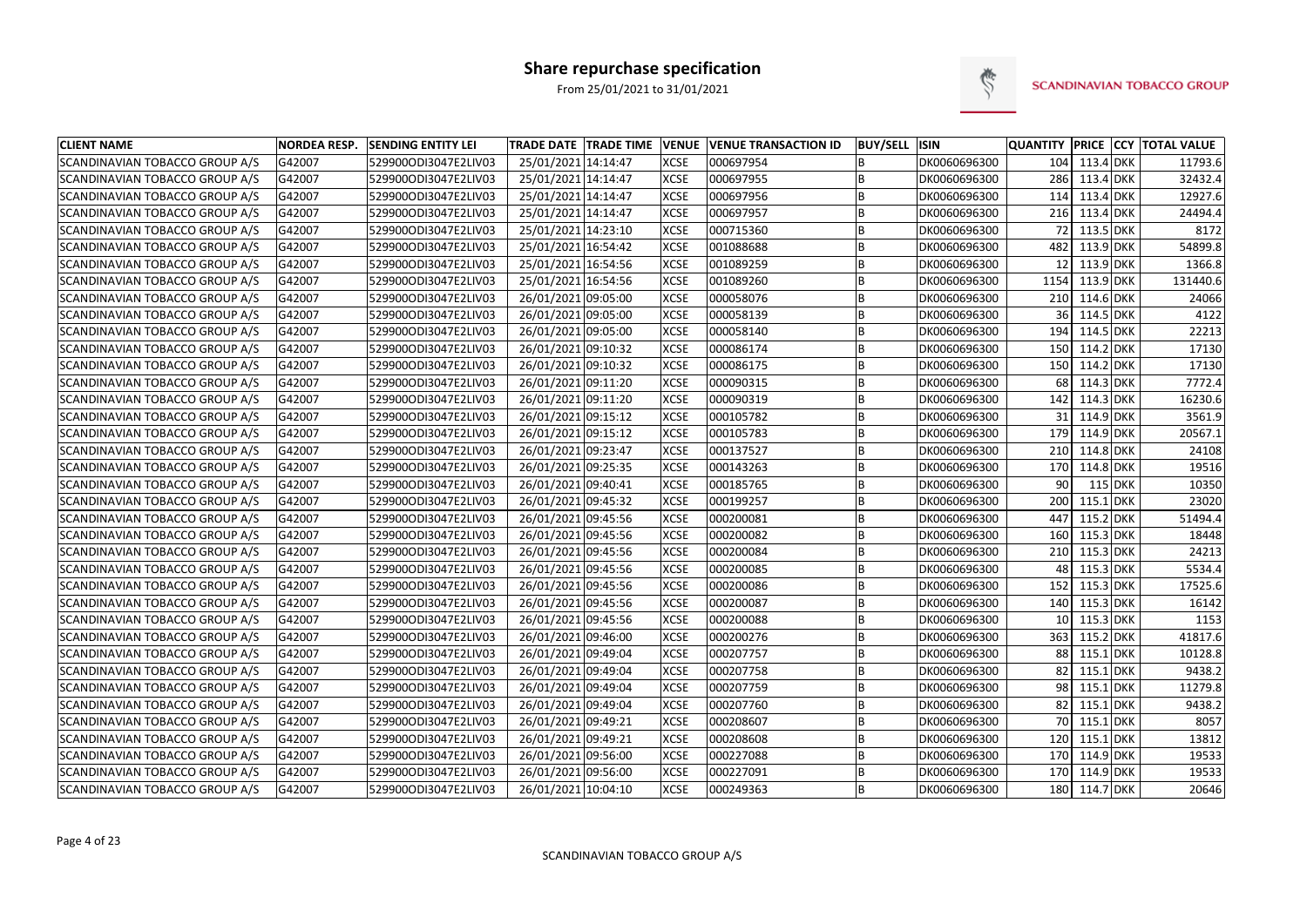# Share repurchase specification

From 25/01/2021 to 31/01/2021

SCANDINAVIAN TOBACCO GROUP

| CLIENT NAME | NORDEA RESP. | SENDING ENTITY LEI | TRADE DATE | TRADE TIME | VENUE | VENUE TRANSACTION ID | BUY/SELL | ISIN | QUANTITY | PRICE | CCY | TOTAL VALUE |
|---|---|---|---|---|---|---|---|---|---|---|---|---|
| SCANDINAVIAN TOBACCO GROUP A/S | G42007 | 529900ODI3047E2LIV03 | 25/01/2021 | 14:14:47 | XCSE | 000697954 | B | DK0060696300 | 104 | 113.4 | DKK | 11793.6 |
| SCANDINAVIAN TOBACCO GROUP A/S | G42007 | 529900ODI3047E2LIV03 | 25/01/2021 | 14:14:47 | XCSE | 000697955 | B | DK0060696300 | 286 | 113.4 | DKK | 32432.4 |
| SCANDINAVIAN TOBACCO GROUP A/S | G42007 | 529900ODI3047E2LIV03 | 25/01/2021 | 14:14:47 | XCSE | 000697956 | B | DK0060696300 | 114 | 113.4 | DKK | 12927.6 |
| SCANDINAVIAN TOBACCO GROUP A/S | G42007 | 529900ODI3047E2LIV03 | 25/01/2021 | 14:14:47 | XCSE | 000697957 | B | DK0060696300 | 216 | 113.4 | DKK | 24494.4 |
| SCANDINAVIAN TOBACCO GROUP A/S | G42007 | 529900ODI3047E2LIV03 | 25/01/2021 | 14:23:10 | XCSE | 000715360 | B | DK0060696300 | 72 | 113.5 | DKK | 8172 |
| SCANDINAVIAN TOBACCO GROUP A/S | G42007 | 529900ODI3047E2LIV03 | 25/01/2021 | 16:54:42 | XCSE | 001088688 | B | DK0060696300 | 482 | 113.9 | DKK | 54899.8 |
| SCANDINAVIAN TOBACCO GROUP A/S | G42007 | 529900ODI3047E2LIV03 | 25/01/2021 | 16:54:56 | XCSE | 001089259 | B | DK0060696300 | 12 | 113.9 | DKK | 1366.8 |
| SCANDINAVIAN TOBACCO GROUP A/S | G42007 | 529900ODI3047E2LIV03 | 25/01/2021 | 16:54:56 | XCSE | 001089260 | B | DK0060696300 | 1154 | 113.9 | DKK | 131440.6 |
| SCANDINAVIAN TOBACCO GROUP A/S | G42007 | 529900ODI3047E2LIV03 | 26/01/2021 | 09:05:00 | XCSE | 000058076 | B | DK0060696300 | 210 | 114.6 | DKK | 24066 |
| SCANDINAVIAN TOBACCO GROUP A/S | G42007 | 529900ODI3047E2LIV03 | 26/01/2021 | 09:05:00 | XCSE | 000058139 | B | DK0060696300 | 36 | 114.5 | DKK | 4122 |
| SCANDINAVIAN TOBACCO GROUP A/S | G42007 | 529900ODI3047E2LIV03 | 26/01/2021 | 09:05:00 | XCSE | 000058140 | B | DK0060696300 | 194 | 114.5 | DKK | 22213 |
| SCANDINAVIAN TOBACCO GROUP A/S | G42007 | 529900ODI3047E2LIV03 | 26/01/2021 | 09:10:32 | XCSE | 000086174 | B | DK0060696300 | 150 | 114.2 | DKK | 17130 |
| SCANDINAVIAN TOBACCO GROUP A/S | G42007 | 529900ODI3047E2LIV03 | 26/01/2021 | 09:10:32 | XCSE | 000086175 | B | DK0060696300 | 150 | 114.2 | DKK | 17130 |
| SCANDINAVIAN TOBACCO GROUP A/S | G42007 | 529900ODI3047E2LIV03 | 26/01/2021 | 09:11:20 | XCSE | 000090315 | B | DK0060696300 | 68 | 114.3 | DKK | 7772.4 |
| SCANDINAVIAN TOBACCO GROUP A/S | G42007 | 529900ODI3047E2LIV03 | 26/01/2021 | 09:11:20 | XCSE | 000090319 | B | DK0060696300 | 142 | 114.3 | DKK | 16230.6 |
| SCANDINAVIAN TOBACCO GROUP A/S | G42007 | 529900ODI3047E2LIV03 | 26/01/2021 | 09:15:12 | XCSE | 000105782 | B | DK0060696300 | 31 | 114.9 | DKK | 3561.9 |
| SCANDINAVIAN TOBACCO GROUP A/S | G42007 | 529900ODI3047E2LIV03 | 26/01/2021 | 09:15:12 | XCSE | 000105783 | B | DK0060696300 | 179 | 114.9 | DKK | 20567.1 |
| SCANDINAVIAN TOBACCO GROUP A/S | G42007 | 529900ODI3047E2LIV03 | 26/01/2021 | 09:23:47 | XCSE | 000137527 | B | DK0060696300 | 210 | 114.8 | DKK | 24108 |
| SCANDINAVIAN TOBACCO GROUP A/S | G42007 | 529900ODI3047E2LIV03 | 26/01/2021 | 09:25:35 | XCSE | 000143263 | B | DK0060696300 | 170 | 114.8 | DKK | 19516 |
| SCANDINAVIAN TOBACCO GROUP A/S | G42007 | 529900ODI3047E2LIV03 | 26/01/2021 | 09:40:41 | XCSE | 000185765 | B | DK0060696300 | 90 | 115 | DKK | 10350 |
| SCANDINAVIAN TOBACCO GROUP A/S | G42007 | 529900ODI3047E2LIV03 | 26/01/2021 | 09:45:32 | XCSE | 000199257 | B | DK0060696300 | 200 | 115.1 | DKK | 23020 |
| SCANDINAVIAN TOBACCO GROUP A/S | G42007 | 529900ODI3047E2LIV03 | 26/01/2021 | 09:45:56 | XCSE | 000200081 | B | DK0060696300 | 447 | 115.2 | DKK | 51494.4 |
| SCANDINAVIAN TOBACCO GROUP A/S | G42007 | 529900ODI3047E2LIV03 | 26/01/2021 | 09:45:56 | XCSE | 000200082 | B | DK0060696300 | 160 | 115.3 | DKK | 18448 |
| SCANDINAVIAN TOBACCO GROUP A/S | G42007 | 529900ODI3047E2LIV03 | 26/01/2021 | 09:45:56 | XCSE | 000200084 | B | DK0060696300 | 210 | 115.3 | DKK | 24213 |
| SCANDINAVIAN TOBACCO GROUP A/S | G42007 | 529900ODI3047E2LIV03 | 26/01/2021 | 09:45:56 | XCSE | 000200085 | B | DK0060696300 | 48 | 115.3 | DKK | 5534.4 |
| SCANDINAVIAN TOBACCO GROUP A/S | G42007 | 529900ODI3047E2LIV03 | 26/01/2021 | 09:45:56 | XCSE | 000200086 | B | DK0060696300 | 152 | 115.3 | DKK | 17525.6 |
| SCANDINAVIAN TOBACCO GROUP A/S | G42007 | 529900ODI3047E2LIV03 | 26/01/2021 | 09:45:56 | XCSE | 000200087 | B | DK0060696300 | 140 | 115.3 | DKK | 16142 |
| SCANDINAVIAN TOBACCO GROUP A/S | G42007 | 529900ODI3047E2LIV03 | 26/01/2021 | 09:45:56 | XCSE | 000200088 | B | DK0060696300 | 10 | 115.3 | DKK | 1153 |
| SCANDINAVIAN TOBACCO GROUP A/S | G42007 | 529900ODI3047E2LIV03 | 26/01/2021 | 09:46:00 | XCSE | 000200276 | B | DK0060696300 | 363 | 115.2 | DKK | 41817.6 |
| SCANDINAVIAN TOBACCO GROUP A/S | G42007 | 529900ODI3047E2LIV03 | 26/01/2021 | 09:49:04 | XCSE | 000207757 | B | DK0060696300 | 88 | 115.1 | DKK | 10128.8 |
| SCANDINAVIAN TOBACCO GROUP A/S | G42007 | 529900ODI3047E2LIV03 | 26/01/2021 | 09:49:04 | XCSE | 000207758 | B | DK0060696300 | 82 | 115.1 | DKK | 9438.2 |
| SCANDINAVIAN TOBACCO GROUP A/S | G42007 | 529900ODI3047E2LIV03 | 26/01/2021 | 09:49:04 | XCSE | 000207759 | B | DK0060696300 | 98 | 115.1 | DKK | 11279.8 |
| SCANDINAVIAN TOBACCO GROUP A/S | G42007 | 529900ODI3047E2LIV03 | 26/01/2021 | 09:49:04 | XCSE | 000207760 | B | DK0060696300 | 82 | 115.1 | DKK | 9438.2 |
| SCANDINAVIAN TOBACCO GROUP A/S | G42007 | 529900ODI3047E2LIV03 | 26/01/2021 | 09:49:21 | XCSE | 000208607 | B | DK0060696300 | 70 | 115.1 | DKK | 8057 |
| SCANDINAVIAN TOBACCO GROUP A/S | G42007 | 529900ODI3047E2LIV03 | 26/01/2021 | 09:49:21 | XCSE | 000208608 | B | DK0060696300 | 120 | 115.1 | DKK | 13812 |
| SCANDINAVIAN TOBACCO GROUP A/S | G42007 | 529900ODI3047E2LIV03 | 26/01/2021 | 09:56:00 | XCSE | 000227088 | B | DK0060696300 | 170 | 114.9 | DKK | 19533 |
| SCANDINAVIAN TOBACCO GROUP A/S | G42007 | 529900ODI3047E2LIV03 | 26/01/2021 | 09:56:00 | XCSE | 000227091 | B | DK0060696300 | 170 | 114.9 | DKK | 19533 |
| SCANDINAVIAN TOBACCO GROUP A/S | G42007 | 529900ODI3047E2LIV03 | 26/01/2021 | 10:04:10 | XCSE | 000249363 | B | DK0060696300 | 180 | 114.7 | DKK | 20646 |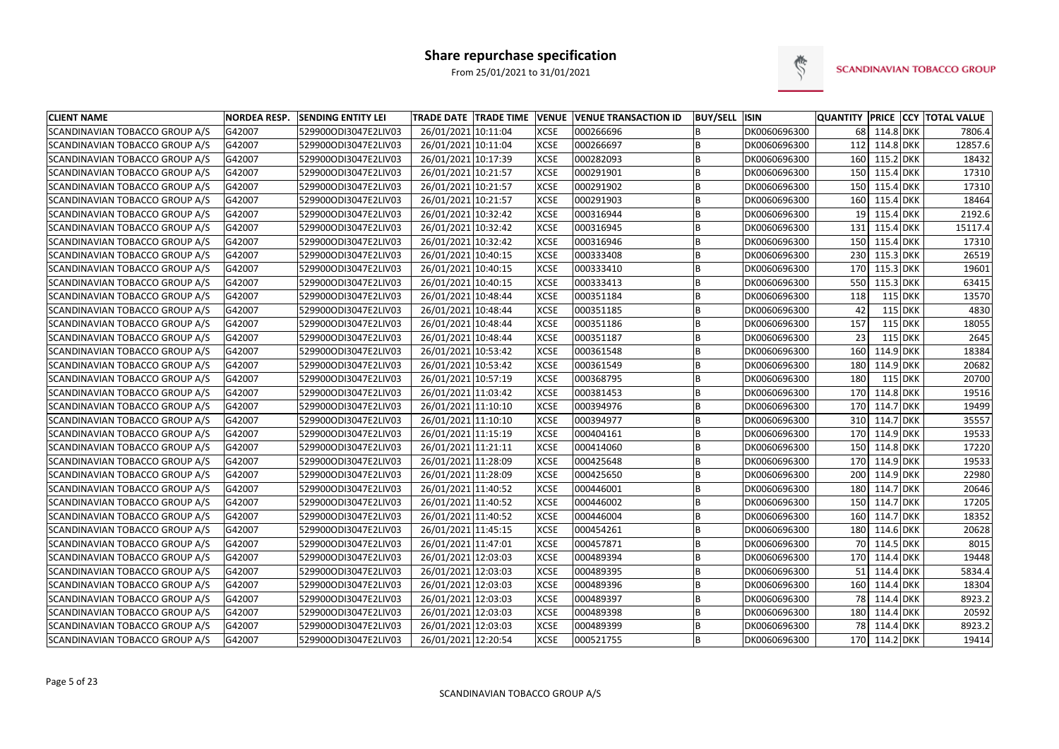# Share repurchase specification

From 25/01/2021 to 31/01/2021

SCANDINAVIAN TOBACCO GROUP

| CLIENT NAME | NORDEA RESP. | SENDING ENTITY LEI | TRADE DATE | TRADE TIME | VENUE | VENUE TRANSACTION ID | BUY/SELL | ISIN | QUANTITY | PRICE | CCY | TOTAL VALUE |
|---|---|---|---|---|---|---|---|---|---|---|---|---|
| SCANDINAVIAN TOBACCO GROUP A/S | G42007 | 529900ODI3047E2LIV03 | 26/01/2021 | 10:11:04 | XCSE | 000266696 | B | DK0060696300 | 68 | 114.8 | DKK | 7806.4 |
| SCANDINAVIAN TOBACCO GROUP A/S | G42007 | 529900ODI3047E2LIV03 | 26/01/2021 | 10:11:04 | XCSE | 000266697 | B | DK0060696300 | 112 | 114.8 | DKK | 12857.6 |
| SCANDINAVIAN TOBACCO GROUP A/S | G42007 | 529900ODI3047E2LIV03 | 26/01/2021 | 10:17:39 | XCSE | 000282093 | B | DK0060696300 | 160 | 115.2 | DKK | 18432 |
| SCANDINAVIAN TOBACCO GROUP A/S | G42007 | 529900ODI3047E2LIV03 | 26/01/2021 | 10:21:57 | XCSE | 000291901 | B | DK0060696300 | 150 | 115.4 | DKK | 17310 |
| SCANDINAVIAN TOBACCO GROUP A/S | G42007 | 529900ODI3047E2LIV03 | 26/01/2021 | 10:21:57 | XCSE | 000291902 | B | DK0060696300 | 150 | 115.4 | DKK | 17310 |
| SCANDINAVIAN TOBACCO GROUP A/S | G42007 | 529900ODI3047E2LIV03 | 26/01/2021 | 10:21:57 | XCSE | 000291903 | B | DK0060696300 | 160 | 115.4 | DKK | 18464 |
| SCANDINAVIAN TOBACCO GROUP A/S | G42007 | 529900ODI3047E2LIV03 | 26/01/2021 | 10:32:42 | XCSE | 000316944 | B | DK0060696300 | 19 | 115.4 | DKK | 2192.6 |
| SCANDINAVIAN TOBACCO GROUP A/S | G42007 | 529900ODI3047E2LIV03 | 26/01/2021 | 10:32:42 | XCSE | 000316945 | B | DK0060696300 | 131 | 115.4 | DKK | 15117.4 |
| SCANDINAVIAN TOBACCO GROUP A/S | G42007 | 529900ODI3047E2LIV03 | 26/01/2021 | 10:32:42 | XCSE | 000316946 | B | DK0060696300 | 150 | 115.4 | DKK | 17310 |
| SCANDINAVIAN TOBACCO GROUP A/S | G42007 | 529900ODI3047E2LIV03 | 26/01/2021 | 10:40:15 | XCSE | 000333408 | B | DK0060696300 | 230 | 115.3 | DKK | 26519 |
| SCANDINAVIAN TOBACCO GROUP A/S | G42007 | 529900ODI3047E2LIV03 | 26/01/2021 | 10:40:15 | XCSE | 000333410 | B | DK0060696300 | 170 | 115.3 | DKK | 19601 |
| SCANDINAVIAN TOBACCO GROUP A/S | G42007 | 529900ODI3047E2LIV03 | 26/01/2021 | 10:40:15 | XCSE | 000333413 | B | DK0060696300 | 550 | 115.3 | DKK | 63415 |
| SCANDINAVIAN TOBACCO GROUP A/S | G42007 | 529900ODI3047E2LIV03 | 26/01/2021 | 10:48:44 | XCSE | 000351184 | B | DK0060696300 | 118 | 115 | DKK | 13570 |
| SCANDINAVIAN TOBACCO GROUP A/S | G42007 | 529900ODI3047E2LIV03 | 26/01/2021 | 10:48:44 | XCSE | 000351185 | B | DK0060696300 | 42 | 115 | DKK | 4830 |
| SCANDINAVIAN TOBACCO GROUP A/S | G42007 | 529900ODI3047E2LIV03 | 26/01/2021 | 10:48:44 | XCSE | 000351186 | B | DK0060696300 | 157 | 115 | DKK | 18055 |
| SCANDINAVIAN TOBACCO GROUP A/S | G42007 | 529900ODI3047E2LIV03 | 26/01/2021 | 10:48:44 | XCSE | 000351187 | B | DK0060696300 | 23 | 115 | DKK | 2645 |
| SCANDINAVIAN TOBACCO GROUP A/S | G42007 | 529900ODI3047E2LIV03 | 26/01/2021 | 10:53:42 | XCSE | 000361548 | B | DK0060696300 | 160 | 114.9 | DKK | 18384 |
| SCANDINAVIAN TOBACCO GROUP A/S | G42007 | 529900ODI3047E2LIV03 | 26/01/2021 | 10:53:42 | XCSE | 000361549 | B | DK0060696300 | 180 | 114.9 | DKK | 20682 |
| SCANDINAVIAN TOBACCO GROUP A/S | G42007 | 529900ODI3047E2LIV03 | 26/01/2021 | 10:57:19 | XCSE | 000368795 | B | DK0060696300 | 180 | 115 | DKK | 20700 |
| SCANDINAVIAN TOBACCO GROUP A/S | G42007 | 529900ODI3047E2LIV03 | 26/01/2021 | 11:03:42 | XCSE | 000381453 | B | DK0060696300 | 170 | 114.8 | DKK | 19516 |
| SCANDINAVIAN TOBACCO GROUP A/S | G42007 | 529900ODI3047E2LIV03 | 26/01/2021 | 11:10:10 | XCSE | 000394976 | B | DK0060696300 | 170 | 114.7 | DKK | 19499 |
| SCANDINAVIAN TOBACCO GROUP A/S | G42007 | 529900ODI3047E2LIV03 | 26/01/2021 | 11:10:10 | XCSE | 000394977 | B | DK0060696300 | 310 | 114.7 | DKK | 35557 |
| SCANDINAVIAN TOBACCO GROUP A/S | G42007 | 529900ODI3047E2LIV03 | 26/01/2021 | 11:15:19 | XCSE | 000404161 | B | DK0060696300 | 170 | 114.9 | DKK | 19533 |
| SCANDINAVIAN TOBACCO GROUP A/S | G42007 | 529900ODI3047E2LIV03 | 26/01/2021 | 11:21:11 | XCSE | 000414060 | B | DK0060696300 | 150 | 114.8 | DKK | 17220 |
| SCANDINAVIAN TOBACCO GROUP A/S | G42007 | 529900ODI3047E2LIV03 | 26/01/2021 | 11:28:09 | XCSE | 000425648 | B | DK0060696300 | 170 | 114.9 | DKK | 19533 |
| SCANDINAVIAN TOBACCO GROUP A/S | G42007 | 529900ODI3047E2LIV03 | 26/01/2021 | 11:28:09 | XCSE | 000425650 | B | DK0060696300 | 200 | 114.9 | DKK | 22980 |
| SCANDINAVIAN TOBACCO GROUP A/S | G42007 | 529900ODI3047E2LIV03 | 26/01/2021 | 11:40:52 | XCSE | 000446001 | B | DK0060696300 | 180 | 114.7 | DKK | 20646 |
| SCANDINAVIAN TOBACCO GROUP A/S | G42007 | 529900ODI3047E2LIV03 | 26/01/2021 | 11:40:52 | XCSE | 000446002 | B | DK0060696300 | 150 | 114.7 | DKK | 17205 |
| SCANDINAVIAN TOBACCO GROUP A/S | G42007 | 529900ODI3047E2LIV03 | 26/01/2021 | 11:40:52 | XCSE | 000446004 | B | DK0060696300 | 160 | 114.7 | DKK | 18352 |
| SCANDINAVIAN TOBACCO GROUP A/S | G42007 | 529900ODI3047E2LIV03 | 26/01/2021 | 11:45:15 | XCSE | 000454261 | B | DK0060696300 | 180 | 114.6 | DKK | 20628 |
| SCANDINAVIAN TOBACCO GROUP A/S | G42007 | 529900ODI3047E2LIV03 | 26/01/2021 | 11:47:01 | XCSE | 000457871 | B | DK0060696300 | 70 | 114.5 | DKK | 8015 |
| SCANDINAVIAN TOBACCO GROUP A/S | G42007 | 529900ODI3047E2LIV03 | 26/01/2021 | 12:03:03 | XCSE | 000489394 | B | DK0060696300 | 170 | 114.4 | DKK | 19448 |
| SCANDINAVIAN TOBACCO GROUP A/S | G42007 | 529900ODI3047E2LIV03 | 26/01/2021 | 12:03:03 | XCSE | 000489395 | B | DK0060696300 | 51 | 114.4 | DKK | 5834.4 |
| SCANDINAVIAN TOBACCO GROUP A/S | G42007 | 529900ODI3047E2LIV03 | 26/01/2021 | 12:03:03 | XCSE | 000489396 | B | DK0060696300 | 160 | 114.4 | DKK | 18304 |
| SCANDINAVIAN TOBACCO GROUP A/S | G42007 | 529900ODI3047E2LIV03 | 26/01/2021 | 12:03:03 | XCSE | 000489397 | B | DK0060696300 | 78 | 114.4 | DKK | 8923.2 |
| SCANDINAVIAN TOBACCO GROUP A/S | G42007 | 529900ODI3047E2LIV03 | 26/01/2021 | 12:03:03 | XCSE | 000489398 | B | DK0060696300 | 180 | 114.4 | DKK | 20592 |
| SCANDINAVIAN TOBACCO GROUP A/S | G42007 | 529900ODI3047E2LIV03 | 26/01/2021 | 12:03:03 | XCSE | 000489399 | B | DK0060696300 | 78 | 114.4 | DKK | 8923.2 |
| SCANDINAVIAN TOBACCO GROUP A/S | G42007 | 529900ODI3047E2LIV03 | 26/01/2021 | 12:20:54 | XCSE | 000521755 | B | DK0060696300 | 170 | 114.2 | DKK | 19414 |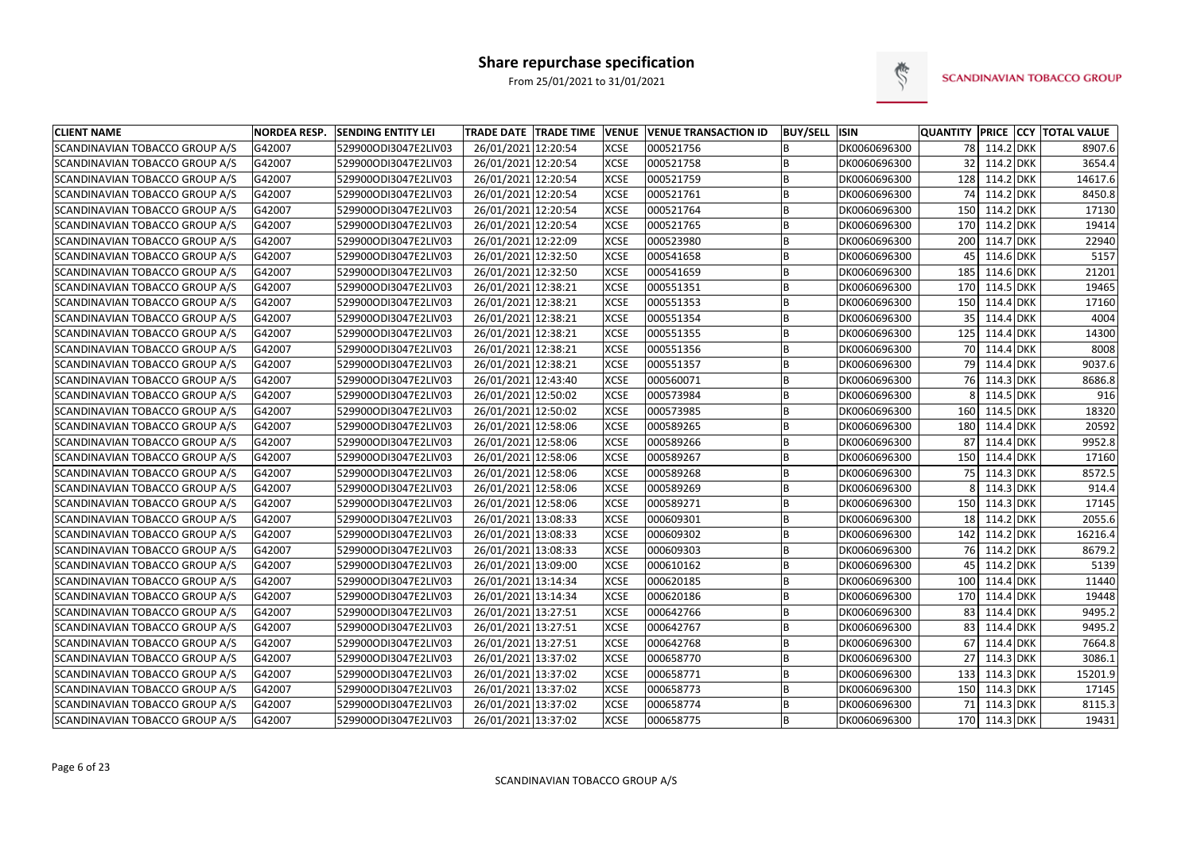# Share repurchase specification

From 25/01/2021 to 31/01/2021

| CLIENT NAME | NORDEA RESP. | SENDING ENTITY LEI | TRADE DATE | TRADE TIME | VENUE | VENUE TRANSACTION ID | BUY/SELL | ISIN | QUANTITY | PRICE | CCY | TOTAL VALUE |
|---|---|---|---|---|---|---|---|---|---|---|---|---|
| SCANDINAVIAN TOBACCO GROUP A/S | G42007 | 529900ODI3047E2LIV03 | 26/01/2021 | 12:20:54 | XCSE | 000521756 | B | DK0060696300 | 78 | 114.2 | DKK | 8907.6 |
| SCANDINAVIAN TOBACCO GROUP A/S | G42007 | 529900ODI3047E2LIV03 | 26/01/2021 | 12:20:54 | XCSE | 000521758 | B | DK0060696300 | 32 | 114.2 | DKK | 3654.4 |
| SCANDINAVIAN TOBACCO GROUP A/S | G42007 | 529900ODI3047E2LIV03 | 26/01/2021 | 12:20:54 | XCSE | 000521759 | B | DK0060696300 | 128 | 114.2 | DKK | 14617.6 |
| SCANDINAVIAN TOBACCO GROUP A/S | G42007 | 529900ODI3047E2LIV03 | 26/01/2021 | 12:20:54 | XCSE | 000521761 | B | DK0060696300 | 74 | 114.2 | DKK | 8450.8 |
| SCANDINAVIAN TOBACCO GROUP A/S | G42007 | 529900ODI3047E2LIV03 | 26/01/2021 | 12:20:54 | XCSE | 000521764 | B | DK0060696300 | 150 | 114.2 | DKK | 17130 |
| SCANDINAVIAN TOBACCO GROUP A/S | G42007 | 529900ODI3047E2LIV03 | 26/01/2021 | 12:20:54 | XCSE | 000521765 | B | DK0060696300 | 170 | 114.2 | DKK | 19414 |
| SCANDINAVIAN TOBACCO GROUP A/S | G42007 | 529900ODI3047E2LIV03 | 26/01/2021 | 12:22:09 | XCSE | 000523980 | B | DK0060696300 | 200 | 114.7 | DKK | 22940 |
| SCANDINAVIAN TOBACCO GROUP A/S | G42007 | 529900ODI3047E2LIV03 | 26/01/2021 | 12:32:50 | XCSE | 000541658 | B | DK0060696300 | 45 | 114.6 | DKK | 5157 |
| SCANDINAVIAN TOBACCO GROUP A/S | G42007 | 529900ODI3047E2LIV03 | 26/01/2021 | 12:32:50 | XCSE | 000541659 | B | DK0060696300 | 185 | 114.6 | DKK | 21201 |
| SCANDINAVIAN TOBACCO GROUP A/S | G42007 | 529900ODI3047E2LIV03 | 26/01/2021 | 12:38:21 | XCSE | 000551351 | B | DK0060696300 | 170 | 114.5 | DKK | 19465 |
| SCANDINAVIAN TOBACCO GROUP A/S | G42007 | 529900ODI3047E2LIV03 | 26/01/2021 | 12:38:21 | XCSE | 000551353 | B | DK0060696300 | 150 | 114.4 | DKK | 17160 |
| SCANDINAVIAN TOBACCO GROUP A/S | G42007 | 529900ODI3047E2LIV03 | 26/01/2021 | 12:38:21 | XCSE | 000551354 | B | DK0060696300 | 35 | 114.4 | DKK | 4004 |
| SCANDINAVIAN TOBACCO GROUP A/S | G42007 | 529900ODI3047E2LIV03 | 26/01/2021 | 12:38:21 | XCSE | 000551355 | B | DK0060696300 | 125 | 114.4 | DKK | 14300 |
| SCANDINAVIAN TOBACCO GROUP A/S | G42007 | 529900ODI3047E2LIV03 | 26/01/2021 | 12:38:21 | XCSE | 000551356 | B | DK0060696300 | 70 | 114.4 | DKK | 8008 |
| SCANDINAVIAN TOBACCO GROUP A/S | G42007 | 529900ODI3047E2LIV03 | 26/01/2021 | 12:38:21 | XCSE | 000551357 | B | DK0060696300 | 79 | 114.4 | DKK | 9037.6 |
| SCANDINAVIAN TOBACCO GROUP A/S | G42007 | 529900ODI3047E2LIV03 | 26/01/2021 | 12:43:40 | XCSE | 000560071 | B | DK0060696300 | 76 | 114.3 | DKK | 8686.8 |
| SCANDINAVIAN TOBACCO GROUP A/S | G42007 | 529900ODI3047E2LIV03 | 26/01/2021 | 12:50:02 | XCSE | 000573984 | B | DK0060696300 | 8 | 114.5 | DKK | 916 |
| SCANDINAVIAN TOBACCO GROUP A/S | G42007 | 529900ODI3047E2LIV03 | 26/01/2021 | 12:50:02 | XCSE | 000573985 | B | DK0060696300 | 160 | 114.5 | DKK | 18320 |
| SCANDINAVIAN TOBACCO GROUP A/S | G42007 | 529900ODI3047E2LIV03 | 26/01/2021 | 12:58:06 | XCSE | 000589265 | B | DK0060696300 | 180 | 114.4 | DKK | 20592 |
| SCANDINAVIAN TOBACCO GROUP A/S | G42007 | 529900ODI3047E2LIV03 | 26/01/2021 | 12:58:06 | XCSE | 000589266 | B | DK0060696300 | 87 | 114.4 | DKK | 9952.8 |
| SCANDINAVIAN TOBACCO GROUP A/S | G42007 | 529900ODI3047E2LIV03 | 26/01/2021 | 12:58:06 | XCSE | 000589267 | B | DK0060696300 | 150 | 114.4 | DKK | 17160 |
| SCANDINAVIAN TOBACCO GROUP A/S | G42007 | 529900ODI3047E2LIV03 | 26/01/2021 | 12:58:06 | XCSE | 000589268 | B | DK0060696300 | 75 | 114.3 | DKK | 8572.5 |
| SCANDINAVIAN TOBACCO GROUP A/S | G42007 | 529900ODI3047E2LIV03 | 26/01/2021 | 12:58:06 | XCSE | 000589269 | B | DK0060696300 | 8 | 114.3 | DKK | 914.4 |
| SCANDINAVIAN TOBACCO GROUP A/S | G42007 | 529900ODI3047E2LIV03 | 26/01/2021 | 12:58:06 | XCSE | 000589271 | B | DK0060696300 | 150 | 114.3 | DKK | 17145 |
| SCANDINAVIAN TOBACCO GROUP A/S | G42007 | 529900ODI3047E2LIV03 | 26/01/2021 | 13:08:33 | XCSE | 000609301 | B | DK0060696300 | 18 | 114.2 | DKK | 2055.6 |
| SCANDINAVIAN TOBACCO GROUP A/S | G42007 | 529900ODI3047E2LIV03 | 26/01/2021 | 13:08:33 | XCSE | 000609302 | B | DK0060696300 | 142 | 114.2 | DKK | 16216.4 |
| SCANDINAVIAN TOBACCO GROUP A/S | G42007 | 529900ODI3047E2LIV03 | 26/01/2021 | 13:08:33 | XCSE | 000609303 | B | DK0060696300 | 76 | 114.2 | DKK | 8679.2 |
| SCANDINAVIAN TOBACCO GROUP A/S | G42007 | 529900ODI3047E2LIV03 | 26/01/2021 | 13:09:00 | XCSE | 000610162 | B | DK0060696300 | 45 | 114.2 | DKK | 5139 |
| SCANDINAVIAN TOBACCO GROUP A/S | G42007 | 529900ODI3047E2LIV03 | 26/01/2021 | 13:14:34 | XCSE | 000620185 | B | DK0060696300 | 100 | 114.4 | DKK | 11440 |
| SCANDINAVIAN TOBACCO GROUP A/S | G42007 | 529900ODI3047E2LIV03 | 26/01/2021 | 13:14:34 | XCSE | 000620186 | B | DK0060696300 | 170 | 114.4 | DKK | 19448 |
| SCANDINAVIAN TOBACCO GROUP A/S | G42007 | 529900ODI3047E2LIV03 | 26/01/2021 | 13:27:51 | XCSE | 000642766 | B | DK0060696300 | 83 | 114.4 | DKK | 9495.2 |
| SCANDINAVIAN TOBACCO GROUP A/S | G42007 | 529900ODI3047E2LIV03 | 26/01/2021 | 13:27:51 | XCSE | 000642767 | B | DK0060696300 | 83 | 114.4 | DKK | 9495.2 |
| SCANDINAVIAN TOBACCO GROUP A/S | G42007 | 529900ODI3047E2LIV03 | 26/01/2021 | 13:27:51 | XCSE | 000642768 | B | DK0060696300 | 67 | 114.4 | DKK | 7664.8 |
| SCANDINAVIAN TOBACCO GROUP A/S | G42007 | 529900ODI3047E2LIV03 | 26/01/2021 | 13:37:02 | XCSE | 000658770 | B | DK0060696300 | 27 | 114.3 | DKK | 3086.1 |
| SCANDINAVIAN TOBACCO GROUP A/S | G42007 | 529900ODI3047E2LIV03 | 26/01/2021 | 13:37:02 | XCSE | 000658771 | B | DK0060696300 | 133 | 114.3 | DKK | 15201.9 |
| SCANDINAVIAN TOBACCO GROUP A/S | G42007 | 529900ODI3047E2LIV03 | 26/01/2021 | 13:37:02 | XCSE | 000658773 | B | DK0060696300 | 150 | 114.3 | DKK | 17145 |
| SCANDINAVIAN TOBACCO GROUP A/S | G42007 | 529900ODI3047E2LIV03 | 26/01/2021 | 13:37:02 | XCSE | 000658774 | B | DK0060696300 | 71 | 114.3 | DKK | 8115.3 |
| SCANDINAVIAN TOBACCO GROUP A/S | G42007 | 529900ODI3047E2LIV03 | 26/01/2021 | 13:37:02 | XCSE | 000658775 | B | DK0060696300 | 170 | 114.3 | DKK | 19431 |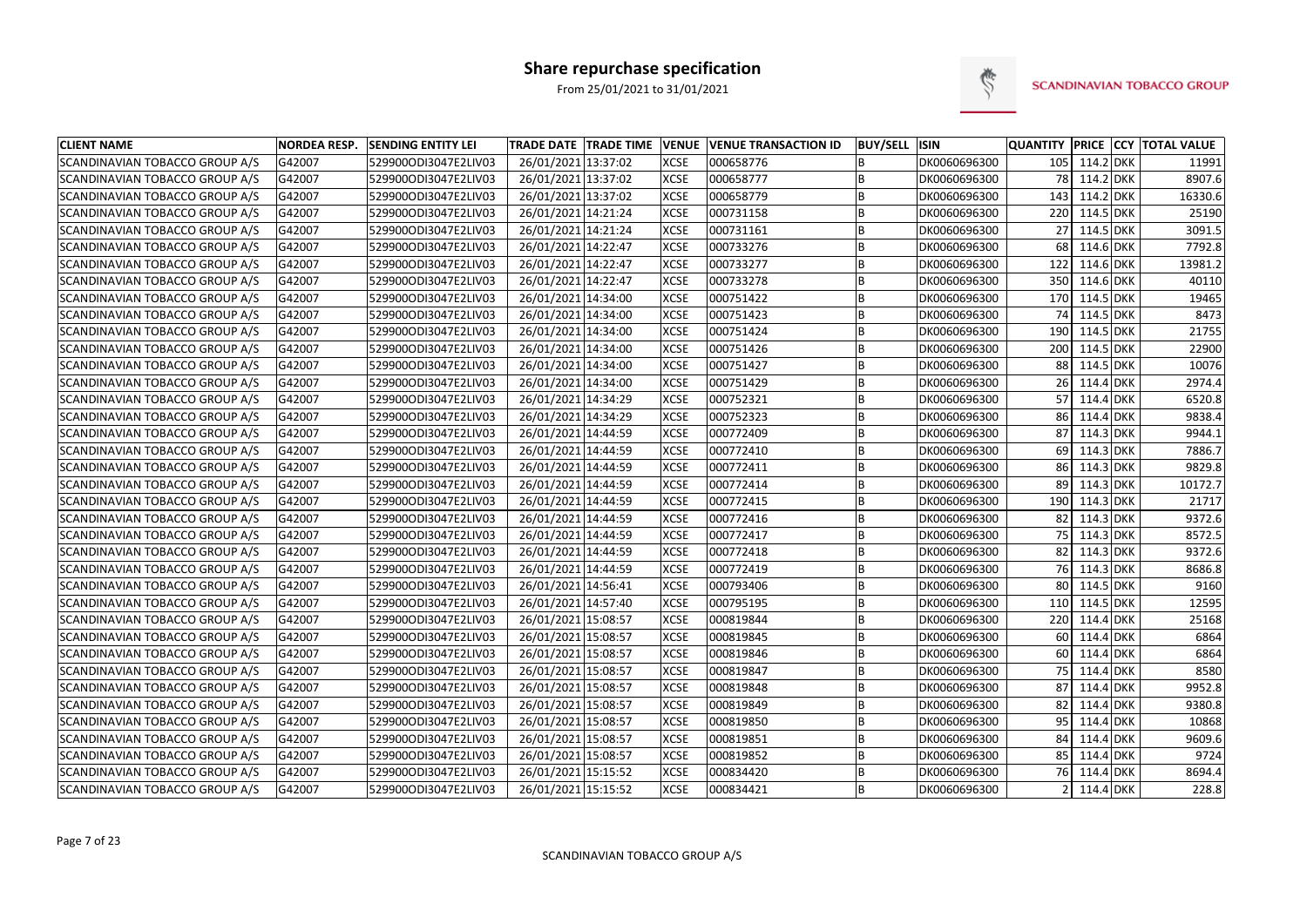# Share repurchase specification

From 25/01/2021 to 31/01/2021

SCANDINAVIAN TOBACCO GROUP

| CLIENT NAME | NORDEA RESP. | SENDING ENTITY LEI | TRADE DATE | TRADE TIME | VENUE | VENUE TRANSACTION ID | BUY/SELL | ISIN | QUANTITY | PRICE | CCY | TOTAL VALUE |
|---|---|---|---|---|---|---|---|---|---|---|---|---|
| SCANDINAVIAN TOBACCO GROUP A/S | G42007 | 529900ODI3047E2LIV03 | 26/01/2021 | 13:37:02 | XCSE | 000658776 | B | DK0060696300 | 105 | 114.2 | DKK | 11991 |
| SCANDINAVIAN TOBACCO GROUP A/S | G42007 | 529900ODI3047E2LIV03 | 26/01/2021 | 13:37:02 | XCSE | 000658777 | B | DK0060696300 | 78 | 114.2 | DKK | 8907.6 |
| SCANDINAVIAN TOBACCO GROUP A/S | G42007 | 529900ODI3047E2LIV03 | 26/01/2021 | 13:37:02 | XCSE | 000658779 | B | DK0060696300 | 143 | 114.2 | DKK | 16330.6 |
| SCANDINAVIAN TOBACCO GROUP A/S | G42007 | 529900ODI3047E2LIV03 | 26/01/2021 | 14:21:24 | XCSE | 000731158 | B | DK0060696300 | 220 | 114.5 | DKK | 25190 |
| SCANDINAVIAN TOBACCO GROUP A/S | G42007 | 529900ODI3047E2LIV03 | 26/01/2021 | 14:21:24 | XCSE | 000731161 | B | DK0060696300 | 27 | 114.5 | DKK | 3091.5 |
| SCANDINAVIAN TOBACCO GROUP A/S | G42007 | 529900ODI3047E2LIV03 | 26/01/2021 | 14:22:47 | XCSE | 000733276 | B | DK0060696300 | 68 | 114.6 | DKK | 7792.8 |
| SCANDINAVIAN TOBACCO GROUP A/S | G42007 | 529900ODI3047E2LIV03 | 26/01/2021 | 14:22:47 | XCSE | 000733277 | B | DK0060696300 | 122 | 114.6 | DKK | 13981.2 |
| SCANDINAVIAN TOBACCO GROUP A/S | G42007 | 529900ODI3047E2LIV03 | 26/01/2021 | 14:22:47 | XCSE | 000733278 | B | DK0060696300 | 350 | 114.6 | DKK | 40110 |
| SCANDINAVIAN TOBACCO GROUP A/S | G42007 | 529900ODI3047E2LIV03 | 26/01/2021 | 14:34:00 | XCSE | 000751422 | B | DK0060696300 | 170 | 114.5 | DKK | 19465 |
| SCANDINAVIAN TOBACCO GROUP A/S | G42007 | 529900ODI3047E2LIV03 | 26/01/2021 | 14:34:00 | XCSE | 000751423 | B | DK0060696300 | 74 | 114.5 | DKK | 8473 |
| SCANDINAVIAN TOBACCO GROUP A/S | G42007 | 529900ODI3047E2LIV03 | 26/01/2021 | 14:34:00 | XCSE | 000751424 | B | DK0060696300 | 190 | 114.5 | DKK | 21755 |
| SCANDINAVIAN TOBACCO GROUP A/S | G42007 | 529900ODI3047E2LIV03 | 26/01/2021 | 14:34:00 | XCSE | 000751426 | B | DK0060696300 | 200 | 114.5 | DKK | 22900 |
| SCANDINAVIAN TOBACCO GROUP A/S | G42007 | 529900ODI3047E2LIV03 | 26/01/2021 | 14:34:00 | XCSE | 000751427 | B | DK0060696300 | 88 | 114.5 | DKK | 10076 |
| SCANDINAVIAN TOBACCO GROUP A/S | G42007 | 529900ODI3047E2LIV03 | 26/01/2021 | 14:34:00 | XCSE | 000751429 | B | DK0060696300 | 26 | 114.4 | DKK | 2974.4 |
| SCANDINAVIAN TOBACCO GROUP A/S | G42007 | 529900ODI3047E2LIV03 | 26/01/2021 | 14:34:29 | XCSE | 000752321 | B | DK0060696300 | 57 | 114.4 | DKK | 6520.8 |
| SCANDINAVIAN TOBACCO GROUP A/S | G42007 | 529900ODI3047E2LIV03 | 26/01/2021 | 14:34:29 | XCSE | 000752323 | B | DK0060696300 | 86 | 114.4 | DKK | 9838.4 |
| SCANDINAVIAN TOBACCO GROUP A/S | G42007 | 529900ODI3047E2LIV03 | 26/01/2021 | 14:44:59 | XCSE | 000772409 | B | DK0060696300 | 87 | 114.3 | DKK | 9944.1 |
| SCANDINAVIAN TOBACCO GROUP A/S | G42007 | 529900ODI3047E2LIV03 | 26/01/2021 | 14:44:59 | XCSE | 000772410 | B | DK0060696300 | 69 | 114.3 | DKK | 7886.7 |
| SCANDINAVIAN TOBACCO GROUP A/S | G42007 | 529900ODI3047E2LIV03 | 26/01/2021 | 14:44:59 | XCSE | 000772411 | B | DK0060696300 | 86 | 114.3 | DKK | 9829.8 |
| SCANDINAVIAN TOBACCO GROUP A/S | G42007 | 529900ODI3047E2LIV03 | 26/01/2021 | 14:44:59 | XCSE | 000772414 | B | DK0060696300 | 89 | 114.3 | DKK | 10172.7 |
| SCANDINAVIAN TOBACCO GROUP A/S | G42007 | 529900ODI3047E2LIV03 | 26/01/2021 | 14:44:59 | XCSE | 000772415 | B | DK0060696300 | 190 | 114.3 | DKK | 21717 |
| SCANDINAVIAN TOBACCO GROUP A/S | G42007 | 529900ODI3047E2LIV03 | 26/01/2021 | 14:44:59 | XCSE | 000772416 | B | DK0060696300 | 82 | 114.3 | DKK | 9372.6 |
| SCANDINAVIAN TOBACCO GROUP A/S | G42007 | 529900ODI3047E2LIV03 | 26/01/2021 | 14:44:59 | XCSE | 000772417 | B | DK0060696300 | 75 | 114.3 | DKK | 8572.5 |
| SCANDINAVIAN TOBACCO GROUP A/S | G42007 | 529900ODI3047E2LIV03 | 26/01/2021 | 14:44:59 | XCSE | 000772418 | B | DK0060696300 | 82 | 114.3 | DKK | 9372.6 |
| SCANDINAVIAN TOBACCO GROUP A/S | G42007 | 529900ODI3047E2LIV03 | 26/01/2021 | 14:44:59 | XCSE | 000772419 | B | DK0060696300 | 76 | 114.3 | DKK | 8686.8 |
| SCANDINAVIAN TOBACCO GROUP A/S | G42007 | 529900ODI3047E2LIV03 | 26/01/2021 | 14:56:41 | XCSE | 000793406 | B | DK0060696300 | 80 | 114.5 | DKK | 9160 |
| SCANDINAVIAN TOBACCO GROUP A/S | G42007 | 529900ODI3047E2LIV03 | 26/01/2021 | 14:57:40 | XCSE | 000795195 | B | DK0060696300 | 110 | 114.5 | DKK | 12595 |
| SCANDINAVIAN TOBACCO GROUP A/S | G42007 | 529900ODI3047E2LIV03 | 26/01/2021 | 15:08:57 | XCSE | 000819844 | B | DK0060696300 | 220 | 114.4 | DKK | 25168 |
| SCANDINAVIAN TOBACCO GROUP A/S | G42007 | 529900ODI3047E2LIV03 | 26/01/2021 | 15:08:57 | XCSE | 000819845 | B | DK0060696300 | 60 | 114.4 | DKK | 6864 |
| SCANDINAVIAN TOBACCO GROUP A/S | G42007 | 529900ODI3047E2LIV03 | 26/01/2021 | 15:08:57 | XCSE | 000819846 | B | DK0060696300 | 60 | 114.4 | DKK | 6864 |
| SCANDINAVIAN TOBACCO GROUP A/S | G42007 | 529900ODI3047E2LIV03 | 26/01/2021 | 15:08:57 | XCSE | 000819847 | B | DK0060696300 | 75 | 114.4 | DKK | 8580 |
| SCANDINAVIAN TOBACCO GROUP A/S | G42007 | 529900ODI3047E2LIV03 | 26/01/2021 | 15:08:57 | XCSE | 000819848 | B | DK0060696300 | 87 | 114.4 | DKK | 9952.8 |
| SCANDINAVIAN TOBACCO GROUP A/S | G42007 | 529900ODI3047E2LIV03 | 26/01/2021 | 15:08:57 | XCSE | 000819849 | B | DK0060696300 | 82 | 114.4 | DKK | 9380.8 |
| SCANDINAVIAN TOBACCO GROUP A/S | G42007 | 529900ODI3047E2LIV03 | 26/01/2021 | 15:08:57 | XCSE | 000819850 | B | DK0060696300 | 95 | 114.4 | DKK | 10868 |
| SCANDINAVIAN TOBACCO GROUP A/S | G42007 | 529900ODI3047E2LIV03 | 26/01/2021 | 15:08:57 | XCSE | 000819851 | B | DK0060696300 | 84 | 114.4 | DKK | 9609.6 |
| SCANDINAVIAN TOBACCO GROUP A/S | G42007 | 529900ODI3047E2LIV03 | 26/01/2021 | 15:08:57 | XCSE | 000819852 | B | DK0060696300 | 85 | 114.4 | DKK | 9724 |
| SCANDINAVIAN TOBACCO GROUP A/S | G42007 | 529900ODI3047E2LIV03 | 26/01/2021 | 15:15:52 | XCSE | 000834420 | B | DK0060696300 | 76 | 114.4 | DKK | 8694.4 |
| SCANDINAVIAN TOBACCO GROUP A/S | G42007 | 529900ODI3047E2LIV03 | 26/01/2021 | 15:15:52 | XCSE | 000834421 | B | DK0060696300 | 2 | 114.4 | DKK | 228.8 |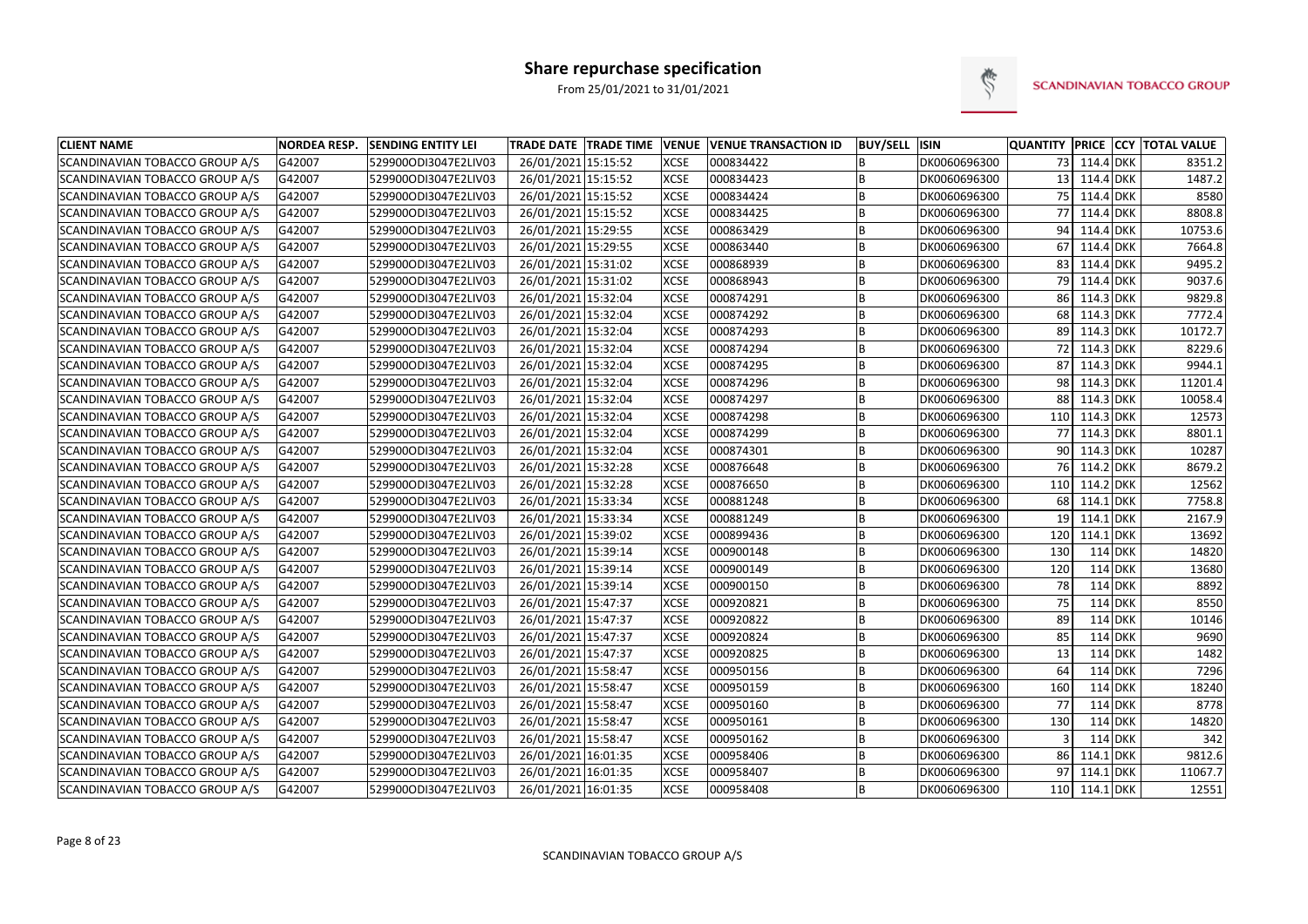# Share repurchase specification

From 25/01/2021 to 31/01/2021

SCANDINAVIAN TOBACCO GROUP

| CLIENT NAME | NORDEA RESP. | SENDING ENTITY LEI | TRADE DATE | TRADE TIME | VENUE | VENUE TRANSACTION ID | BUY/SELL | ISIN | QUANTITY | PRICE | CCY | TOTAL VALUE |
|---|---|---|---|---|---|---|---|---|---|---|---|---|
| SCANDINAVIAN TOBACCO GROUP A/S | G42007 | 529900ODI3047E2LIV03 | 26/01/2021 | 15:15:52 | XCSE | 000834422 | B | DK0060696300 | 73 | 114.4 | DKK | 8351.2 |
| SCANDINAVIAN TOBACCO GROUP A/S | G42007 | 529900ODI3047E2LIV03 | 26/01/2021 | 15:15:52 | XCSE | 000834423 | B | DK0060696300 | 13 | 114.4 | DKK | 1487.2 |
| SCANDINAVIAN TOBACCO GROUP A/S | G42007 | 529900ODI3047E2LIV03 | 26/01/2021 | 15:15:52 | XCSE | 000834424 | B | DK0060696300 | 75 | 114.4 | DKK | 8580 |
| SCANDINAVIAN TOBACCO GROUP A/S | G42007 | 529900ODI3047E2LIV03 | 26/01/2021 | 15:15:52 | XCSE | 000834425 | B | DK0060696300 | 77 | 114.4 | DKK | 8808.8 |
| SCANDINAVIAN TOBACCO GROUP A/S | G42007 | 529900ODI3047E2LIV03 | 26/01/2021 | 15:29:55 | XCSE | 000863429 | B | DK0060696300 | 94 | 114.4 | DKK | 10753.6 |
| SCANDINAVIAN TOBACCO GROUP A/S | G42007 | 529900ODI3047E2LIV03 | 26/01/2021 | 15:29:55 | XCSE | 000863440 | B | DK0060696300 | 67 | 114.4 | DKK | 7664.8 |
| SCANDINAVIAN TOBACCO GROUP A/S | G42007 | 529900ODI3047E2LIV03 | 26/01/2021 | 15:31:02 | XCSE | 000868939 | B | DK0060696300 | 83 | 114.4 | DKK | 9495.2 |
| SCANDINAVIAN TOBACCO GROUP A/S | G42007 | 529900ODI3047E2LIV03 | 26/01/2021 | 15:31:02 | XCSE | 000868943 | B | DK0060696300 | 79 | 114.4 | DKK | 9037.6 |
| SCANDINAVIAN TOBACCO GROUP A/S | G42007 | 529900ODI3047E2LIV03 | 26/01/2021 | 15:32:04 | XCSE | 000874291 | B | DK0060696300 | 86 | 114.3 | DKK | 9829.8 |
| SCANDINAVIAN TOBACCO GROUP A/S | G42007 | 529900ODI3047E2LIV03 | 26/01/2021 | 15:32:04 | XCSE | 000874292 | B | DK0060696300 | 68 | 114.3 | DKK | 7772.4 |
| SCANDINAVIAN TOBACCO GROUP A/S | G42007 | 529900ODI3047E2LIV03 | 26/01/2021 | 15:32:04 | XCSE | 000874293 | B | DK0060696300 | 89 | 114.3 | DKK | 10172.7 |
| SCANDINAVIAN TOBACCO GROUP A/S | G42007 | 529900ODI3047E2LIV03 | 26/01/2021 | 15:32:04 | XCSE | 000874294 | B | DK0060696300 | 72 | 114.3 | DKK | 8229.6 |
| SCANDINAVIAN TOBACCO GROUP A/S | G42007 | 529900ODI3047E2LIV03 | 26/01/2021 | 15:32:04 | XCSE | 000874295 | B | DK0060696300 | 87 | 114.3 | DKK | 9944.1 |
| SCANDINAVIAN TOBACCO GROUP A/S | G42007 | 529900ODI3047E2LIV03 | 26/01/2021 | 15:32:04 | XCSE | 000874296 | B | DK0060696300 | 98 | 114.3 | DKK | 11201.4 |
| SCANDINAVIAN TOBACCO GROUP A/S | G42007 | 529900ODI3047E2LIV03 | 26/01/2021 | 15:32:04 | XCSE | 000874297 | B | DK0060696300 | 88 | 114.3 | DKK | 10058.4 |
| SCANDINAVIAN TOBACCO GROUP A/S | G42007 | 529900ODI3047E2LIV03 | 26/01/2021 | 15:32:04 | XCSE | 000874298 | B | DK0060696300 | 110 | 114.3 | DKK | 12573 |
| SCANDINAVIAN TOBACCO GROUP A/S | G42007 | 529900ODI3047E2LIV03 | 26/01/2021 | 15:32:04 | XCSE | 000874299 | B | DK0060696300 | 77 | 114.3 | DKK | 8801.1 |
| SCANDINAVIAN TOBACCO GROUP A/S | G42007 | 529900ODI3047E2LIV03 | 26/01/2021 | 15:32:04 | XCSE | 000874301 | B | DK0060696300 | 90 | 114.3 | DKK | 10287 |
| SCANDINAVIAN TOBACCO GROUP A/S | G42007 | 529900ODI3047E2LIV03 | 26/01/2021 | 15:32:28 | XCSE | 000876648 | B | DK0060696300 | 76 | 114.2 | DKK | 8679.2 |
| SCANDINAVIAN TOBACCO GROUP A/S | G42007 | 529900ODI3047E2LIV03 | 26/01/2021 | 15:32:28 | XCSE | 000876650 | B | DK0060696300 | 110 | 114.2 | DKK | 12562 |
| SCANDINAVIAN TOBACCO GROUP A/S | G42007 | 529900ODI3047E2LIV03 | 26/01/2021 | 15:33:34 | XCSE | 000881248 | B | DK0060696300 | 68 | 114.1 | DKK | 7758.8 |
| SCANDINAVIAN TOBACCO GROUP A/S | G42007 | 529900ODI3047E2LIV03 | 26/01/2021 | 15:33:34 | XCSE | 000881249 | B | DK0060696300 | 19 | 114.1 | DKK | 2167.9 |
| SCANDINAVIAN TOBACCO GROUP A/S | G42007 | 529900ODI3047E2LIV03 | 26/01/2021 | 15:39:02 | XCSE | 000899436 | B | DK0060696300 | 120 | 114.1 | DKK | 13692 |
| SCANDINAVIAN TOBACCO GROUP A/S | G42007 | 529900ODI3047E2LIV03 | 26/01/2021 | 15:39:14 | XCSE | 000900148 | B | DK0060696300 | 130 | 114 | DKK | 14820 |
| SCANDINAVIAN TOBACCO GROUP A/S | G42007 | 529900ODI3047E2LIV03 | 26/01/2021 | 15:39:14 | XCSE | 000900149 | B | DK0060696300 | 120 | 114 | DKK | 13680 |
| SCANDINAVIAN TOBACCO GROUP A/S | G42007 | 529900ODI3047E2LIV03 | 26/01/2021 | 15:39:14 | XCSE | 000900150 | B | DK0060696300 | 78 | 114 | DKK | 8892 |
| SCANDINAVIAN TOBACCO GROUP A/S | G42007 | 529900ODI3047E2LIV03 | 26/01/2021 | 15:47:37 | XCSE | 000920821 | B | DK0060696300 | 75 | 114 | DKK | 8550 |
| SCANDINAVIAN TOBACCO GROUP A/S | G42007 | 529900ODI3047E2LIV03 | 26/01/2021 | 15:47:37 | XCSE | 000920822 | B | DK0060696300 | 89 | 114 | DKK | 10146 |
| SCANDINAVIAN TOBACCO GROUP A/S | G42007 | 529900ODI3047E2LIV03 | 26/01/2021 | 15:47:37 | XCSE | 000920824 | B | DK0060696300 | 85 | 114 | DKK | 9690 |
| SCANDINAVIAN TOBACCO GROUP A/S | G42007 | 529900ODI3047E2LIV03 | 26/01/2021 | 15:47:37 | XCSE | 000920825 | B | DK0060696300 | 13 | 114 | DKK | 1482 |
| SCANDINAVIAN TOBACCO GROUP A/S | G42007 | 529900ODI3047E2LIV03 | 26/01/2021 | 15:58:47 | XCSE | 000950156 | B | DK0060696300 | 64 | 114 | DKK | 7296 |
| SCANDINAVIAN TOBACCO GROUP A/S | G42007 | 529900ODI3047E2LIV03 | 26/01/2021 | 15:58:47 | XCSE | 000950159 | B | DK0060696300 | 160 | 114 | DKK | 18240 |
| SCANDINAVIAN TOBACCO GROUP A/S | G42007 | 529900ODI3047E2LIV03 | 26/01/2021 | 15:58:47 | XCSE | 000950160 | B | DK0060696300 | 77 | 114 | DKK | 8778 |
| SCANDINAVIAN TOBACCO GROUP A/S | G42007 | 529900ODI3047E2LIV03 | 26/01/2021 | 15:58:47 | XCSE | 000950161 | B | DK0060696300 | 130 | 114 | DKK | 14820 |
| SCANDINAVIAN TOBACCO GROUP A/S | G42007 | 529900ODI3047E2LIV03 | 26/01/2021 | 15:58:47 | XCSE | 000950162 | B | DK0060696300 | 3 | 114 | DKK | 342 |
| SCANDINAVIAN TOBACCO GROUP A/S | G42007 | 529900ODI3047E2LIV03 | 26/01/2021 | 16:01:35 | XCSE | 000958406 | B | DK0060696300 | 86 | 114.1 | DKK | 9812.6 |
| SCANDINAVIAN TOBACCO GROUP A/S | G42007 | 529900ODI3047E2LIV03 | 26/01/2021 | 16:01:35 | XCSE | 000958407 | B | DK0060696300 | 97 | 114.1 | DKK | 11067.7 |
| SCANDINAVIAN TOBACCO GROUP A/S | G42007 | 529900ODI3047E2LIV03 | 26/01/2021 | 16:01:35 | XCSE | 000958408 | B | DK0060696300 | 110 | 114.1 | DKK | 12551 |

SCANDINAVIAN TOBACCO GROUP A/S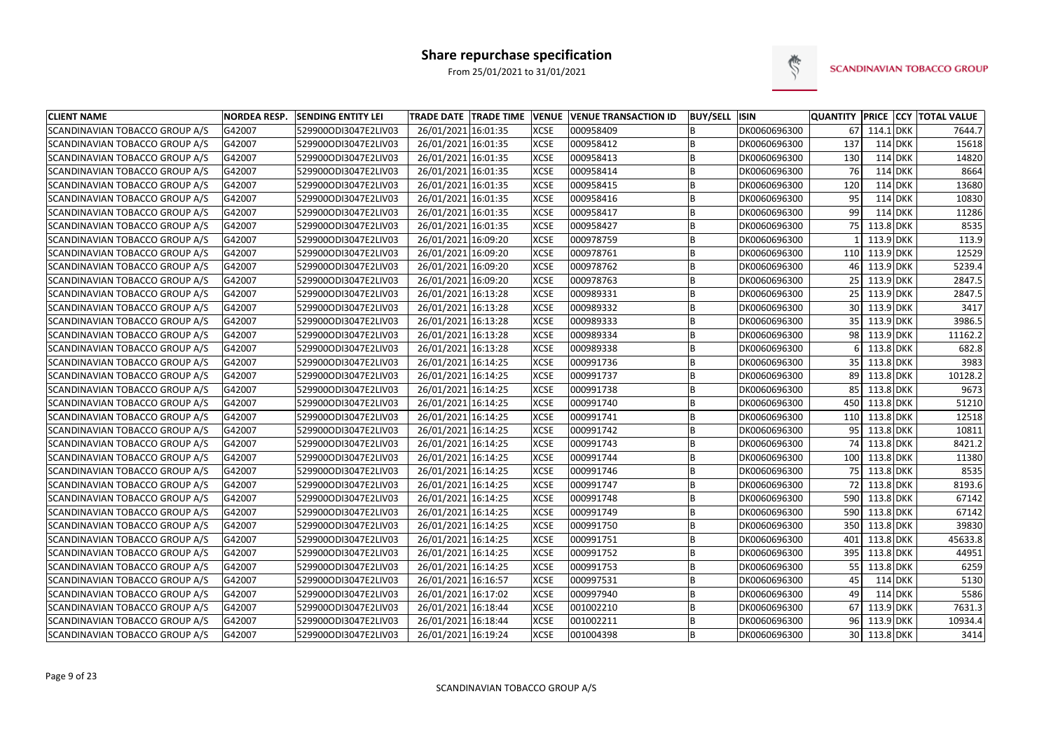# Share repurchase specification

From 25/01/2021 to 31/01/2021

SCANDINAVIAN TOBACCO GROUP

| CLIENT NAME | NORDEA RESP. | SENDING ENTITY LEI | TRADE DATE | TRADE TIME | VENUE | VENUE TRANSACTION ID | BUY/SELL | ISIN | QUANTITY | PRICE | CCY | TOTAL VALUE |
|---|---|---|---|---|---|---|---|---|---|---|---|---|
| SCANDINAVIAN TOBACCO GROUP A/S | G42007 | 529900ODI3047E2LIV03 | 26/01/2021 | 16:01:35 | XCSE | 000958409 | B | DK0060696300 | 67 | 114.1 | DKK | 7644.7 |
| SCANDINAVIAN TOBACCO GROUP A/S | G42007 | 529900ODI3047E2LIV03 | 26/01/2021 | 16:01:35 | XCSE | 000958412 | B | DK0060696300 | 137 | 114 | DKK | 15618 |
| SCANDINAVIAN TOBACCO GROUP A/S | G42007 | 529900ODI3047E2LIV03 | 26/01/2021 | 16:01:35 | XCSE | 000958413 | B | DK0060696300 | 130 | 114 | DKK | 14820 |
| SCANDINAVIAN TOBACCO GROUP A/S | G42007 | 529900ODI3047E2LIV03 | 26/01/2021 | 16:01:35 | XCSE | 000958414 | B | DK0060696300 | 76 | 114 | DKK | 8664 |
| SCANDINAVIAN TOBACCO GROUP A/S | G42007 | 529900ODI3047E2LIV03 | 26/01/2021 | 16:01:35 | XCSE | 000958415 | B | DK0060696300 | 120 | 114 | DKK | 13680 |
| SCANDINAVIAN TOBACCO GROUP A/S | G42007 | 529900ODI3047E2LIV03 | 26/01/2021 | 16:01:35 | XCSE | 000958416 | B | DK0060696300 | 95 | 114 | DKK | 10830 |
| SCANDINAVIAN TOBACCO GROUP A/S | G42007 | 529900ODI3047E2LIV03 | 26/01/2021 | 16:01:35 | XCSE | 000958417 | B | DK0060696300 | 99 | 114 | DKK | 11286 |
| SCANDINAVIAN TOBACCO GROUP A/S | G42007 | 529900ODI3047E2LIV03 | 26/01/2021 | 16:01:35 | XCSE | 000958427 | B | DK0060696300 | 75 | 113.8 | DKK | 8535 |
| SCANDINAVIAN TOBACCO GROUP A/S | G42007 | 529900ODI3047E2LIV03 | 26/01/2021 | 16:09:20 | XCSE | 000978759 | B | DK0060696300 | 1 | 113.9 | DKK | 113.9 |
| SCANDINAVIAN TOBACCO GROUP A/S | G42007 | 529900ODI3047E2LIV03 | 26/01/2021 | 16:09:20 | XCSE | 000978761 | B | DK0060696300 | 110 | 113.9 | DKK | 12529 |
| SCANDINAVIAN TOBACCO GROUP A/S | G42007 | 529900ODI3047E2LIV03 | 26/01/2021 | 16:09:20 | XCSE | 000978762 | B | DK0060696300 | 46 | 113.9 | DKK | 5239.4 |
| SCANDINAVIAN TOBACCO GROUP A/S | G42007 | 529900ODI3047E2LIV03 | 26/01/2021 | 16:09:20 | XCSE | 000978763 | B | DK0060696300 | 25 | 113.9 | DKK | 2847.5 |
| SCANDINAVIAN TOBACCO GROUP A/S | G42007 | 529900ODI3047E2LIV03 | 26/01/2021 | 16:13:28 | XCSE | 000989331 | B | DK0060696300 | 25 | 113.9 | DKK | 2847.5 |
| SCANDINAVIAN TOBACCO GROUP A/S | G42007 | 529900ODI3047E2LIV03 | 26/01/2021 | 16:13:28 | XCSE | 000989332 | B | DK0060696300 | 30 | 113.9 | DKK | 3417 |
| SCANDINAVIAN TOBACCO GROUP A/S | G42007 | 529900ODI3047E2LIV03 | 26/01/2021 | 16:13:28 | XCSE | 000989333 | B | DK0060696300 | 35 | 113.9 | DKK | 3986.5 |
| SCANDINAVIAN TOBACCO GROUP A/S | G42007 | 529900ODI3047E2LIV03 | 26/01/2021 | 16:13:28 | XCSE | 000989334 | B | DK0060696300 | 98 | 113.9 | DKK | 11162.2 |
| SCANDINAVIAN TOBACCO GROUP A/S | G42007 | 529900ODI3047E2LIV03 | 26/01/2021 | 16:13:28 | XCSE | 000989338 | B | DK0060696300 | 6 | 113.8 | DKK | 682.8 |
| SCANDINAVIAN TOBACCO GROUP A/S | G42007 | 529900ODI3047E2LIV03 | 26/01/2021 | 16:14:25 | XCSE | 000991736 | B | DK0060696300 | 35 | 113.8 | DKK | 3983 |
| SCANDINAVIAN TOBACCO GROUP A/S | G42007 | 529900ODI3047E2LIV03 | 26/01/2021 | 16:14:25 | XCSE | 000991737 | B | DK0060696300 | 89 | 113.8 | DKK | 10128.2 |
| SCANDINAVIAN TOBACCO GROUP A/S | G42007 | 529900ODI3047E2LIV03 | 26/01/2021 | 16:14:25 | XCSE | 000991738 | B | DK0060696300 | 85 | 113.8 | DKK | 9673 |
| SCANDINAVIAN TOBACCO GROUP A/S | G42007 | 529900ODI3047E2LIV03 | 26/01/2021 | 16:14:25 | XCSE | 000991740 | B | DK0060696300 | 450 | 113.8 | DKK | 51210 |
| SCANDINAVIAN TOBACCO GROUP A/S | G42007 | 529900ODI3047E2LIV03 | 26/01/2021 | 16:14:25 | XCSE | 000991741 | B | DK0060696300 | 110 | 113.8 | DKK | 12518 |
| SCANDINAVIAN TOBACCO GROUP A/S | G42007 | 529900ODI3047E2LIV03 | 26/01/2021 | 16:14:25 | XCSE | 000991742 | B | DK0060696300 | 95 | 113.8 | DKK | 10811 |
| SCANDINAVIAN TOBACCO GROUP A/S | G42007 | 529900ODI3047E2LIV03 | 26/01/2021 | 16:14:25 | XCSE | 000991743 | B | DK0060696300 | 74 | 113.8 | DKK | 8421.2 |
| SCANDINAVIAN TOBACCO GROUP A/S | G42007 | 529900ODI3047E2LIV03 | 26/01/2021 | 16:14:25 | XCSE | 000991744 | B | DK0060696300 | 100 | 113.8 | DKK | 11380 |
| SCANDINAVIAN TOBACCO GROUP A/S | G42007 | 529900ODI3047E2LIV03 | 26/01/2021 | 16:14:25 | XCSE | 000991746 | B | DK0060696300 | 75 | 113.8 | DKK | 8535 |
| SCANDINAVIAN TOBACCO GROUP A/S | G42007 | 529900ODI3047E2LIV03 | 26/01/2021 | 16:14:25 | XCSE | 000991747 | B | DK0060696300 | 72 | 113.8 | DKK | 8193.6 |
| SCANDINAVIAN TOBACCO GROUP A/S | G42007 | 529900ODI3047E2LIV03 | 26/01/2021 | 16:14:25 | XCSE | 000991748 | B | DK0060696300 | 590 | 113.8 | DKK | 67142 |
| SCANDINAVIAN TOBACCO GROUP A/S | G42007 | 529900ODI3047E2LIV03 | 26/01/2021 | 16:14:25 | XCSE | 000991749 | B | DK0060696300 | 590 | 113.8 | DKK | 67142 |
| SCANDINAVIAN TOBACCO GROUP A/S | G42007 | 529900ODI3047E2LIV03 | 26/01/2021 | 16:14:25 | XCSE | 000991750 | B | DK0060696300 | 350 | 113.8 | DKK | 39830 |
| SCANDINAVIAN TOBACCO GROUP A/S | G42007 | 529900ODI3047E2LIV03 | 26/01/2021 | 16:14:25 | XCSE | 000991751 | B | DK0060696300 | 401 | 113.8 | DKK | 45633.8 |
| SCANDINAVIAN TOBACCO GROUP A/S | G42007 | 529900ODI3047E2LIV03 | 26/01/2021 | 16:14:25 | XCSE | 000991752 | B | DK0060696300 | 395 | 113.8 | DKK | 44951 |
| SCANDINAVIAN TOBACCO GROUP A/S | G42007 | 529900ODI3047E2LIV03 | 26/01/2021 | 16:14:25 | XCSE | 000991753 | B | DK0060696300 | 55 | 113.8 | DKK | 6259 |
| SCANDINAVIAN TOBACCO GROUP A/S | G42007 | 529900ODI3047E2LIV03 | 26/01/2021 | 16:16:57 | XCSE | 000997531 | B | DK0060696300 | 45 | 114 | DKK | 5130 |
| SCANDINAVIAN TOBACCO GROUP A/S | G42007 | 529900ODI3047E2LIV03 | 26/01/2021 | 16:17:02 | XCSE | 000997940 | B | DK0060696300 | 49 | 114 | DKK | 5586 |
| SCANDINAVIAN TOBACCO GROUP A/S | G42007 | 529900ODI3047E2LIV03 | 26/01/2021 | 16:18:44 | XCSE | 001002210 | B | DK0060696300 | 67 | 113.9 | DKK | 7631.3 |
| SCANDINAVIAN TOBACCO GROUP A/S | G42007 | 529900ODI3047E2LIV03 | 26/01/2021 | 16:18:44 | XCSE | 001002211 | B | DK0060696300 | 96 | 113.9 | DKK | 10934.4 |
| SCANDINAVIAN TOBACCO GROUP A/S | G42007 | 529900ODI3047E2LIV03 | 26/01/2021 | 16:19:24 | XCSE | 001004398 | B | DK0060696300 | 30 | 113.8 | DKK | 3414 |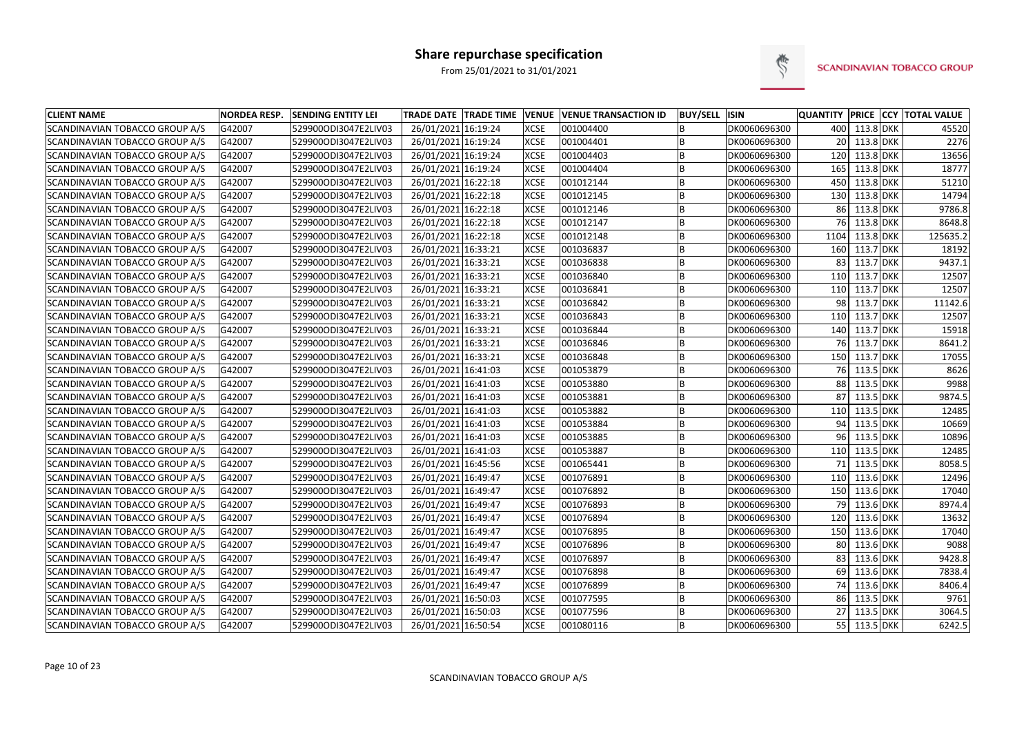# Share repurchase specification

From 25/01/2021 to 31/01/2021

SCANDINAVIAN TOBACCO GROUP

| CLIENT NAME | NORDEA RESP. | SENDING ENTITY LEI | TRADE DATE | TRADE TIME | VENUE | VENUE TRANSACTION ID | BUY/SELL | ISIN | QUANTITY | PRICE | CCY | TOTAL VALUE |
|---|---|---|---|---|---|---|---|---|---|---|---|---|
| SCANDINAVIAN TOBACCO GROUP A/S | G42007 | 529900ODI3047E2LIV03 | 26/01/2021 | 16:19:24 | XCSE | 001004400 | B | DK0060696300 | 400 | 113.8 | DKK | 45520 |
| SCANDINAVIAN TOBACCO GROUP A/S | G42007 | 529900ODI3047E2LIV03 | 26/01/2021 | 16:19:24 | XCSE | 001004401 | B | DK0060696300 | 20 | 113.8 | DKK | 2276 |
| SCANDINAVIAN TOBACCO GROUP A/S | G42007 | 529900ODI3047E2LIV03 | 26/01/2021 | 16:19:24 | XCSE | 001004403 | B | DK0060696300 | 120 | 113.8 | DKK | 13656 |
| SCANDINAVIAN TOBACCO GROUP A/S | G42007 | 529900ODI3047E2LIV03 | 26/01/2021 | 16:19:24 | XCSE | 001004404 | B | DK0060696300 | 165 | 113.8 | DKK | 18777 |
| SCANDINAVIAN TOBACCO GROUP A/S | G42007 | 529900ODI3047E2LIV03 | 26/01/2021 | 16:22:18 | XCSE | 001012144 | B | DK0060696300 | 450 | 113.8 | DKK | 51210 |
| SCANDINAVIAN TOBACCO GROUP A/S | G42007 | 529900ODI3047E2LIV03 | 26/01/2021 | 16:22:18 | XCSE | 001012145 | B | DK0060696300 | 130 | 113.8 | DKK | 14794 |
| SCANDINAVIAN TOBACCO GROUP A/S | G42007 | 529900ODI3047E2LIV03 | 26/01/2021 | 16:22:18 | XCSE | 001012146 | B | DK0060696300 | 86 | 113.8 | DKK | 9786.8 |
| SCANDINAVIAN TOBACCO GROUP A/S | G42007 | 529900ODI3047E2LIV03 | 26/01/2021 | 16:22:18 | XCSE | 001012147 | B | DK0060696300 | 76 | 113.8 | DKK | 8648.8 |
| SCANDINAVIAN TOBACCO GROUP A/S | G42007 | 529900ODI3047E2LIV03 | 26/01/2021 | 16:22:18 | XCSE | 001012148 | B | DK0060696300 | 1104 | 113.8 | DKK | 125635.2 |
| SCANDINAVIAN TOBACCO GROUP A/S | G42007 | 529900ODI3047E2LIV03 | 26/01/2021 | 16:33:21 | XCSE | 001036837 | B | DK0060696300 | 160 | 113.7 | DKK | 18192 |
| SCANDINAVIAN TOBACCO GROUP A/S | G42007 | 529900ODI3047E2LIV03 | 26/01/2021 | 16:33:21 | XCSE | 001036838 | B | DK0060696300 | 83 | 113.7 | DKK | 9437.1 |
| SCANDINAVIAN TOBACCO GROUP A/S | G42007 | 529900ODI3047E2LIV03 | 26/01/2021 | 16:33:21 | XCSE | 001036840 | B | DK0060696300 | 110 | 113.7 | DKK | 12507 |
| SCANDINAVIAN TOBACCO GROUP A/S | G42007 | 529900ODI3047E2LIV03 | 26/01/2021 | 16:33:21 | XCSE | 001036841 | B | DK0060696300 | 110 | 113.7 | DKK | 12507 |
| SCANDINAVIAN TOBACCO GROUP A/S | G42007 | 529900ODI3047E2LIV03 | 26/01/2021 | 16:33:21 | XCSE | 001036842 | B | DK0060696300 | 98 | 113.7 | DKK | 11142.6 |
| SCANDINAVIAN TOBACCO GROUP A/S | G42007 | 529900ODI3047E2LIV03 | 26/01/2021 | 16:33:21 | XCSE | 001036843 | B | DK0060696300 | 110 | 113.7 | DKK | 12507 |
| SCANDINAVIAN TOBACCO GROUP A/S | G42007 | 529900ODI3047E2LIV03 | 26/01/2021 | 16:33:21 | XCSE | 001036844 | B | DK0060696300 | 140 | 113.7 | DKK | 15918 |
| SCANDINAVIAN TOBACCO GROUP A/S | G42007 | 529900ODI3047E2LIV03 | 26/01/2021 | 16:33:21 | XCSE | 001036846 | B | DK0060696300 | 76 | 113.7 | DKK | 8641.2 |
| SCANDINAVIAN TOBACCO GROUP A/S | G42007 | 529900ODI3047E2LIV03 | 26/01/2021 | 16:33:21 | XCSE | 001036848 | B | DK0060696300 | 150 | 113.7 | DKK | 17055 |
| SCANDINAVIAN TOBACCO GROUP A/S | G42007 | 529900ODI3047E2LIV03 | 26/01/2021 | 16:41:03 | XCSE | 001053879 | B | DK0060696300 | 76 | 113.5 | DKK | 8626 |
| SCANDINAVIAN TOBACCO GROUP A/S | G42007 | 529900ODI3047E2LIV03 | 26/01/2021 | 16:41:03 | XCSE | 001053880 | B | DK0060696300 | 88 | 113.5 | DKK | 9988 |
| SCANDINAVIAN TOBACCO GROUP A/S | G42007 | 529900ODI3047E2LIV03 | 26/01/2021 | 16:41:03 | XCSE | 001053881 | B | DK0060696300 | 87 | 113.5 | DKK | 9874.5 |
| SCANDINAVIAN TOBACCO GROUP A/S | G42007 | 529900ODI3047E2LIV03 | 26/01/2021 | 16:41:03 | XCSE | 001053882 | B | DK0060696300 | 110 | 113.5 | DKK | 12485 |
| SCANDINAVIAN TOBACCO GROUP A/S | G42007 | 529900ODI3047E2LIV03 | 26/01/2021 | 16:41:03 | XCSE | 001053884 | B | DK0060696300 | 94 | 113.5 | DKK | 10669 |
| SCANDINAVIAN TOBACCO GROUP A/S | G42007 | 529900ODI3047E2LIV03 | 26/01/2021 | 16:41:03 | XCSE | 001053885 | B | DK0060696300 | 96 | 113.5 | DKK | 10896 |
| SCANDINAVIAN TOBACCO GROUP A/S | G42007 | 529900ODI3047E2LIV03 | 26/01/2021 | 16:41:03 | XCSE | 001053887 | B | DK0060696300 | 110 | 113.5 | DKK | 12485 |
| SCANDINAVIAN TOBACCO GROUP A/S | G42007 | 529900ODI3047E2LIV03 | 26/01/2021 | 16:45:56 | XCSE | 001065441 | B | DK0060696300 | 71 | 113.5 | DKK | 8058.5 |
| SCANDINAVIAN TOBACCO GROUP A/S | G42007 | 529900ODI3047E2LIV03 | 26/01/2021 | 16:49:47 | XCSE | 001076891 | B | DK0060696300 | 110 | 113.6 | DKK | 12496 |
| SCANDINAVIAN TOBACCO GROUP A/S | G42007 | 529900ODI3047E2LIV03 | 26/01/2021 | 16:49:47 | XCSE | 001076892 | B | DK0060696300 | 150 | 113.6 | DKK | 17040 |
| SCANDINAVIAN TOBACCO GROUP A/S | G42007 | 529900ODI3047E2LIV03 | 26/01/2021 | 16:49:47 | XCSE | 001076893 | B | DK0060696300 | 79 | 113.6 | DKK | 8974.4 |
| SCANDINAVIAN TOBACCO GROUP A/S | G42007 | 529900ODI3047E2LIV03 | 26/01/2021 | 16:49:47 | XCSE | 001076894 | B | DK0060696300 | 120 | 113.6 | DKK | 13632 |
| SCANDINAVIAN TOBACCO GROUP A/S | G42007 | 529900ODI3047E2LIV03 | 26/01/2021 | 16:49:47 | XCSE | 001076895 | B | DK0060696300 | 150 | 113.6 | DKK | 17040 |
| SCANDINAVIAN TOBACCO GROUP A/S | G42007 | 529900ODI3047E2LIV03 | 26/01/2021 | 16:49:47 | XCSE | 001076896 | B | DK0060696300 | 80 | 113.6 | DKK | 9088 |
| SCANDINAVIAN TOBACCO GROUP A/S | G42007 | 529900ODI3047E2LIV03 | 26/01/2021 | 16:49:47 | XCSE | 001076897 | B | DK0060696300 | 83 | 113.6 | DKK | 9428.8 |
| SCANDINAVIAN TOBACCO GROUP A/S | G42007 | 529900ODI3047E2LIV03 | 26/01/2021 | 16:49:47 | XCSE | 001076898 | B | DK0060696300 | 69 | 113.6 | DKK | 7838.4 |
| SCANDINAVIAN TOBACCO GROUP A/S | G42007 | 529900ODI3047E2LIV03 | 26/01/2021 | 16:49:47 | XCSE | 001076899 | B | DK0060696300 | 74 | 113.6 | DKK | 8406.4 |
| SCANDINAVIAN TOBACCO GROUP A/S | G42007 | 529900ODI3047E2LIV03 | 26/01/2021 | 16:50:03 | XCSE | 001077595 | B | DK0060696300 | 86 | 113.5 | DKK | 9761 |
| SCANDINAVIAN TOBACCO GROUP A/S | G42007 | 529900ODI3047E2LIV03 | 26/01/2021 | 16:50:03 | XCSE | 001077596 | B | DK0060696300 | 27 | 113.5 | DKK | 3064.5 |
| SCANDINAVIAN TOBACCO GROUP A/S | G42007 | 529900ODI3047E2LIV03 | 26/01/2021 | 16:50:54 | XCSE | 001080116 | B | DK0060696300 | 55 | 113.5 | DKK | 6242.5 |

SCANDINAVIAN TOBACCO GROUP A/S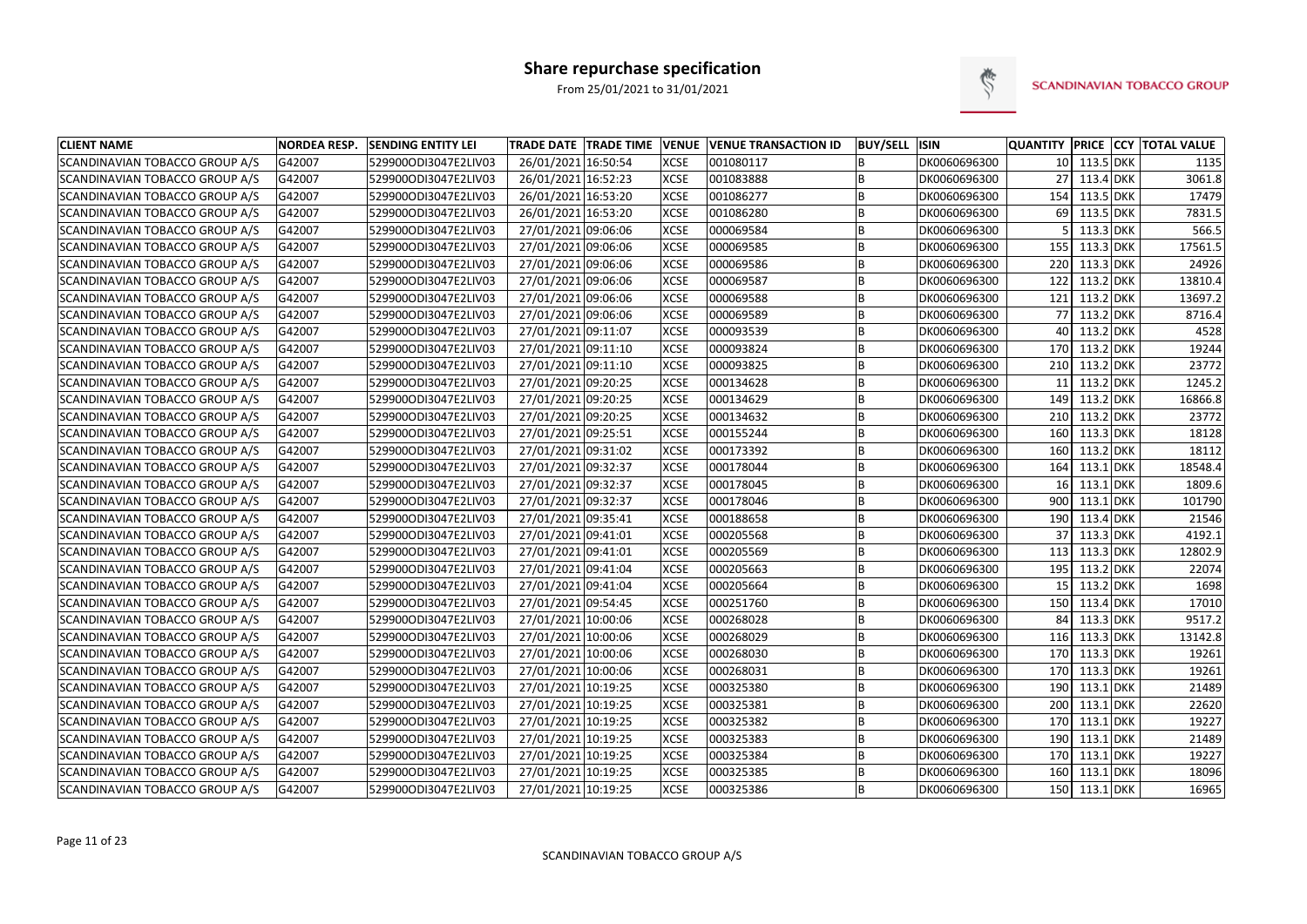# Share repurchase specification

From 25/01/2021 to 31/01/2021

| CLIENT NAME | NORDEA RESP. | SENDING ENTITY LEI | TRADE DATE | TRADE TIME | VENUE | VENUE TRANSACTION ID | BUY/SELL | ISIN | QUANTITY | PRICE | CCY | TOTAL VALUE |
|---|---|---|---|---|---|---|---|---|---|---|---|---|
| SCANDINAVIAN TOBACCO GROUP A/S | G42007 | 529900ODI3047E2LIV03 | 26/01/2021 | 16:50:54 | XCSE | 001080117 | B | DK0060696300 | 10 | 113.5 | DKK | 1135 |
| SCANDINAVIAN TOBACCO GROUP A/S | G42007 | 529900ODI3047E2LIV03 | 26/01/2021 | 16:52:23 | XCSE | 001083888 | B | DK0060696300 | 27 | 113.4 | DKK | 3061.8 |
| SCANDINAVIAN TOBACCO GROUP A/S | G42007 | 529900ODI3047E2LIV03 | 26/01/2021 | 16:53:20 | XCSE | 001086277 | B | DK0060696300 | 154 | 113.5 | DKK | 17479 |
| SCANDINAVIAN TOBACCO GROUP A/S | G42007 | 529900ODI3047E2LIV03 | 26/01/2021 | 16:53:20 | XCSE | 001086280 | B | DK0060696300 | 69 | 113.5 | DKK | 7831.5 |
| SCANDINAVIAN TOBACCO GROUP A/S | G42007 | 529900ODI3047E2LIV03 | 27/01/2021 | 09:06:06 | XCSE | 000069584 | B | DK0060696300 | 5 | 113.3 | DKK | 566.5 |
| SCANDINAVIAN TOBACCO GROUP A/S | G42007 | 529900ODI3047E2LIV03 | 27/01/2021 | 09:06:06 | XCSE | 000069585 | B | DK0060696300 | 155 | 113.3 | DKK | 17561.5 |
| SCANDINAVIAN TOBACCO GROUP A/S | G42007 | 529900ODI3047E2LIV03 | 27/01/2021 | 09:06:06 | XCSE | 000069586 | B | DK0060696300 | 220 | 113.3 | DKK | 24926 |
| SCANDINAVIAN TOBACCO GROUP A/S | G42007 | 529900ODI3047E2LIV03 | 27/01/2021 | 09:06:06 | XCSE | 000069587 | B | DK0060696300 | 122 | 113.2 | DKK | 13810.4 |
| SCANDINAVIAN TOBACCO GROUP A/S | G42007 | 529900ODI3047E2LIV03 | 27/01/2021 | 09:06:06 | XCSE | 000069588 | B | DK0060696300 | 121 | 113.2 | DKK | 13697.2 |
| SCANDINAVIAN TOBACCO GROUP A/S | G42007 | 529900ODI3047E2LIV03 | 27/01/2021 | 09:06:06 | XCSE | 000069589 | B | DK0060696300 | 77 | 113.2 | DKK | 8716.4 |
| SCANDINAVIAN TOBACCO GROUP A/S | G42007 | 529900ODI3047E2LIV03 | 27/01/2021 | 09:11:07 | XCSE | 000093539 | B | DK0060696300 | 40 | 113.2 | DKK | 4528 |
| SCANDINAVIAN TOBACCO GROUP A/S | G42007 | 529900ODI3047E2LIV03 | 27/01/2021 | 09:11:10 | XCSE | 000093824 | B | DK0060696300 | 170 | 113.2 | DKK | 19244 |
| SCANDINAVIAN TOBACCO GROUP A/S | G42007 | 529900ODI3047E2LIV03 | 27/01/2021 | 09:11:10 | XCSE | 000093825 | B | DK0060696300 | 210 | 113.2 | DKK | 23772 |
| SCANDINAVIAN TOBACCO GROUP A/S | G42007 | 529900ODI3047E2LIV03 | 27/01/2021 | 09:20:25 | XCSE | 000134628 | B | DK0060696300 | 11 | 113.2 | DKK | 1245.2 |
| SCANDINAVIAN TOBACCO GROUP A/S | G42007 | 529900ODI3047E2LIV03 | 27/01/2021 | 09:20:25 | XCSE | 000134629 | B | DK0060696300 | 149 | 113.2 | DKK | 16866.8 |
| SCANDINAVIAN TOBACCO GROUP A/S | G42007 | 529900ODI3047E2LIV03 | 27/01/2021 | 09:20:25 | XCSE | 000134632 | B | DK0060696300 | 210 | 113.2 | DKK | 23772 |
| SCANDINAVIAN TOBACCO GROUP A/S | G42007 | 529900ODI3047E2LIV03 | 27/01/2021 | 09:25:51 | XCSE | 000155244 | B | DK0060696300 | 160 | 113.3 | DKK | 18128 |
| SCANDINAVIAN TOBACCO GROUP A/S | G42007 | 529900ODI3047E2LIV03 | 27/01/2021 | 09:31:02 | XCSE | 000173392 | B | DK0060696300 | 160 | 113.2 | DKK | 18112 |
| SCANDINAVIAN TOBACCO GROUP A/S | G42007 | 529900ODI3047E2LIV03 | 27/01/2021 | 09:32:37 | XCSE | 000178044 | B | DK0060696300 | 164 | 113.1 | DKK | 18548.4 |
| SCANDINAVIAN TOBACCO GROUP A/S | G42007 | 529900ODI3047E2LIV03 | 27/01/2021 | 09:32:37 | XCSE | 000178045 | B | DK0060696300 | 16 | 113.1 | DKK | 1809.6 |
| SCANDINAVIAN TOBACCO GROUP A/S | G42007 | 529900ODI3047E2LIV03 | 27/01/2021 | 09:32:37 | XCSE | 000178046 | B | DK0060696300 | 900 | 113.1 | DKK | 101790 |
| SCANDINAVIAN TOBACCO GROUP A/S | G42007 | 529900ODI3047E2LIV03 | 27/01/2021 | 09:35:41 | XCSE | 000188658 | B | DK0060696300 | 190 | 113.4 | DKK | 21546 |
| SCANDINAVIAN TOBACCO GROUP A/S | G42007 | 529900ODI3047E2LIV03 | 27/01/2021 | 09:41:01 | XCSE | 000205568 | B | DK0060696300 | 37 | 113.3 | DKK | 4192.1 |
| SCANDINAVIAN TOBACCO GROUP A/S | G42007 | 529900ODI3047E2LIV03 | 27/01/2021 | 09:41:01 | XCSE | 000205569 | B | DK0060696300 | 113 | 113.3 | DKK | 12802.9 |
| SCANDINAVIAN TOBACCO GROUP A/S | G42007 | 529900ODI3047E2LIV03 | 27/01/2021 | 09:41:04 | XCSE | 000205663 | B | DK0060696300 | 195 | 113.2 | DKK | 22074 |
| SCANDINAVIAN TOBACCO GROUP A/S | G42007 | 529900ODI3047E2LIV03 | 27/01/2021 | 09:41:04 | XCSE | 000205664 | B | DK0060696300 | 15 | 113.2 | DKK | 1698 |
| SCANDINAVIAN TOBACCO GROUP A/S | G42007 | 529900ODI3047E2LIV03 | 27/01/2021 | 09:54:45 | XCSE | 000251760 | B | DK0060696300 | 150 | 113.4 | DKK | 17010 |
| SCANDINAVIAN TOBACCO GROUP A/S | G42007 | 529900ODI3047E2LIV03 | 27/01/2021 | 10:00:06 | XCSE | 000268028 | B | DK0060696300 | 84 | 113.3 | DKK | 9517.2 |
| SCANDINAVIAN TOBACCO GROUP A/S | G42007 | 529900ODI3047E2LIV03 | 27/01/2021 | 10:00:06 | XCSE | 000268029 | B | DK0060696300 | 116 | 113.3 | DKK | 13142.8 |
| SCANDINAVIAN TOBACCO GROUP A/S | G42007 | 529900ODI3047E2LIV03 | 27/01/2021 | 10:00:06 | XCSE | 000268030 | B | DK0060696300 | 170 | 113.3 | DKK | 19261 |
| SCANDINAVIAN TOBACCO GROUP A/S | G42007 | 529900ODI3047E2LIV03 | 27/01/2021 | 10:00:06 | XCSE | 000268031 | B | DK0060696300 | 170 | 113.3 | DKK | 19261 |
| SCANDINAVIAN TOBACCO GROUP A/S | G42007 | 529900ODI3047E2LIV03 | 27/01/2021 | 10:19:25 | XCSE | 000325380 | B | DK0060696300 | 190 | 113.1 | DKK | 21489 |
| SCANDINAVIAN TOBACCO GROUP A/S | G42007 | 529900ODI3047E2LIV03 | 27/01/2021 | 10:19:25 | XCSE | 000325381 | B | DK0060696300 | 200 | 113.1 | DKK | 22620 |
| SCANDINAVIAN TOBACCO GROUP A/S | G42007 | 529900ODI3047E2LIV03 | 27/01/2021 | 10:19:25 | XCSE | 000325382 | B | DK0060696300 | 170 | 113.1 | DKK | 19227 |
| SCANDINAVIAN TOBACCO GROUP A/S | G42007 | 529900ODI3047E2LIV03 | 27/01/2021 | 10:19:25 | XCSE | 000325383 | B | DK0060696300 | 190 | 113.1 | DKK | 21489 |
| SCANDINAVIAN TOBACCO GROUP A/S | G42007 | 529900ODI3047E2LIV03 | 27/01/2021 | 10:19:25 | XCSE | 000325384 | B | DK0060696300 | 170 | 113.1 | DKK | 19227 |
| SCANDINAVIAN TOBACCO GROUP A/S | G42007 | 529900ODI3047E2LIV03 | 27/01/2021 | 10:19:25 | XCSE | 000325385 | B | DK0060696300 | 160 | 113.1 | DKK | 18096 |
| SCANDINAVIAN TOBACCO GROUP A/S | G42007 | 529900ODI3047E2LIV03 | 27/01/2021 | 10:19:25 | XCSE | 000325386 | B | DK0060696300 | 150 | 113.1 | DKK | 16965 |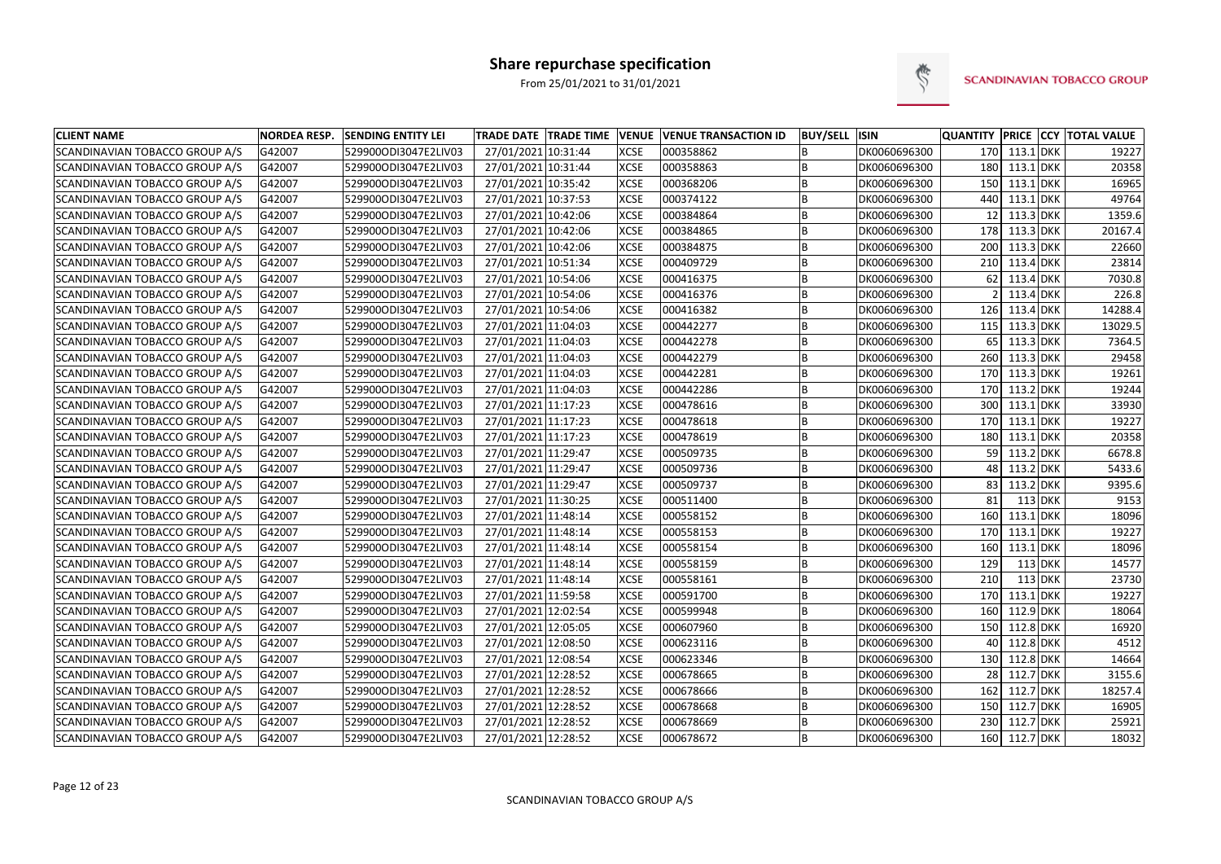# Share repurchase specification

From 25/01/2021 to 31/01/2021

SCANDINAVIAN TOBACCO GROUP

| CLIENT NAME | NORDEA RESP. | SENDING ENTITY LEI | TRADE DATE | TRADE TIME | VENUE | VENUE TRANSACTION ID | BUY/SELL | ISIN | QUANTITY | PRICE | CCY | TOTAL VALUE |
|---|---|---|---|---|---|---|---|---|---|---|---|---|
| SCANDINAVIAN TOBACCO GROUP A/S | G42007 | 529900ODI3047E2LIV03 | 27/01/2021 | 10:31:44 | XCSE | 000358862 | B | DK0060696300 | 170 | 113.1 | DKK | 19227 |
| SCANDINAVIAN TOBACCO GROUP A/S | G42007 | 529900ODI3047E2LIV03 | 27/01/2021 | 10:31:44 | XCSE | 000358863 | B | DK0060696300 | 180 | 113.1 | DKK | 20358 |
| SCANDINAVIAN TOBACCO GROUP A/S | G42007 | 529900ODI3047E2LIV03 | 27/01/2021 | 10:35:42 | XCSE | 000368206 | B | DK0060696300 | 150 | 113.1 | DKK | 16965 |
| SCANDINAVIAN TOBACCO GROUP A/S | G42007 | 529900ODI3047E2LIV03 | 27/01/2021 | 10:37:53 | XCSE | 000374122 | B | DK0060696300 | 440 | 113.1 | DKK | 49764 |
| SCANDINAVIAN TOBACCO GROUP A/S | G42007 | 529900ODI3047E2LIV03 | 27/01/2021 | 10:42:06 | XCSE | 000384864 | B | DK0060696300 | 12 | 113.3 | DKK | 1359.6 |
| SCANDINAVIAN TOBACCO GROUP A/S | G42007 | 529900ODI3047E2LIV03 | 27/01/2021 | 10:42:06 | XCSE | 000384865 | B | DK0060696300 | 178 | 113.3 | DKK | 20167.4 |
| SCANDINAVIAN TOBACCO GROUP A/S | G42007 | 529900ODI3047E2LIV03 | 27/01/2021 | 10:42:06 | XCSE | 000384875 | B | DK0060696300 | 200 | 113.3 | DKK | 22660 |
| SCANDINAVIAN TOBACCO GROUP A/S | G42007 | 529900ODI3047E2LIV03 | 27/01/2021 | 10:51:34 | XCSE | 000409729 | B | DK0060696300 | 210 | 113.4 | DKK | 23814 |
| SCANDINAVIAN TOBACCO GROUP A/S | G42007 | 529900ODI3047E2LIV03 | 27/01/2021 | 10:54:06 | XCSE | 000416375 | B | DK0060696300 | 62 | 113.4 | DKK | 7030.8 |
| SCANDINAVIAN TOBACCO GROUP A/S | G42007 | 529900ODI3047E2LIV03 | 27/01/2021 | 10:54:06 | XCSE | 000416376 | B | DK0060696300 | 2 | 113.4 | DKK | 226.8 |
| SCANDINAVIAN TOBACCO GROUP A/S | G42007 | 529900ODI3047E2LIV03 | 27/01/2021 | 10:54:06 | XCSE | 000416382 | B | DK0060696300 | 126 | 113.4 | DKK | 14288.4 |
| SCANDINAVIAN TOBACCO GROUP A/S | G42007 | 529900ODI3047E2LIV03 | 27/01/2021 | 11:04:03 | XCSE | 000442277 | B | DK0060696300 | 115 | 113.3 | DKK | 13029.5 |
| SCANDINAVIAN TOBACCO GROUP A/S | G42007 | 529900ODI3047E2LIV03 | 27/01/2021 | 11:04:03 | XCSE | 000442278 | B | DK0060696300 | 65 | 113.3 | DKK | 7364.5 |
| SCANDINAVIAN TOBACCO GROUP A/S | G42007 | 529900ODI3047E2LIV03 | 27/01/2021 | 11:04:03 | XCSE | 000442279 | B | DK0060696300 | 260 | 113.3 | DKK | 29458 |
| SCANDINAVIAN TOBACCO GROUP A/S | G42007 | 529900ODI3047E2LIV03 | 27/01/2021 | 11:04:03 | XCSE | 000442281 | B | DK0060696300 | 170 | 113.3 | DKK | 19261 |
| SCANDINAVIAN TOBACCO GROUP A/S | G42007 | 529900ODI3047E2LIV03 | 27/01/2021 | 11:04:03 | XCSE | 000442286 | B | DK0060696300 | 170 | 113.2 | DKK | 19244 |
| SCANDINAVIAN TOBACCO GROUP A/S | G42007 | 529900ODI3047E2LIV03 | 27/01/2021 | 11:17:23 | XCSE | 000478616 | B | DK0060696300 | 300 | 113.1 | DKK | 33930 |
| SCANDINAVIAN TOBACCO GROUP A/S | G42007 | 529900ODI3047E2LIV03 | 27/01/2021 | 11:17:23 | XCSE | 000478618 | B | DK0060696300 | 170 | 113.1 | DKK | 19227 |
| SCANDINAVIAN TOBACCO GROUP A/S | G42007 | 529900ODI3047E2LIV03 | 27/01/2021 | 11:17:23 | XCSE | 000478619 | B | DK0060696300 | 180 | 113.1 | DKK | 20358 |
| SCANDINAVIAN TOBACCO GROUP A/S | G42007 | 529900ODI3047E2LIV03 | 27/01/2021 | 11:29:47 | XCSE | 000509735 | B | DK0060696300 | 59 | 113.2 | DKK | 6678.8 |
| SCANDINAVIAN TOBACCO GROUP A/S | G42007 | 529900ODI3047E2LIV03 | 27/01/2021 | 11:29:47 | XCSE | 000509736 | B | DK0060696300 | 48 | 113.2 | DKK | 5433.6 |
| SCANDINAVIAN TOBACCO GROUP A/S | G42007 | 529900ODI3047E2LIV03 | 27/01/2021 | 11:29:47 | XCSE | 000509737 | B | DK0060696300 | 83 | 113.2 | DKK | 9395.6 |
| SCANDINAVIAN TOBACCO GROUP A/S | G42007 | 529900ODI3047E2LIV03 | 27/01/2021 | 11:30:25 | XCSE | 000511400 | B | DK0060696300 | 81 | 113 | DKK | 9153 |
| SCANDINAVIAN TOBACCO GROUP A/S | G42007 | 529900ODI3047E2LIV03 | 27/01/2021 | 11:48:14 | XCSE | 000558152 | B | DK0060696300 | 160 | 113.1 | DKK | 18096 |
| SCANDINAVIAN TOBACCO GROUP A/S | G42007 | 529900ODI3047E2LIV03 | 27/01/2021 | 11:48:14 | XCSE | 000558153 | B | DK0060696300 | 170 | 113.1 | DKK | 19227 |
| SCANDINAVIAN TOBACCO GROUP A/S | G42007 | 529900ODI3047E2LIV03 | 27/01/2021 | 11:48:14 | XCSE | 000558154 | B | DK0060696300 | 160 | 113.1 | DKK | 18096 |
| SCANDINAVIAN TOBACCO GROUP A/S | G42007 | 529900ODI3047E2LIV03 | 27/01/2021 | 11:48:14 | XCSE | 000558159 | B | DK0060696300 | 129 | 113 | DKK | 14577 |
| SCANDINAVIAN TOBACCO GROUP A/S | G42007 | 529900ODI3047E2LIV03 | 27/01/2021 | 11:48:14 | XCSE | 000558161 | B | DK0060696300 | 210 | 113 | DKK | 23730 |
| SCANDINAVIAN TOBACCO GROUP A/S | G42007 | 529900ODI3047E2LIV03 | 27/01/2021 | 11:59:58 | XCSE | 000591700 | B | DK0060696300 | 170 | 113.1 | DKK | 19227 |
| SCANDINAVIAN TOBACCO GROUP A/S | G42007 | 529900ODI3047E2LIV03 | 27/01/2021 | 12:02:54 | XCSE | 000599948 | B | DK0060696300 | 160 | 112.9 | DKK | 18064 |
| SCANDINAVIAN TOBACCO GROUP A/S | G42007 | 529900ODI3047E2LIV03 | 27/01/2021 | 12:05:05 | XCSE | 000607960 | B | DK0060696300 | 150 | 112.8 | DKK | 16920 |
| SCANDINAVIAN TOBACCO GROUP A/S | G42007 | 529900ODI3047E2LIV03 | 27/01/2021 | 12:08:50 | XCSE | 000623116 | B | DK0060696300 | 40 | 112.8 | DKK | 4512 |
| SCANDINAVIAN TOBACCO GROUP A/S | G42007 | 529900ODI3047E2LIV03 | 27/01/2021 | 12:08:54 | XCSE | 000623346 | B | DK0060696300 | 130 | 112.8 | DKK | 14664 |
| SCANDINAVIAN TOBACCO GROUP A/S | G42007 | 529900ODI3047E2LIV03 | 27/01/2021 | 12:28:52 | XCSE | 000678665 | B | DK0060696300 | 28 | 112.7 | DKK | 3155.6 |
| SCANDINAVIAN TOBACCO GROUP A/S | G42007 | 529900ODI3047E2LIV03 | 27/01/2021 | 12:28:52 | XCSE | 000678666 | B | DK0060696300 | 162 | 112.7 | DKK | 18257.4 |
| SCANDINAVIAN TOBACCO GROUP A/S | G42007 | 529900ODI3047E2LIV03 | 27/01/2021 | 12:28:52 | XCSE | 000678668 | B | DK0060696300 | 150 | 112.7 | DKK | 16905 |
| SCANDINAVIAN TOBACCO GROUP A/S | G42007 | 529900ODI3047E2LIV03 | 27/01/2021 | 12:28:52 | XCSE | 000678669 | B | DK0060696300 | 230 | 112.7 | DKK | 25921 |
| SCANDINAVIAN TOBACCO GROUP A/S | G42007 | 529900ODI3047E2LIV03 | 27/01/2021 | 12:28:52 | XCSE | 000678672 | B | DK0060696300 | 160 | 112.7 | DKK | 18032 |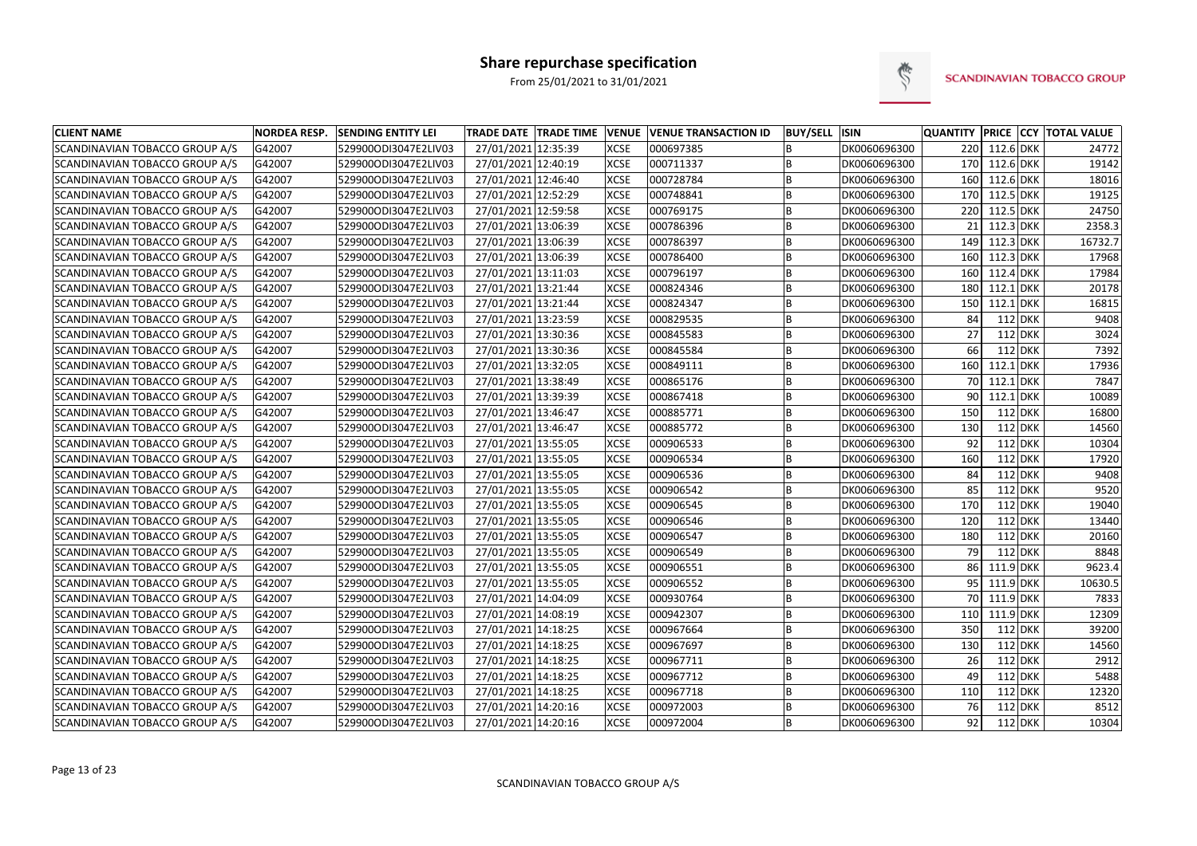# Share repurchase specification

From 25/01/2021 to 31/01/2021

SCANDINAVIAN TOBACCO GROUP

| CLIENT NAME | NORDEA RESP. | SENDING ENTITY LEI | TRADE DATE | TRADE TIME | VENUE | VENUE TRANSACTION ID | BUY/SELL | ISIN | QUANTITY | PRICE | CCY | TOTAL VALUE |
|---|---|---|---|---|---|---|---|---|---|---|---|---|
| SCANDINAVIAN TOBACCO GROUP A/S | G42007 | 529900ODI3047E2LIV03 | 27/01/2021 | 12:35:39 | XCSE | 000697385 | B | DK0060696300 | 220 | 112.6 | DKK | 24772 |
| SCANDINAVIAN TOBACCO GROUP A/S | G42007 | 529900ODI3047E2LIV03 | 27/01/2021 | 12:40:19 | XCSE | 000711337 | B | DK0060696300 | 170 | 112.6 | DKK | 19142 |
| SCANDINAVIAN TOBACCO GROUP A/S | G42007 | 529900ODI3047E2LIV03 | 27/01/2021 | 12:46:40 | XCSE | 000728784 | B | DK0060696300 | 160 | 112.6 | DKK | 18016 |
| SCANDINAVIAN TOBACCO GROUP A/S | G42007 | 529900ODI3047E2LIV03 | 27/01/2021 | 12:52:29 | XCSE | 000748841 | B | DK0060696300 | 170 | 112.5 | DKK | 19125 |
| SCANDINAVIAN TOBACCO GROUP A/S | G42007 | 529900ODI3047E2LIV03 | 27/01/2021 | 12:59:58 | XCSE | 000769175 | B | DK0060696300 | 220 | 112.5 | DKK | 24750 |
| SCANDINAVIAN TOBACCO GROUP A/S | G42007 | 529900ODI3047E2LIV03 | 27/01/2021 | 13:06:39 | XCSE | 000786396 | B | DK0060696300 | 21 | 112.3 | DKK | 2358.3 |
| SCANDINAVIAN TOBACCO GROUP A/S | G42007 | 529900ODI3047E2LIV03 | 27/01/2021 | 13:06:39 | XCSE | 000786397 | B | DK0060696300 | 149 | 112.3 | DKK | 16732.7 |
| SCANDINAVIAN TOBACCO GROUP A/S | G42007 | 529900ODI3047E2LIV03 | 27/01/2021 | 13:06:39 | XCSE | 000786400 | B | DK0060696300 | 160 | 112.3 | DKK | 17968 |
| SCANDINAVIAN TOBACCO GROUP A/S | G42007 | 529900ODI3047E2LIV03 | 27/01/2021 | 13:11:03 | XCSE | 000796197 | B | DK0060696300 | 160 | 112.4 | DKK | 17984 |
| SCANDINAVIAN TOBACCO GROUP A/S | G42007 | 529900ODI3047E2LIV03 | 27/01/2021 | 13:21:44 | XCSE | 000824346 | B | DK0060696300 | 180 | 112.1 | DKK | 20178 |
| SCANDINAVIAN TOBACCO GROUP A/S | G42007 | 529900ODI3047E2LIV03 | 27/01/2021 | 13:21:44 | XCSE | 000824347 | B | DK0060696300 | 150 | 112.1 | DKK | 16815 |
| SCANDINAVIAN TOBACCO GROUP A/S | G42007 | 529900ODI3047E2LIV03 | 27/01/2021 | 13:23:59 | XCSE | 000829535 | B | DK0060696300 | 84 | 112 | DKK | 9408 |
| SCANDINAVIAN TOBACCO GROUP A/S | G42007 | 529900ODI3047E2LIV03 | 27/01/2021 | 13:30:36 | XCSE | 000845583 | B | DK0060696300 | 27 | 112 | DKK | 3024 |
| SCANDINAVIAN TOBACCO GROUP A/S | G42007 | 529900ODI3047E2LIV03 | 27/01/2021 | 13:30:36 | XCSE | 000845584 | B | DK0060696300 | 66 | 112 | DKK | 7392 |
| SCANDINAVIAN TOBACCO GROUP A/S | G42007 | 529900ODI3047E2LIV03 | 27/01/2021 | 13:32:05 | XCSE | 000849111 | B | DK0060696300 | 160 | 112.1 | DKK | 17936 |
| SCANDINAVIAN TOBACCO GROUP A/S | G42007 | 529900ODI3047E2LIV03 | 27/01/2021 | 13:38:49 | XCSE | 000865176 | B | DK0060696300 | 70 | 112.1 | DKK | 7847 |
| SCANDINAVIAN TOBACCO GROUP A/S | G42007 | 529900ODI3047E2LIV03 | 27/01/2021 | 13:39:39 | XCSE | 000867418 | B | DK0060696300 | 90 | 112.1 | DKK | 10089 |
| SCANDINAVIAN TOBACCO GROUP A/S | G42007 | 529900ODI3047E2LIV03 | 27/01/2021 | 13:46:47 | XCSE | 000885771 | B | DK0060696300 | 150 | 112 | DKK | 16800 |
| SCANDINAVIAN TOBACCO GROUP A/S | G42007 | 529900ODI3047E2LIV03 | 27/01/2021 | 13:46:47 | XCSE | 000885772 | B | DK0060696300 | 130 | 112 | DKK | 14560 |
| SCANDINAVIAN TOBACCO GROUP A/S | G42007 | 529900ODI3047E2LIV03 | 27/01/2021 | 13:55:05 | XCSE | 000906533 | B | DK0060696300 | 92 | 112 | DKK | 10304 |
| SCANDINAVIAN TOBACCO GROUP A/S | G42007 | 529900ODI3047E2LIV03 | 27/01/2021 | 13:55:05 | XCSE | 000906534 | B | DK0060696300 | 160 | 112 | DKK | 17920 |
| SCANDINAVIAN TOBACCO GROUP A/S | G42007 | 529900ODI3047E2LIV03 | 27/01/2021 | 13:55:05 | XCSE | 000906536 | B | DK0060696300 | 84 | 112 | DKK | 9408 |
| SCANDINAVIAN TOBACCO GROUP A/S | G42007 | 529900ODI3047E2LIV03 | 27/01/2021 | 13:55:05 | XCSE | 000906542 | B | DK0060696300 | 85 | 112 | DKK | 9520 |
| SCANDINAVIAN TOBACCO GROUP A/S | G42007 | 529900ODI3047E2LIV03 | 27/01/2021 | 13:55:05 | XCSE | 000906545 | B | DK0060696300 | 170 | 112 | DKK | 19040 |
| SCANDINAVIAN TOBACCO GROUP A/S | G42007 | 529900ODI3047E2LIV03 | 27/01/2021 | 13:55:05 | XCSE | 000906546 | B | DK0060696300 | 120 | 112 | DKK | 13440 |
| SCANDINAVIAN TOBACCO GROUP A/S | G42007 | 529900ODI3047E2LIV03 | 27/01/2021 | 13:55:05 | XCSE | 000906547 | B | DK0060696300 | 180 | 112 | DKK | 20160 |
| SCANDINAVIAN TOBACCO GROUP A/S | G42007 | 529900ODI3047E2LIV03 | 27/01/2021 | 13:55:05 | XCSE | 000906549 | B | DK0060696300 | 79 | 112 | DKK | 8848 |
| SCANDINAVIAN TOBACCO GROUP A/S | G42007 | 529900ODI3047E2LIV03 | 27/01/2021 | 13:55:05 | XCSE | 000906551 | B | DK0060696300 | 86 | 111.9 | DKK | 9623.4 |
| SCANDINAVIAN TOBACCO GROUP A/S | G42007 | 529900ODI3047E2LIV03 | 27/01/2021 | 13:55:05 | XCSE | 000906552 | B | DK0060696300 | 95 | 111.9 | DKK | 10630.5 |
| SCANDINAVIAN TOBACCO GROUP A/S | G42007 | 529900ODI3047E2LIV03 | 27/01/2021 | 14:04:09 | XCSE | 000930764 | B | DK0060696300 | 70 | 111.9 | DKK | 7833 |
| SCANDINAVIAN TOBACCO GROUP A/S | G42007 | 529900ODI3047E2LIV03 | 27/01/2021 | 14:08:19 | XCSE | 000942307 | B | DK0060696300 | 110 | 111.9 | DKK | 12309 |
| SCANDINAVIAN TOBACCO GROUP A/S | G42007 | 529900ODI3047E2LIV03 | 27/01/2021 | 14:18:25 | XCSE | 000967664 | B | DK0060696300 | 350 | 112 | DKK | 39200 |
| SCANDINAVIAN TOBACCO GROUP A/S | G42007 | 529900ODI3047E2LIV03 | 27/01/2021 | 14:18:25 | XCSE | 000967697 | B | DK0060696300 | 130 | 112 | DKK | 14560 |
| SCANDINAVIAN TOBACCO GROUP A/S | G42007 | 529900ODI3047E2LIV03 | 27/01/2021 | 14:18:25 | XCSE | 000967711 | B | DK0060696300 | 26 | 112 | DKK | 2912 |
| SCANDINAVIAN TOBACCO GROUP A/S | G42007 | 529900ODI3047E2LIV03 | 27/01/2021 | 14:18:25 | XCSE | 000967712 | B | DK0060696300 | 49 | 112 | DKK | 5488 |
| SCANDINAVIAN TOBACCO GROUP A/S | G42007 | 529900ODI3047E2LIV03 | 27/01/2021 | 14:18:25 | XCSE | 000967718 | B | DK0060696300 | 110 | 112 | DKK | 12320 |
| SCANDINAVIAN TOBACCO GROUP A/S | G42007 | 529900ODI3047E2LIV03 | 27/01/2021 | 14:20:16 | XCSE | 000972003 | B | DK0060696300 | 76 | 112 | DKK | 8512 |
| SCANDINAVIAN TOBACCO GROUP A/S | G42007 | 529900ODI3047E2LIV03 | 27/01/2021 | 14:20:16 | XCSE | 000972004 | B | DK0060696300 | 92 | 112 | DKK | 10304 |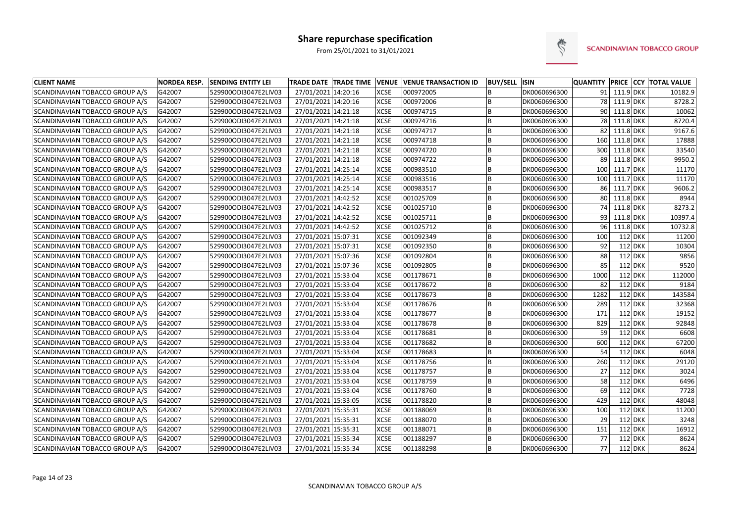# Share repurchase specification

From 25/01/2021 to 31/01/2021

SCANDINAVIAN TOBACCO GROUP

| CLIENT NAME | NORDEA RESP. | SENDING ENTITY LEI | TRADE DATE | TRADE TIME | VENUE | VENUE TRANSACTION ID | BUY/SELL | ISIN | QUANTITY | PRICE | CCY | TOTAL VALUE |
|---|---|---|---|---|---|---|---|---|---|---|---|---|
| SCANDINAVIAN TOBACCO GROUP A/S | G42007 | 529900ODI3047E2LIV03 | 27/01/2021 | 14:20:16 | XCSE | 000972005 | B | DK0060696300 | 91 | 111.9 | DKK | 10182.9 |
| SCANDINAVIAN TOBACCO GROUP A/S | G42007 | 529900ODI3047E2LIV03 | 27/01/2021 | 14:20:16 | XCSE | 000972006 | B | DK0060696300 | 78 | 111.9 | DKK | 8728.2 |
| SCANDINAVIAN TOBACCO GROUP A/S | G42007 | 529900ODI3047E2LIV03 | 27/01/2021 | 14:21:18 | XCSE | 000974715 | B | DK0060696300 | 90 | 111.8 | DKK | 10062 |
| SCANDINAVIAN TOBACCO GROUP A/S | G42007 | 529900ODI3047E2LIV03 | 27/01/2021 | 14:21:18 | XCSE | 000974716 | B | DK0060696300 | 78 | 111.8 | DKK | 8720.4 |
| SCANDINAVIAN TOBACCO GROUP A/S | G42007 | 529900ODI3047E2LIV03 | 27/01/2021 | 14:21:18 | XCSE | 000974717 | B | DK0060696300 | 82 | 111.8 | DKK | 9167.6 |
| SCANDINAVIAN TOBACCO GROUP A/S | G42007 | 529900ODI3047E2LIV03 | 27/01/2021 | 14:21:18 | XCSE | 000974718 | B | DK0060696300 | 160 | 111.8 | DKK | 17888 |
| SCANDINAVIAN TOBACCO GROUP A/S | G42007 | 529900ODI3047E2LIV03 | 27/01/2021 | 14:21:18 | XCSE | 000974720 | B | DK0060696300 | 300 | 111.8 | DKK | 33540 |
| SCANDINAVIAN TOBACCO GROUP A/S | G42007 | 529900ODI3047E2LIV03 | 27/01/2021 | 14:21:18 | XCSE | 000974722 | B | DK0060696300 | 89 | 111.8 | DKK | 9950.2 |
| SCANDINAVIAN TOBACCO GROUP A/S | G42007 | 529900ODI3047E2LIV03 | 27/01/2021 | 14:25:14 | XCSE | 000983510 | B | DK0060696300 | 100 | 111.7 | DKK | 11170 |
| SCANDINAVIAN TOBACCO GROUP A/S | G42007 | 529900ODI3047E2LIV03 | 27/01/2021 | 14:25:14 | XCSE | 000983516 | B | DK0060696300 | 100 | 111.7 | DKK | 11170 |
| SCANDINAVIAN TOBACCO GROUP A/S | G42007 | 529900ODI3047E2LIV03 | 27/01/2021 | 14:25:14 | XCSE | 000983517 | B | DK0060696300 | 86 | 111.7 | DKK | 9606.2 |
| SCANDINAVIAN TOBACCO GROUP A/S | G42007 | 529900ODI3047E2LIV03 | 27/01/2021 | 14:42:52 | XCSE | 001025709 | B | DK0060696300 | 80 | 111.8 | DKK | 8944 |
| SCANDINAVIAN TOBACCO GROUP A/S | G42007 | 529900ODI3047E2LIV03 | 27/01/2021 | 14:42:52 | XCSE | 001025710 | B | DK0060696300 | 74 | 111.8 | DKK | 8273.2 |
| SCANDINAVIAN TOBACCO GROUP A/S | G42007 | 529900ODI3047E2LIV03 | 27/01/2021 | 14:42:52 | XCSE | 001025711 | B | DK0060696300 | 93 | 111.8 | DKK | 10397.4 |
| SCANDINAVIAN TOBACCO GROUP A/S | G42007 | 529900ODI3047E2LIV03 | 27/01/2021 | 14:42:52 | XCSE | 001025712 | B | DK0060696300 | 96 | 111.8 | DKK | 10732.8 |
| SCANDINAVIAN TOBACCO GROUP A/S | G42007 | 529900ODI3047E2LIV03 | 27/01/2021 | 15:07:31 | XCSE | 001092349 | B | DK0060696300 | 100 | 112 | DKK | 11200 |
| SCANDINAVIAN TOBACCO GROUP A/S | G42007 | 529900ODI3047E2LIV03 | 27/01/2021 | 15:07:31 | XCSE | 001092350 | B | DK0060696300 | 92 | 112 | DKK | 10304 |
| SCANDINAVIAN TOBACCO GROUP A/S | G42007 | 529900ODI3047E2LIV03 | 27/01/2021 | 15:07:36 | XCSE | 001092804 | B | DK0060696300 | 88 | 112 | DKK | 9856 |
| SCANDINAVIAN TOBACCO GROUP A/S | G42007 | 529900ODI3047E2LIV03 | 27/01/2021 | 15:07:36 | XCSE | 001092805 | B | DK0060696300 | 85 | 112 | DKK | 9520 |
| SCANDINAVIAN TOBACCO GROUP A/S | G42007 | 529900ODI3047E2LIV03 | 27/01/2021 | 15:33:04 | XCSE | 001178671 | B | DK0060696300 | 1000 | 112 | DKK | 112000 |
| SCANDINAVIAN TOBACCO GROUP A/S | G42007 | 529900ODI3047E2LIV03 | 27/01/2021 | 15:33:04 | XCSE | 001178672 | B | DK0060696300 | 82 | 112 | DKK | 9184 |
| SCANDINAVIAN TOBACCO GROUP A/S | G42007 | 529900ODI3047E2LIV03 | 27/01/2021 | 15:33:04 | XCSE | 001178673 | B | DK0060696300 | 1282 | 112 | DKK | 143584 |
| SCANDINAVIAN TOBACCO GROUP A/S | G42007 | 529900ODI3047E2LIV03 | 27/01/2021 | 15:33:04 | XCSE | 001178676 | B | DK0060696300 | 289 | 112 | DKK | 32368 |
| SCANDINAVIAN TOBACCO GROUP A/S | G42007 | 529900ODI3047E2LIV03 | 27/01/2021 | 15:33:04 | XCSE | 001178677 | B | DK0060696300 | 171 | 112 | DKK | 19152 |
| SCANDINAVIAN TOBACCO GROUP A/S | G42007 | 529900ODI3047E2LIV03 | 27/01/2021 | 15:33:04 | XCSE | 001178678 | B | DK0060696300 | 829 | 112 | DKK | 92848 |
| SCANDINAVIAN TOBACCO GROUP A/S | G42007 | 529900ODI3047E2LIV03 | 27/01/2021 | 15:33:04 | XCSE | 001178681 | B | DK0060696300 | 59 | 112 | DKK | 6608 |
| SCANDINAVIAN TOBACCO GROUP A/S | G42007 | 529900ODI3047E2LIV03 | 27/01/2021 | 15:33:04 | XCSE | 001178682 | B | DK0060696300 | 600 | 112 | DKK | 67200 |
| SCANDINAVIAN TOBACCO GROUP A/S | G42007 | 529900ODI3047E2LIV03 | 27/01/2021 | 15:33:04 | XCSE | 001178683 | B | DK0060696300 | 54 | 112 | DKK | 6048 |
| SCANDINAVIAN TOBACCO GROUP A/S | G42007 | 529900ODI3047E2LIV03 | 27/01/2021 | 15:33:04 | XCSE | 001178756 | B | DK0060696300 | 260 | 112 | DKK | 29120 |
| SCANDINAVIAN TOBACCO GROUP A/S | G42007 | 529900ODI3047E2LIV03 | 27/01/2021 | 15:33:04 | XCSE | 001178757 | B | DK0060696300 | 27 | 112 | DKK | 3024 |
| SCANDINAVIAN TOBACCO GROUP A/S | G42007 | 529900ODI3047E2LIV03 | 27/01/2021 | 15:33:04 | XCSE | 001178759 | B | DK0060696300 | 58 | 112 | DKK | 6496 |
| SCANDINAVIAN TOBACCO GROUP A/S | G42007 | 529900ODI3047E2LIV03 | 27/01/2021 | 15:33:04 | XCSE | 001178760 | B | DK0060696300 | 69 | 112 | DKK | 7728 |
| SCANDINAVIAN TOBACCO GROUP A/S | G42007 | 529900ODI3047E2LIV03 | 27/01/2021 | 15:33:05 | XCSE | 001178820 | B | DK0060696300 | 429 | 112 | DKK | 48048 |
| SCANDINAVIAN TOBACCO GROUP A/S | G42007 | 529900ODI3047E2LIV03 | 27/01/2021 | 15:35:31 | XCSE | 001188069 | B | DK0060696300 | 100 | 112 | DKK | 11200 |
| SCANDINAVIAN TOBACCO GROUP A/S | G42007 | 529900ODI3047E2LIV03 | 27/01/2021 | 15:35:31 | XCSE | 001188070 | B | DK0060696300 | 29 | 112 | DKK | 3248 |
| SCANDINAVIAN TOBACCO GROUP A/S | G42007 | 529900ODI3047E2LIV03 | 27/01/2021 | 15:35:31 | XCSE | 001188071 | B | DK0060696300 | 151 | 112 | DKK | 16912 |
| SCANDINAVIAN TOBACCO GROUP A/S | G42007 | 529900ODI3047E2LIV03 | 27/01/2021 | 15:35:34 | XCSE | 001188297 | B | DK0060696300 | 77 | 112 | DKK | 8624 |
| SCANDINAVIAN TOBACCO GROUP A/S | G42007 | 529900ODI3047E2LIV03 | 27/01/2021 | 15:35:34 | XCSE | 001188298 | B | DK0060696300 | 77 | 112 | DKK | 8624 |

SCANDINAVIAN TOBACCO GROUP A/S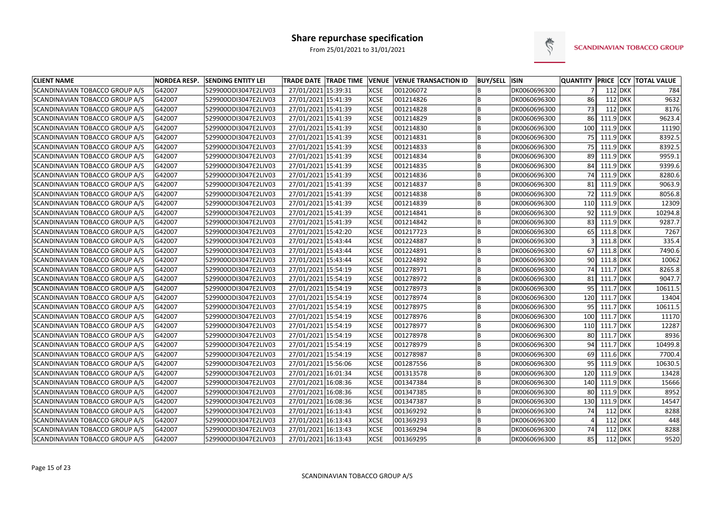# Share repurchase specification

From 25/01/2021 to 31/01/2021

SCANDINAVIAN TOBACCO GROUP

| CLIENT NAME | NORDEA RESP. | SENDING ENTITY LEI | TRADE DATE | TRADE TIME | VENUE | VENUE TRANSACTION ID | BUY/SELL | ISIN | QUANTITY | PRICE | CCY | TOTAL VALUE |
|---|---|---|---|---|---|---|---|---|---|---|---|---|
| SCANDINAVIAN TOBACCO GROUP A/S | G42007 | 529900ODI3047E2LIV03 | 27/01/2021 | 15:39:31 | XCSE | 001206072 | B | DK0060696300 | 7 | 112 | DKK | 784 |
| SCANDINAVIAN TOBACCO GROUP A/S | G42007 | 529900ODI3047E2LIV03 | 27/01/2021 | 15:41:39 | XCSE | 001214826 | B | DK0060696300 | 86 | 112 | DKK | 9632 |
| SCANDINAVIAN TOBACCO GROUP A/S | G42007 | 529900ODI3047E2LIV03 | 27/01/2021 | 15:41:39 | XCSE | 001214828 | B | DK0060696300 | 73 | 112 | DKK | 8176 |
| SCANDINAVIAN TOBACCO GROUP A/S | G42007 | 529900ODI3047E2LIV03 | 27/01/2021 | 15:41:39 | XCSE | 001214829 | B | DK0060696300 | 86 | 111.9 | DKK | 9623.4 |
| SCANDINAVIAN TOBACCO GROUP A/S | G42007 | 529900ODI3047E2LIV03 | 27/01/2021 | 15:41:39 | XCSE | 001214830 | B | DK0060696300 | 100 | 111.9 | DKK | 11190 |
| SCANDINAVIAN TOBACCO GROUP A/S | G42007 | 529900ODI3047E2LIV03 | 27/01/2021 | 15:41:39 | XCSE | 001214831 | B | DK0060696300 | 75 | 111.9 | DKK | 8392.5 |
| SCANDINAVIAN TOBACCO GROUP A/S | G42007 | 529900ODI3047E2LIV03 | 27/01/2021 | 15:41:39 | XCSE | 001214833 | B | DK0060696300 | 75 | 111.9 | DKK | 8392.5 |
| SCANDINAVIAN TOBACCO GROUP A/S | G42007 | 529900ODI3047E2LIV03 | 27/01/2021 | 15:41:39 | XCSE | 001214834 | B | DK0060696300 | 89 | 111.9 | DKK | 9959.1 |
| SCANDINAVIAN TOBACCO GROUP A/S | G42007 | 529900ODI3047E2LIV03 | 27/01/2021 | 15:41:39 | XCSE | 001214835 | B | DK0060696300 | 84 | 111.9 | DKK | 9399.6 |
| SCANDINAVIAN TOBACCO GROUP A/S | G42007 | 529900ODI3047E2LIV03 | 27/01/2021 | 15:41:39 | XCSE | 001214836 | B | DK0060696300 | 74 | 111.9 | DKK | 8280.6 |
| SCANDINAVIAN TOBACCO GROUP A/S | G42007 | 529900ODI3047E2LIV03 | 27/01/2021 | 15:41:39 | XCSE | 001214837 | B | DK0060696300 | 81 | 111.9 | DKK | 9063.9 |
| SCANDINAVIAN TOBACCO GROUP A/S | G42007 | 529900ODI3047E2LIV03 | 27/01/2021 | 15:41:39 | XCSE | 001214838 | B | DK0060696300 | 72 | 111.9 | DKK | 8056.8 |
| SCANDINAVIAN TOBACCO GROUP A/S | G42007 | 529900ODI3047E2LIV03 | 27/01/2021 | 15:41:39 | XCSE | 001214839 | B | DK0060696300 | 110 | 111.9 | DKK | 12309 |
| SCANDINAVIAN TOBACCO GROUP A/S | G42007 | 529900ODI3047E2LIV03 | 27/01/2021 | 15:41:39 | XCSE | 001214841 | B | DK0060696300 | 92 | 111.9 | DKK | 10294.8 |
| SCANDINAVIAN TOBACCO GROUP A/S | G42007 | 529900ODI3047E2LIV03 | 27/01/2021 | 15:41:39 | XCSE | 001214842 | B | DK0060696300 | 83 | 111.9 | DKK | 9287.7 |
| SCANDINAVIAN TOBACCO GROUP A/S | G42007 | 529900ODI3047E2LIV03 | 27/01/2021 | 15:42:20 | XCSE | 001217723 | B | DK0060696300 | 65 | 111.8 | DKK | 7267 |
| SCANDINAVIAN TOBACCO GROUP A/S | G42007 | 529900ODI3047E2LIV03 | 27/01/2021 | 15:43:44 | XCSE | 001224887 | B | DK0060696300 | 3 | 111.8 | DKK | 335.4 |
| SCANDINAVIAN TOBACCO GROUP A/S | G42007 | 529900ODI3047E2LIV03 | 27/01/2021 | 15:43:44 | XCSE | 001224891 | B | DK0060696300 | 67 | 111.8 | DKK | 7490.6 |
| SCANDINAVIAN TOBACCO GROUP A/S | G42007 | 529900ODI3047E2LIV03 | 27/01/2021 | 15:43:44 | XCSE | 001224892 | B | DK0060696300 | 90 | 111.8 | DKK | 10062 |
| SCANDINAVIAN TOBACCO GROUP A/S | G42007 | 529900ODI3047E2LIV03 | 27/01/2021 | 15:54:19 | XCSE | 001278971 | B | DK0060696300 | 74 | 111.7 | DKK | 8265.8 |
| SCANDINAVIAN TOBACCO GROUP A/S | G42007 | 529900ODI3047E2LIV03 | 27/01/2021 | 15:54:19 | XCSE | 001278972 | B | DK0060696300 | 81 | 111.7 | DKK | 9047.7 |
| SCANDINAVIAN TOBACCO GROUP A/S | G42007 | 529900ODI3047E2LIV03 | 27/01/2021 | 15:54:19 | XCSE | 001278973 | B | DK0060696300 | 95 | 111.7 | DKK | 10611.5 |
| SCANDINAVIAN TOBACCO GROUP A/S | G42007 | 529900ODI3047E2LIV03 | 27/01/2021 | 15:54:19 | XCSE | 001278974 | B | DK0060696300 | 120 | 111.7 | DKK | 13404 |
| SCANDINAVIAN TOBACCO GROUP A/S | G42007 | 529900ODI3047E2LIV03 | 27/01/2021 | 15:54:19 | XCSE | 001278975 | B | DK0060696300 | 95 | 111.7 | DKK | 10611.5 |
| SCANDINAVIAN TOBACCO GROUP A/S | G42007 | 529900ODI3047E2LIV03 | 27/01/2021 | 15:54:19 | XCSE | 001278976 | B | DK0060696300 | 100 | 111.7 | DKK | 11170 |
| SCANDINAVIAN TOBACCO GROUP A/S | G42007 | 529900ODI3047E2LIV03 | 27/01/2021 | 15:54:19 | XCSE | 001278977 | B | DK0060696300 | 110 | 111.7 | DKK | 12287 |
| SCANDINAVIAN TOBACCO GROUP A/S | G42007 | 529900ODI3047E2LIV03 | 27/01/2021 | 15:54:19 | XCSE | 001278978 | B | DK0060696300 | 80 | 111.7 | DKK | 8936 |
| SCANDINAVIAN TOBACCO GROUP A/S | G42007 | 529900ODI3047E2LIV03 | 27/01/2021 | 15:54:19 | XCSE | 001278979 | B | DK0060696300 | 94 | 111.7 | DKK | 10499.8 |
| SCANDINAVIAN TOBACCO GROUP A/S | G42007 | 529900ODI3047E2LIV03 | 27/01/2021 | 15:54:19 | XCSE | 001278987 | B | DK0060696300 | 69 | 111.6 | DKK | 7700.4 |
| SCANDINAVIAN TOBACCO GROUP A/S | G42007 | 529900ODI3047E2LIV03 | 27/01/2021 | 15:56:06 | XCSE | 001287556 | B | DK0060696300 | 95 | 111.9 | DKK | 10630.5 |
| SCANDINAVIAN TOBACCO GROUP A/S | G42007 | 529900ODI3047E2LIV03 | 27/01/2021 | 16:01:34 | XCSE | 001313578 | B | DK0060696300 | 120 | 111.9 | DKK | 13428 |
| SCANDINAVIAN TOBACCO GROUP A/S | G42007 | 529900ODI3047E2LIV03 | 27/01/2021 | 16:08:36 | XCSE | 001347384 | B | DK0060696300 | 140 | 111.9 | DKK | 15666 |
| SCANDINAVIAN TOBACCO GROUP A/S | G42007 | 529900ODI3047E2LIV03 | 27/01/2021 | 16:08:36 | XCSE | 001347385 | B | DK0060696300 | 80 | 111.9 | DKK | 8952 |
| SCANDINAVIAN TOBACCO GROUP A/S | G42007 | 529900ODI3047E2LIV03 | 27/01/2021 | 16:08:36 | XCSE | 001347387 | B | DK0060696300 | 130 | 111.9 | DKK | 14547 |
| SCANDINAVIAN TOBACCO GROUP A/S | G42007 | 529900ODI3047E2LIV03 | 27/01/2021 | 16:13:43 | XCSE | 001369292 | B | DK0060696300 | 74 | 112 | DKK | 8288 |
| SCANDINAVIAN TOBACCO GROUP A/S | G42007 | 529900ODI3047E2LIV03 | 27/01/2021 | 16:13:43 | XCSE | 001369293 | B | DK0060696300 | 4 | 112 | DKK | 448 |
| SCANDINAVIAN TOBACCO GROUP A/S | G42007 | 529900ODI3047E2LIV03 | 27/01/2021 | 16:13:43 | XCSE | 001369294 | B | DK0060696300 | 74 | 112 | DKK | 8288 |
| SCANDINAVIAN TOBACCO GROUP A/S | G42007 | 529900ODI3047E2LIV03 | 27/01/2021 | 16:13:43 | XCSE | 001369295 | B | DK0060696300 | 85 | 112 | DKK | 9520 |

SCANDINAVIAN TOBACCO GROUP A/S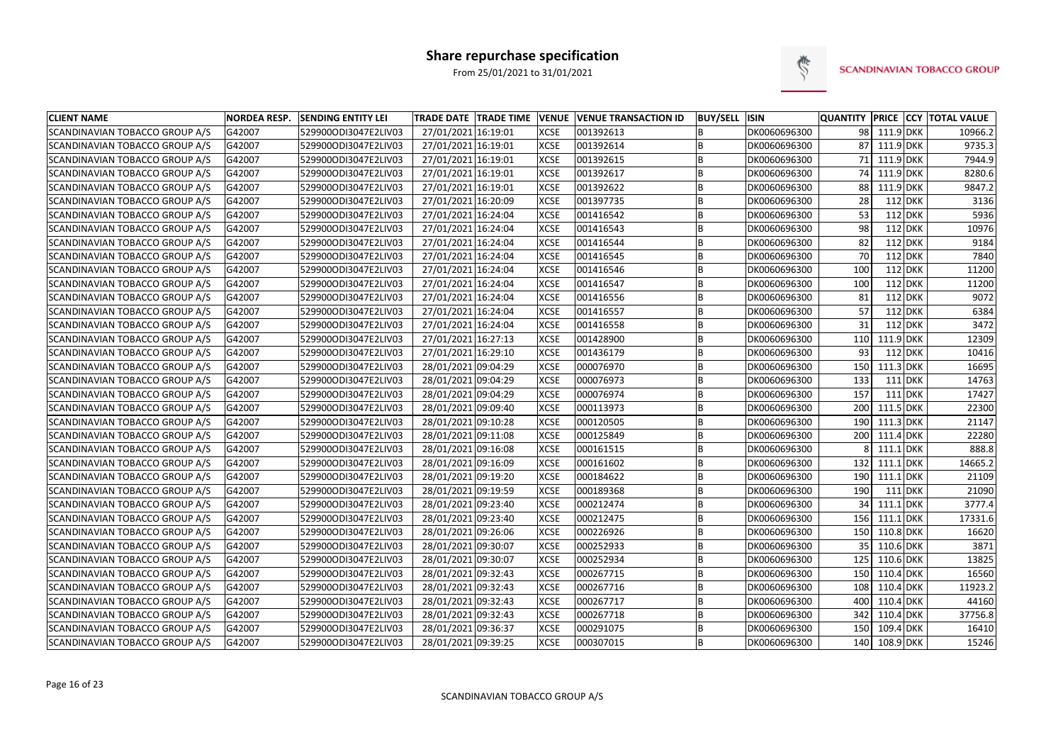# Share repurchase specification

From 25/01/2021 to 31/01/2021

SCANDINAVIAN TOBACCO GROUP

| CLIENT NAME | NORDEA RESP. | SENDING ENTITY LEI | TRADE DATE | TRADE TIME | VENUE | VENUE TRANSACTION ID | BUY/SELL | ISIN | QUANTITY | PRICE | CCY | TOTAL VALUE |
|---|---|---|---|---|---|---|---|---|---|---|---|---|
| SCANDINAVIAN TOBACCO GROUP A/S | G42007 | 529900ODI3047E2LIV03 | 27/01/2021 | 16:19:01 | XCSE | 001392613 | B | DK0060696300 | 98 | 111.9 | DKK | 10966.2 |
| SCANDINAVIAN TOBACCO GROUP A/S | G42007 | 529900ODI3047E2LIV03 | 27/01/2021 | 16:19:01 | XCSE | 001392614 | B | DK0060696300 | 87 | 111.9 | DKK | 9735.3 |
| SCANDINAVIAN TOBACCO GROUP A/S | G42007 | 529900ODI3047E2LIV03 | 27/01/2021 | 16:19:01 | XCSE | 001392615 | B | DK0060696300 | 71 | 111.9 | DKK | 7944.9 |
| SCANDINAVIAN TOBACCO GROUP A/S | G42007 | 529900ODI3047E2LIV03 | 27/01/2021 | 16:19:01 | XCSE | 001392617 | B | DK0060696300 | 74 | 111.9 | DKK | 8280.6 |
| SCANDINAVIAN TOBACCO GROUP A/S | G42007 | 529900ODI3047E2LIV03 | 27/01/2021 | 16:19:01 | XCSE | 001392622 | B | DK0060696300 | 88 | 111.9 | DKK | 9847.2 |
| SCANDINAVIAN TOBACCO GROUP A/S | G42007 | 529900ODI3047E2LIV03 | 27/01/2021 | 16:20:09 | XCSE | 001397735 | B | DK0060696300 | 28 | 112 | DKK | 3136 |
| SCANDINAVIAN TOBACCO GROUP A/S | G42007 | 529900ODI3047E2LIV03 | 27/01/2021 | 16:24:04 | XCSE | 001416542 | B | DK0060696300 | 53 | 112 | DKK | 5936 |
| SCANDINAVIAN TOBACCO GROUP A/S | G42007 | 529900ODI3047E2LIV03 | 27/01/2021 | 16:24:04 | XCSE | 001416543 | B | DK0060696300 | 98 | 112 | DKK | 10976 |
| SCANDINAVIAN TOBACCO GROUP A/S | G42007 | 529900ODI3047E2LIV03 | 27/01/2021 | 16:24:04 | XCSE | 001416544 | B | DK0060696300 | 82 | 112 | DKK | 9184 |
| SCANDINAVIAN TOBACCO GROUP A/S | G42007 | 529900ODI3047E2LIV03 | 27/01/2021 | 16:24:04 | XCSE | 001416545 | B | DK0060696300 | 70 | 112 | DKK | 7840 |
| SCANDINAVIAN TOBACCO GROUP A/S | G42007 | 529900ODI3047E2LIV03 | 27/01/2021 | 16:24:04 | XCSE | 001416546 | B | DK0060696300 | 100 | 112 | DKK | 11200 |
| SCANDINAVIAN TOBACCO GROUP A/S | G42007 | 529900ODI3047E2LIV03 | 27/01/2021 | 16:24:04 | XCSE | 001416547 | B | DK0060696300 | 100 | 112 | DKK | 11200 |
| SCANDINAVIAN TOBACCO GROUP A/S | G42007 | 529900ODI3047E2LIV03 | 27/01/2021 | 16:24:04 | XCSE | 001416556 | B | DK0060696300 | 81 | 112 | DKK | 9072 |
| SCANDINAVIAN TOBACCO GROUP A/S | G42007 | 529900ODI3047E2LIV03 | 27/01/2021 | 16:24:04 | XCSE | 001416557 | B | DK0060696300 | 57 | 112 | DKK | 6384 |
| SCANDINAVIAN TOBACCO GROUP A/S | G42007 | 529900ODI3047E2LIV03 | 27/01/2021 | 16:24:04 | XCSE | 001416558 | B | DK0060696300 | 31 | 112 | DKK | 3472 |
| SCANDINAVIAN TOBACCO GROUP A/S | G42007 | 529900ODI3047E2LIV03 | 27/01/2021 | 16:27:13 | XCSE | 001428900 | B | DK0060696300 | 110 | 111.9 | DKK | 12309 |
| SCANDINAVIAN TOBACCO GROUP A/S | G42007 | 529900ODI3047E2LIV03 | 27/01/2021 | 16:29:10 | XCSE | 001436179 | B | DK0060696300 | 93 | 112 | DKK | 10416 |
| SCANDINAVIAN TOBACCO GROUP A/S | G42007 | 529900ODI3047E2LIV03 | 28/01/2021 | 09:04:29 | XCSE | 000076970 | B | DK0060696300 | 150 | 111.3 | DKK | 16695 |
| SCANDINAVIAN TOBACCO GROUP A/S | G42007 | 529900ODI3047E2LIV03 | 28/01/2021 | 09:04:29 | XCSE | 000076973 | B | DK0060696300 | 133 | 111 | DKK | 14763 |
| SCANDINAVIAN TOBACCO GROUP A/S | G42007 | 529900ODI3047E2LIV03 | 28/01/2021 | 09:04:29 | XCSE | 000076974 | B | DK0060696300 | 157 | 111 | DKK | 17427 |
| SCANDINAVIAN TOBACCO GROUP A/S | G42007 | 529900ODI3047E2LIV03 | 28/01/2021 | 09:09:40 | XCSE | 000113973 | B | DK0060696300 | 200 | 111.5 | DKK | 22300 |
| SCANDINAVIAN TOBACCO GROUP A/S | G42007 | 529900ODI3047E2LIV03 | 28/01/2021 | 09:10:28 | XCSE | 000120505 | B | DK0060696300 | 190 | 111.3 | DKK | 21147 |
| SCANDINAVIAN TOBACCO GROUP A/S | G42007 | 529900ODI3047E2LIV03 | 28/01/2021 | 09:11:08 | XCSE | 000125849 | B | DK0060696300 | 200 | 111.4 | DKK | 22280 |
| SCANDINAVIAN TOBACCO GROUP A/S | G42007 | 529900ODI3047E2LIV03 | 28/01/2021 | 09:16:08 | XCSE | 000161515 | B | DK0060696300 | 8 | 111.1 | DKK | 888.8 |
| SCANDINAVIAN TOBACCO GROUP A/S | G42007 | 529900ODI3047E2LIV03 | 28/01/2021 | 09:16:09 | XCSE | 000161602 | B | DK0060696300 | 132 | 111.1 | DKK | 14665.2 |
| SCANDINAVIAN TOBACCO GROUP A/S | G42007 | 529900ODI3047E2LIV03 | 28/01/2021 | 09:19:20 | XCSE | 000184622 | B | DK0060696300 | 190 | 111.1 | DKK | 21109 |
| SCANDINAVIAN TOBACCO GROUP A/S | G42007 | 529900ODI3047E2LIV03 | 28/01/2021 | 09:19:59 | XCSE | 000189368 | B | DK0060696300 | 190 | 111 | DKK | 21090 |
| SCANDINAVIAN TOBACCO GROUP A/S | G42007 | 529900ODI3047E2LIV03 | 28/01/2021 | 09:23:40 | XCSE | 000212474 | B | DK0060696300 | 34 | 111.1 | DKK | 3777.4 |
| SCANDINAVIAN TOBACCO GROUP A/S | G42007 | 529900ODI3047E2LIV03 | 28/01/2021 | 09:23:40 | XCSE | 000212475 | B | DK0060696300 | 156 | 111.1 | DKK | 17331.6 |
| SCANDINAVIAN TOBACCO GROUP A/S | G42007 | 529900ODI3047E2LIV03 | 28/01/2021 | 09:26:06 | XCSE | 000226926 | B | DK0060696300 | 150 | 110.8 | DKK | 16620 |
| SCANDINAVIAN TOBACCO GROUP A/S | G42007 | 529900ODI3047E2LIV03 | 28/01/2021 | 09:30:07 | XCSE | 000252933 | B | DK0060696300 | 35 | 110.6 | DKK | 3871 |
| SCANDINAVIAN TOBACCO GROUP A/S | G42007 | 529900ODI3047E2LIV03 | 28/01/2021 | 09:30:07 | XCSE | 000252934 | B | DK0060696300 | 125 | 110.6 | DKK | 13825 |
| SCANDINAVIAN TOBACCO GROUP A/S | G42007 | 529900ODI3047E2LIV03 | 28/01/2021 | 09:32:43 | XCSE | 000267715 | B | DK0060696300 | 150 | 110.4 | DKK | 16560 |
| SCANDINAVIAN TOBACCO GROUP A/S | G42007 | 529900ODI3047E2LIV03 | 28/01/2021 | 09:32:43 | XCSE | 000267716 | B | DK0060696300 | 108 | 110.4 | DKK | 11923.2 |
| SCANDINAVIAN TOBACCO GROUP A/S | G42007 | 529900ODI3047E2LIV03 | 28/01/2021 | 09:32:43 | XCSE | 000267717 | B | DK0060696300 | 400 | 110.4 | DKK | 44160 |
| SCANDINAVIAN TOBACCO GROUP A/S | G42007 | 529900ODI3047E2LIV03 | 28/01/2021 | 09:32:43 | XCSE | 000267718 | B | DK0060696300 | 342 | 110.4 | DKK | 37756.8 |
| SCANDINAVIAN TOBACCO GROUP A/S | G42007 | 529900ODI3047E2LIV03 | 28/01/2021 | 09:36:37 | XCSE | 000291075 | B | DK0060696300 | 150 | 109.4 | DKK | 16410 |
| SCANDINAVIAN TOBACCO GROUP A/S | G42007 | 529900ODI3047E2LIV03 | 28/01/2021 | 09:39:25 | XCSE | 000307015 | B | DK0060696300 | 140 | 108.9 | DKK | 15246 |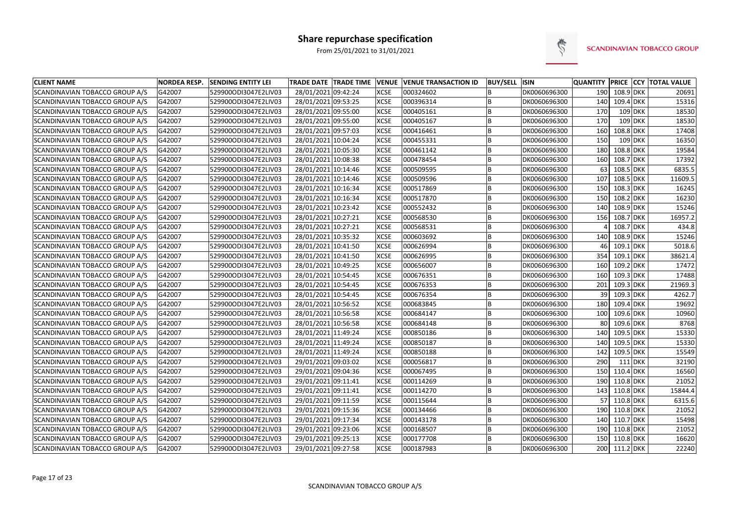# Share repurchase specification

From 25/01/2021 to 31/01/2021

SCANDINAVIAN TOBACCO GROUP

| CLIENT NAME | NORDEA RESP. | SENDING ENTITY LEI | TRADE DATE | TRADE TIME | VENUE | VENUE TRANSACTION ID | BUY/SELL | ISIN | QUANTITY | PRICE | CCY | TOTAL VALUE |
|---|---|---|---|---|---|---|---|---|---|---|---|---|
| SCANDINAVIAN TOBACCO GROUP A/S | G42007 | 529900ODI3047E2LIV03 | 28/01/2021 | 09:42:24 | XCSE | 000324602 | B | DK0060696300 | 190 | 108.9 | DKK | 20691 |
| SCANDINAVIAN TOBACCO GROUP A/S | G42007 | 529900ODI3047E2LIV03 | 28/01/2021 | 09:53:25 | XCSE | 000396314 | B | DK0060696300 | 140 | 109.4 | DKK | 15316 |
| SCANDINAVIAN TOBACCO GROUP A/S | G42007 | 529900ODI3047E2LIV03 | 28/01/2021 | 09:55:00 | XCSE | 000405161 | B | DK0060696300 | 170 | 109 | DKK | 18530 |
| SCANDINAVIAN TOBACCO GROUP A/S | G42007 | 529900ODI3047E2LIV03 | 28/01/2021 | 09:55:00 | XCSE | 000405167 | B | DK0060696300 | 170 | 109 | DKK | 18530 |
| SCANDINAVIAN TOBACCO GROUP A/S | G42007 | 529900ODI3047E2LIV03 | 28/01/2021 | 09:57:03 | XCSE | 000416461 | B | DK0060696300 | 160 | 108.8 | DKK | 17408 |
| SCANDINAVIAN TOBACCO GROUP A/S | G42007 | 529900ODI3047E2LIV03 | 28/01/2021 | 10:04:24 | XCSE | 000455331 | B | DK0060696300 | 150 | 109 | DKK | 16350 |
| SCANDINAVIAN TOBACCO GROUP A/S | G42007 | 529900ODI3047E2LIV03 | 28/01/2021 | 10:05:30 | XCSE | 000461142 | B | DK0060696300 | 180 | 108.8 | DKK | 19584 |
| SCANDINAVIAN TOBACCO GROUP A/S | G42007 | 529900ODI3047E2LIV03 | 28/01/2021 | 10:08:38 | XCSE | 000478454 | B | DK0060696300 | 160 | 108.7 | DKK | 17392 |
| SCANDINAVIAN TOBACCO GROUP A/S | G42007 | 529900ODI3047E2LIV03 | 28/01/2021 | 10:14:46 | XCSE | 000509595 | B | DK0060696300 | 63 | 108.5 | DKK | 6835.5 |
| SCANDINAVIAN TOBACCO GROUP A/S | G42007 | 529900ODI3047E2LIV03 | 28/01/2021 | 10:14:46 | XCSE | 000509596 | B | DK0060696300 | 107 | 108.5 | DKK | 11609.5 |
| SCANDINAVIAN TOBACCO GROUP A/S | G42007 | 529900ODI3047E2LIV03 | 28/01/2021 | 10:16:34 | XCSE | 000517869 | B | DK0060696300 | 150 | 108.3 | DKK | 16245 |
| SCANDINAVIAN TOBACCO GROUP A/S | G42007 | 529900ODI3047E2LIV03 | 28/01/2021 | 10:16:34 | XCSE | 000517870 | B | DK0060696300 | 150 | 108.2 | DKK | 16230 |
| SCANDINAVIAN TOBACCO GROUP A/S | G42007 | 529900ODI3047E2LIV03 | 28/01/2021 | 10:23:42 | XCSE | 000552432 | B | DK0060696300 | 140 | 108.9 | DKK | 15246 |
| SCANDINAVIAN TOBACCO GROUP A/S | G42007 | 529900ODI3047E2LIV03 | 28/01/2021 | 10:27:21 | XCSE | 000568530 | B | DK0060696300 | 156 | 108.7 | DKK | 16957.2 |
| SCANDINAVIAN TOBACCO GROUP A/S | G42007 | 529900ODI3047E2LIV03 | 28/01/2021 | 10:27:21 | XCSE | 000568531 | B | DK0060696300 | 4 | 108.7 | DKK | 434.8 |
| SCANDINAVIAN TOBACCO GROUP A/S | G42007 | 529900ODI3047E2LIV03 | 28/01/2021 | 10:35:32 | XCSE | 000603692 | B | DK0060696300 | 140 | 108.9 | DKK | 15246 |
| SCANDINAVIAN TOBACCO GROUP A/S | G42007 | 529900ODI3047E2LIV03 | 28/01/2021 | 10:41:50 | XCSE | 000626994 | B | DK0060696300 | 46 | 109.1 | DKK | 5018.6 |
| SCANDINAVIAN TOBACCO GROUP A/S | G42007 | 529900ODI3047E2LIV03 | 28/01/2021 | 10:41:50 | XCSE | 000626995 | B | DK0060696300 | 354 | 109.1 | DKK | 38621.4 |
| SCANDINAVIAN TOBACCO GROUP A/S | G42007 | 529900ODI3047E2LIV03 | 28/01/2021 | 10:49:25 | XCSE | 000656007 | B | DK0060696300 | 160 | 109.2 | DKK | 17472 |
| SCANDINAVIAN TOBACCO GROUP A/S | G42007 | 529900ODI3047E2LIV03 | 28/01/2021 | 10:54:45 | XCSE | 000676351 | B | DK0060696300 | 160 | 109.3 | DKK | 17488 |
| SCANDINAVIAN TOBACCO GROUP A/S | G42007 | 529900ODI3047E2LIV03 | 28/01/2021 | 10:54:45 | XCSE | 000676353 | B | DK0060696300 | 201 | 109.3 | DKK | 21969.3 |
| SCANDINAVIAN TOBACCO GROUP A/S | G42007 | 529900ODI3047E2LIV03 | 28/01/2021 | 10:54:45 | XCSE | 000676354 | B | DK0060696300 | 39 | 109.3 | DKK | 4262.7 |
| SCANDINAVIAN TOBACCO GROUP A/S | G42007 | 529900ODI3047E2LIV03 | 28/01/2021 | 10:56:52 | XCSE | 000683845 | B | DK0060696300 | 180 | 109.4 | DKK | 19692 |
| SCANDINAVIAN TOBACCO GROUP A/S | G42007 | 529900ODI3047E2LIV03 | 28/01/2021 | 10:56:58 | XCSE | 000684147 | B | DK0060696300 | 100 | 109.6 | DKK | 10960 |
| SCANDINAVIAN TOBACCO GROUP A/S | G42007 | 529900ODI3047E2LIV03 | 28/01/2021 | 10:56:58 | XCSE | 000684148 | B | DK0060696300 | 80 | 109.6 | DKK | 8768 |
| SCANDINAVIAN TOBACCO GROUP A/S | G42007 | 529900ODI3047E2LIV03 | 28/01/2021 | 11:49:24 | XCSE | 000850186 | B | DK0060696300 | 140 | 109.5 | DKK | 15330 |
| SCANDINAVIAN TOBACCO GROUP A/S | G42007 | 529900ODI3047E2LIV03 | 28/01/2021 | 11:49:24 | XCSE | 000850187 | B | DK0060696300 | 140 | 109.5 | DKK | 15330 |
| SCANDINAVIAN TOBACCO GROUP A/S | G42007 | 529900ODI3047E2LIV03 | 28/01/2021 | 11:49:24 | XCSE | 000850188 | B | DK0060696300 | 142 | 109.5 | DKK | 15549 |
| SCANDINAVIAN TOBACCO GROUP A/S | G42007 | 529900ODI3047E2LIV03 | 29/01/2021 | 09:03:02 | XCSE | 000056817 | B | DK0060696300 | 290 | 111 | DKK | 32190 |
| SCANDINAVIAN TOBACCO GROUP A/S | G42007 | 529900ODI3047E2LIV03 | 29/01/2021 | 09:04:36 | XCSE | 000067495 | B | DK0060696300 | 150 | 110.4 | DKK | 16560 |
| SCANDINAVIAN TOBACCO GROUP A/S | G42007 | 529900ODI3047E2LIV03 | 29/01/2021 | 09:11:41 | XCSE | 000114269 | B | DK0060696300 | 190 | 110.8 | DKK | 21052 |
| SCANDINAVIAN TOBACCO GROUP A/S | G42007 | 529900ODI3047E2LIV03 | 29/01/2021 | 09:11:41 | XCSE | 000114270 | B | DK0060696300 | 143 | 110.8 | DKK | 15844.4 |
| SCANDINAVIAN TOBACCO GROUP A/S | G42007 | 529900ODI3047E2LIV03 | 29/01/2021 | 09:11:59 | XCSE | 000115644 | B | DK0060696300 | 57 | 110.8 | DKK | 6315.6 |
| SCANDINAVIAN TOBACCO GROUP A/S | G42007 | 529900ODI3047E2LIV03 | 29/01/2021 | 09:15:36 | XCSE | 000134466 | B | DK0060696300 | 190 | 110.8 | DKK | 21052 |
| SCANDINAVIAN TOBACCO GROUP A/S | G42007 | 529900ODI3047E2LIV03 | 29/01/2021 | 09:17:34 | XCSE | 000143178 | B | DK0060696300 | 140 | 110.7 | DKK | 15498 |
| SCANDINAVIAN TOBACCO GROUP A/S | G42007 | 529900ODI3047E2LIV03 | 29/01/2021 | 09:23:06 | XCSE | 000168507 | B | DK0060696300 | 190 | 110.8 | DKK | 21052 |
| SCANDINAVIAN TOBACCO GROUP A/S | G42007 | 529900ODI3047E2LIV03 | 29/01/2021 | 09:25:13 | XCSE | 000177708 | B | DK0060696300 | 150 | 110.8 | DKK | 16620 |
| SCANDINAVIAN TOBACCO GROUP A/S | G42007 | 529900ODI3047E2LIV03 | 29/01/2021 | 09:27:58 | XCSE | 000187983 | B | DK0060696300 | 200 | 111.2 | DKK | 22240 |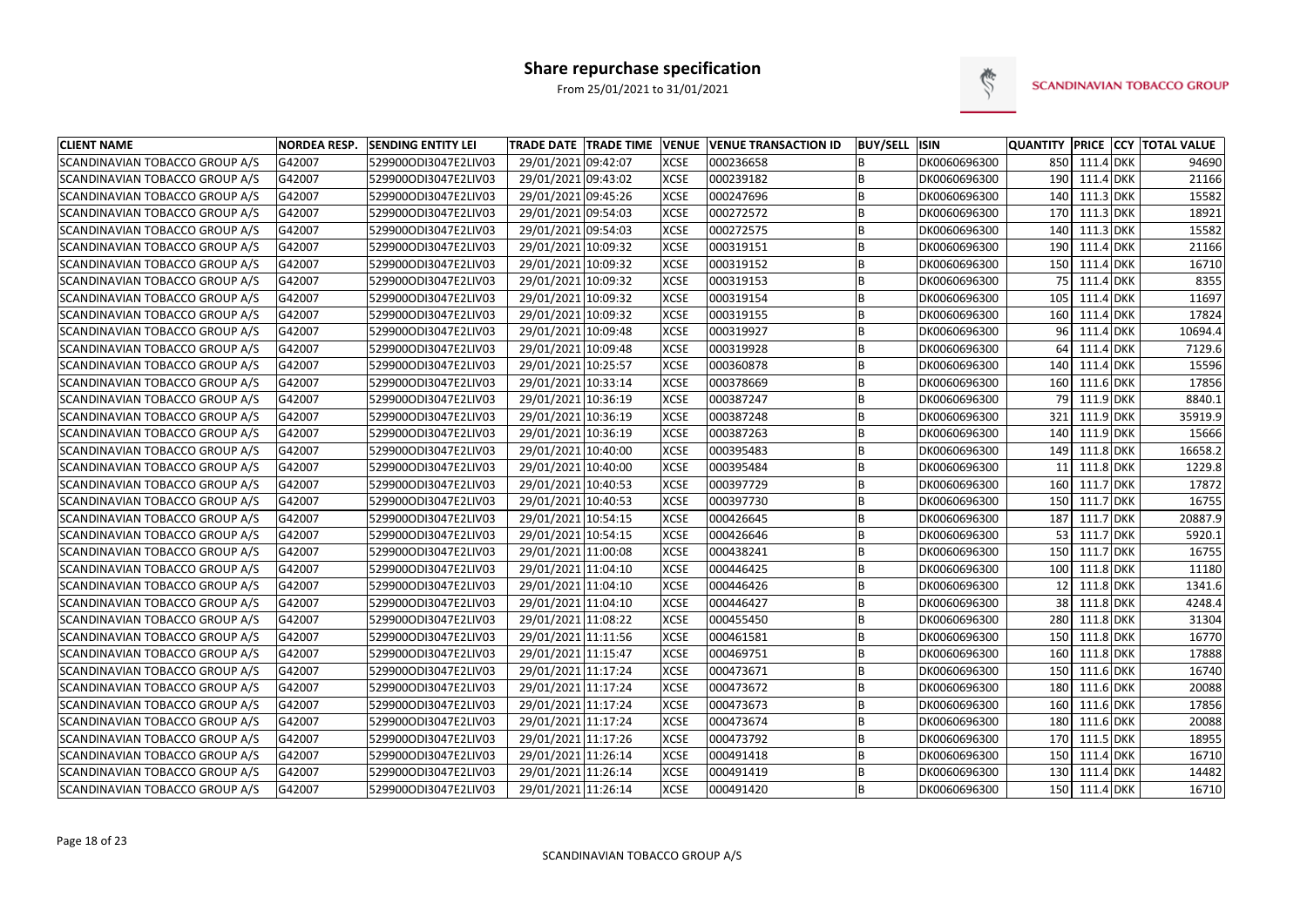# Share repurchase specification

From 25/01/2021 to 31/01/2021

SCANDINAVIAN TOBACCO GROUP

| CLIENT NAME | NORDEA RESP. | SENDING ENTITY LEI | TRADE DATE | TRADE TIME | VENUE | VENUE TRANSACTION ID | BUY/SELL | ISIN | QUANTITY | PRICE | CCY | TOTAL VALUE |
|---|---|---|---|---|---|---|---|---|---|---|---|---|
| SCANDINAVIAN TOBACCO GROUP A/S | G42007 | 529900ODI3047E2LIV03 | 29/01/2021 | 09:42:07 | XCSE | 000236658 | B | DK0060696300 | 850 | 111.4 | DKK | 94690 |
| SCANDINAVIAN TOBACCO GROUP A/S | G42007 | 529900ODI3047E2LIV03 | 29/01/2021 | 09:43:02 | XCSE | 000239182 | B | DK0060696300 | 190 | 111.4 | DKK | 21166 |
| SCANDINAVIAN TOBACCO GROUP A/S | G42007 | 529900ODI3047E2LIV03 | 29/01/2021 | 09:45:26 | XCSE | 000247696 | B | DK0060696300 | 140 | 111.3 | DKK | 15582 |
| SCANDINAVIAN TOBACCO GROUP A/S | G42007 | 529900ODI3047E2LIV03 | 29/01/2021 | 09:54:03 | XCSE | 000272572 | B | DK0060696300 | 170 | 111.3 | DKK | 18921 |
| SCANDINAVIAN TOBACCO GROUP A/S | G42007 | 529900ODI3047E2LIV03 | 29/01/2021 | 09:54:03 | XCSE | 000272575 | B | DK0060696300 | 140 | 111.3 | DKK | 15582 |
| SCANDINAVIAN TOBACCO GROUP A/S | G42007 | 529900ODI3047E2LIV03 | 29/01/2021 | 10:09:32 | XCSE | 000319151 | B | DK0060696300 | 190 | 111.4 | DKK | 21166 |
| SCANDINAVIAN TOBACCO GROUP A/S | G42007 | 529900ODI3047E2LIV03 | 29/01/2021 | 10:09:32 | XCSE | 000319152 | B | DK0060696300 | 150 | 111.4 | DKK | 16710 |
| SCANDINAVIAN TOBACCO GROUP A/S | G42007 | 529900ODI3047E2LIV03 | 29/01/2021 | 10:09:32 | XCSE | 000319153 | B | DK0060696300 | 75 | 111.4 | DKK | 8355 |
| SCANDINAVIAN TOBACCO GROUP A/S | G42007 | 529900ODI3047E2LIV03 | 29/01/2021 | 10:09:32 | XCSE | 000319154 | B | DK0060696300 | 105 | 111.4 | DKK | 11697 |
| SCANDINAVIAN TOBACCO GROUP A/S | G42007 | 529900ODI3047E2LIV03 | 29/01/2021 | 10:09:32 | XCSE | 000319155 | B | DK0060696300 | 160 | 111.4 | DKK | 17824 |
| SCANDINAVIAN TOBACCO GROUP A/S | G42007 | 529900ODI3047E2LIV03 | 29/01/2021 | 10:09:48 | XCSE | 000319927 | B | DK0060696300 | 96 | 111.4 | DKK | 10694.4 |
| SCANDINAVIAN TOBACCO GROUP A/S | G42007 | 529900ODI3047E2LIV03 | 29/01/2021 | 10:09:48 | XCSE | 000319928 | B | DK0060696300 | 64 | 111.4 | DKK | 7129.6 |
| SCANDINAVIAN TOBACCO GROUP A/S | G42007 | 529900ODI3047E2LIV03 | 29/01/2021 | 10:25:57 | XCSE | 000360878 | B | DK0060696300 | 140 | 111.4 | DKK | 15596 |
| SCANDINAVIAN TOBACCO GROUP A/S | G42007 | 529900ODI3047E2LIV03 | 29/01/2021 | 10:33:14 | XCSE | 000378669 | B | DK0060696300 | 160 | 111.6 | DKK | 17856 |
| SCANDINAVIAN TOBACCO GROUP A/S | G42007 | 529900ODI3047E2LIV03 | 29/01/2021 | 10:36:19 | XCSE | 000387247 | B | DK0060696300 | 79 | 111.9 | DKK | 8840.1 |
| SCANDINAVIAN TOBACCO GROUP A/S | G42007 | 529900ODI3047E2LIV03 | 29/01/2021 | 10:36:19 | XCSE | 000387248 | B | DK0060696300 | 321 | 111.9 | DKK | 35919.9 |
| SCANDINAVIAN TOBACCO GROUP A/S | G42007 | 529900ODI3047E2LIV03 | 29/01/2021 | 10:36:19 | XCSE | 000387263 | B | DK0060696300 | 140 | 111.9 | DKK | 15666 |
| SCANDINAVIAN TOBACCO GROUP A/S | G42007 | 529900ODI3047E2LIV03 | 29/01/2021 | 10:40:00 | XCSE | 000395483 | B | DK0060696300 | 149 | 111.8 | DKK | 16658.2 |
| SCANDINAVIAN TOBACCO GROUP A/S | G42007 | 529900ODI3047E2LIV03 | 29/01/2021 | 10:40:00 | XCSE | 000395484 | B | DK0060696300 | 11 | 111.8 | DKK | 1229.8 |
| SCANDINAVIAN TOBACCO GROUP A/S | G42007 | 529900ODI3047E2LIV03 | 29/01/2021 | 10:40:53 | XCSE | 000397729 | B | DK0060696300 | 160 | 111.7 | DKK | 17872 |
| SCANDINAVIAN TOBACCO GROUP A/S | G42007 | 529900ODI3047E2LIV03 | 29/01/2021 | 10:40:53 | XCSE | 000397730 | B | DK0060696300 | 150 | 111.7 | DKK | 16755 |
| SCANDINAVIAN TOBACCO GROUP A/S | G42007 | 529900ODI3047E2LIV03 | 29/01/2021 | 10:54:15 | XCSE | 000426645 | B | DK0060696300 | 187 | 111.7 | DKK | 20887.9 |
| SCANDINAVIAN TOBACCO GROUP A/S | G42007 | 529900ODI3047E2LIV03 | 29/01/2021 | 10:54:15 | XCSE | 000426646 | B | DK0060696300 | 53 | 111.7 | DKK | 5920.1 |
| SCANDINAVIAN TOBACCO GROUP A/S | G42007 | 529900ODI3047E2LIV03 | 29/01/2021 | 11:00:08 | XCSE | 000438241 | B | DK0060696300 | 150 | 111.7 | DKK | 16755 |
| SCANDINAVIAN TOBACCO GROUP A/S | G42007 | 529900ODI3047E2LIV03 | 29/01/2021 | 11:04:10 | XCSE | 000446425 | B | DK0060696300 | 100 | 111.8 | DKK | 11180 |
| SCANDINAVIAN TOBACCO GROUP A/S | G42007 | 529900ODI3047E2LIV03 | 29/01/2021 | 11:04:10 | XCSE | 000446426 | B | DK0060696300 | 12 | 111.8 | DKK | 1341.6 |
| SCANDINAVIAN TOBACCO GROUP A/S | G42007 | 529900ODI3047E2LIV03 | 29/01/2021 | 11:04:10 | XCSE | 000446427 | B | DK0060696300 | 38 | 111.8 | DKK | 4248.4 |
| SCANDINAVIAN TOBACCO GROUP A/S | G42007 | 529900ODI3047E2LIV03 | 29/01/2021 | 11:08:22 | XCSE | 000455450 | B | DK0060696300 | 280 | 111.8 | DKK | 31304 |
| SCANDINAVIAN TOBACCO GROUP A/S | G42007 | 529900ODI3047E2LIV03 | 29/01/2021 | 11:11:56 | XCSE | 000461581 | B | DK0060696300 | 150 | 111.8 | DKK | 16770 |
| SCANDINAVIAN TOBACCO GROUP A/S | G42007 | 529900ODI3047E2LIV03 | 29/01/2021 | 11:15:47 | XCSE | 000469751 | B | DK0060696300 | 160 | 111.8 | DKK | 17888 |
| SCANDINAVIAN TOBACCO GROUP A/S | G42007 | 529900ODI3047E2LIV03 | 29/01/2021 | 11:17:24 | XCSE | 000473671 | B | DK0060696300 | 150 | 111.6 | DKK | 16740 |
| SCANDINAVIAN TOBACCO GROUP A/S | G42007 | 529900ODI3047E2LIV03 | 29/01/2021 | 11:17:24 | XCSE | 000473672 | B | DK0060696300 | 180 | 111.6 | DKK | 20088 |
| SCANDINAVIAN TOBACCO GROUP A/S | G42007 | 529900ODI3047E2LIV03 | 29/01/2021 | 11:17:24 | XCSE | 000473673 | B | DK0060696300 | 160 | 111.6 | DKK | 17856 |
| SCANDINAVIAN TOBACCO GROUP A/S | G42007 | 529900ODI3047E2LIV03 | 29/01/2021 | 11:17:24 | XCSE | 000473674 | B | DK0060696300 | 180 | 111.6 | DKK | 20088 |
| SCANDINAVIAN TOBACCO GROUP A/S | G42007 | 529900ODI3047E2LIV03 | 29/01/2021 | 11:17:26 | XCSE | 000473792 | B | DK0060696300 | 170 | 111.5 | DKK | 18955 |
| SCANDINAVIAN TOBACCO GROUP A/S | G42007 | 529900ODI3047E2LIV03 | 29/01/2021 | 11:26:14 | XCSE | 000491418 | B | DK0060696300 | 150 | 111.4 | DKK | 16710 |
| SCANDINAVIAN TOBACCO GROUP A/S | G42007 | 529900ODI3047E2LIV03 | 29/01/2021 | 11:26:14 | XCSE | 000491419 | B | DK0060696300 | 130 | 111.4 | DKK | 14482 |
| SCANDINAVIAN TOBACCO GROUP A/S | G42007 | 529900ODI3047E2LIV03 | 29/01/2021 | 11:26:14 | XCSE | 000491420 | B | DK0060696300 | 150 | 111.4 | DKK | 16710 |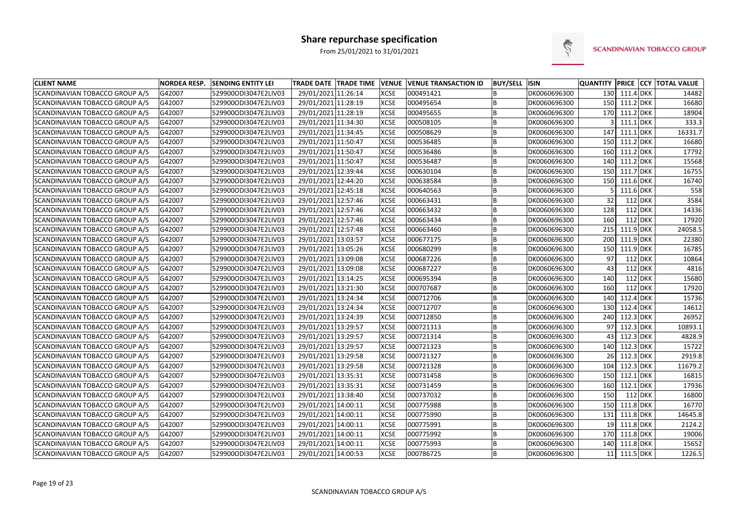# Share repurchase specification

From 25/01/2021 to 31/01/2021

SCANDINAVIAN TOBACCO GROUP

| CLIENT NAME | NORDEA RESP. | SENDING ENTITY LEI | TRADE DATE | TRADE TIME | VENUE | VENUE TRANSACTION ID | BUY/SELL | ISIN | QUANTITY | PRICE | CCY | TOTAL VALUE |
|---|---|---|---|---|---|---|---|---|---|---|---|---|
| SCANDINAVIAN TOBACCO GROUP A/S | G42007 | 529900ODI3047E2LIV03 | 29/01/2021 | 11:26:14 | XCSE | 000491421 | B | DK0060696300 | 130 | 111.4 | DKK | 14482 |
| SCANDINAVIAN TOBACCO GROUP A/S | G42007 | 529900ODI3047E2LIV03 | 29/01/2021 | 11:28:19 | XCSE | 000495654 | B | DK0060696300 | 150 | 111.2 | DKK | 16680 |
| SCANDINAVIAN TOBACCO GROUP A/S | G42007 | 529900ODI3047E2LIV03 | 29/01/2021 | 11:28:19 | XCSE | 000495655 | B | DK0060696300 | 170 | 111.2 | DKK | 18904 |
| SCANDINAVIAN TOBACCO GROUP A/S | G42007 | 529900ODI3047E2LIV03 | 29/01/2021 | 11:34:30 | XCSE | 000508105 | B | DK0060696300 | 3 | 111.1 | DKK | 333.3 |
| SCANDINAVIAN TOBACCO GROUP A/S | G42007 | 529900ODI3047E2LIV03 | 29/01/2021 | 11:34:45 | XCSE | 000508629 | B | DK0060696300 | 147 | 111.1 | DKK | 16331.7 |
| SCANDINAVIAN TOBACCO GROUP A/S | G42007 | 529900ODI3047E2LIV03 | 29/01/2021 | 11:50:47 | XCSE | 000536485 | B | DK0060696300 | 150 | 111.2 | DKK | 16680 |
| SCANDINAVIAN TOBACCO GROUP A/S | G42007 | 529900ODI3047E2LIV03 | 29/01/2021 | 11:50:47 | XCSE | 000536486 | B | DK0060696300 | 160 | 111.2 | DKK | 17792 |
| SCANDINAVIAN TOBACCO GROUP A/S | G42007 | 529900ODI3047E2LIV03 | 29/01/2021 | 11:50:47 | XCSE | 000536487 | B | DK0060696300 | 140 | 111.2 | DKK | 15568 |
| SCANDINAVIAN TOBACCO GROUP A/S | G42007 | 529900ODI3047E2LIV03 | 29/01/2021 | 12:39:44 | XCSE | 000630104 | B | DK0060696300 | 150 | 111.7 | DKK | 16755 |
| SCANDINAVIAN TOBACCO GROUP A/S | G42007 | 529900ODI3047E2LIV03 | 29/01/2021 | 12:44:20 | XCSE | 000638584 | B | DK0060696300 | 150 | 111.6 | DKK | 16740 |
| SCANDINAVIAN TOBACCO GROUP A/S | G42007 | 529900ODI3047E2LIV03 | 29/01/2021 | 12:45:18 | XCSE | 000640563 | B | DK0060696300 | 5 | 111.6 | DKK | 558 |
| SCANDINAVIAN TOBACCO GROUP A/S | G42007 | 529900ODI3047E2LIV03 | 29/01/2021 | 12:57:46 | XCSE | 000663431 | B | DK0060696300 | 32 | 112 | DKK | 3584 |
| SCANDINAVIAN TOBACCO GROUP A/S | G42007 | 529900ODI3047E2LIV03 | 29/01/2021 | 12:57:46 | XCSE | 000663432 | B | DK0060696300 | 128 | 112 | DKK | 14336 |
| SCANDINAVIAN TOBACCO GROUP A/S | G42007 | 529900ODI3047E2LIV03 | 29/01/2021 | 12:57:46 | XCSE | 000663434 | B | DK0060696300 | 160 | 112 | DKK | 17920 |
| SCANDINAVIAN TOBACCO GROUP A/S | G42007 | 529900ODI3047E2LIV03 | 29/01/2021 | 12:57:48 | XCSE | 000663460 | B | DK0060696300 | 215 | 111.9 | DKK | 24058.5 |
| SCANDINAVIAN TOBACCO GROUP A/S | G42007 | 529900ODI3047E2LIV03 | 29/01/2021 | 13:03:57 | XCSE | 000677175 | B | DK0060696300 | 200 | 111.9 | DKK | 22380 |
| SCANDINAVIAN TOBACCO GROUP A/S | G42007 | 529900ODI3047E2LIV03 | 29/01/2021 | 13:05:26 | XCSE | 000680299 | B | DK0060696300 | 150 | 111.9 | DKK | 16785 |
| SCANDINAVIAN TOBACCO GROUP A/S | G42007 | 529900ODI3047E2LIV03 | 29/01/2021 | 13:09:08 | XCSE | 000687226 | B | DK0060696300 | 97 | 112 | DKK | 10864 |
| SCANDINAVIAN TOBACCO GROUP A/S | G42007 | 529900ODI3047E2LIV03 | 29/01/2021 | 13:09:08 | XCSE | 000687227 | B | DK0060696300 | 43 | 112 | DKK | 4816 |
| SCANDINAVIAN TOBACCO GROUP A/S | G42007 | 529900ODI3047E2LIV03 | 29/01/2021 | 13:14:25 | XCSE | 000695394 | B | DK0060696300 | 140 | 112 | DKK | 15680 |
| SCANDINAVIAN TOBACCO GROUP A/S | G42007 | 529900ODI3047E2LIV03 | 29/01/2021 | 13:21:30 | XCSE | 000707687 | B | DK0060696300 | 160 | 112 | DKK | 17920 |
| SCANDINAVIAN TOBACCO GROUP A/S | G42007 | 529900ODI3047E2LIV03 | 29/01/2021 | 13:24:34 | XCSE | 000712706 | B | DK0060696300 | 140 | 112.4 | DKK | 15736 |
| SCANDINAVIAN TOBACCO GROUP A/S | G42007 | 529900ODI3047E2LIV03 | 29/01/2021 | 13:24:34 | XCSE | 000712707 | B | DK0060696300 | 130 | 112.4 | DKK | 14612 |
| SCANDINAVIAN TOBACCO GROUP A/S | G42007 | 529900ODI3047E2LIV03 | 29/01/2021 | 13:24:39 | XCSE | 000712850 | B | DK0060696300 | 240 | 112.3 | DKK | 26952 |
| SCANDINAVIAN TOBACCO GROUP A/S | G42007 | 529900ODI3047E2LIV03 | 29/01/2021 | 13:29:57 | XCSE | 000721313 | B | DK0060696300 | 97 | 112.3 | DKK | 10893.1 |
| SCANDINAVIAN TOBACCO GROUP A/S | G42007 | 529900ODI3047E2LIV03 | 29/01/2021 | 13:29:57 | XCSE | 000721314 | B | DK0060696300 | 43 | 112.3 | DKK | 4828.9 |
| SCANDINAVIAN TOBACCO GROUP A/S | G42007 | 529900ODI3047E2LIV03 | 29/01/2021 | 13:29:57 | XCSE | 000721323 | B | DK0060696300 | 140 | 112.3 | DKK | 15722 |
| SCANDINAVIAN TOBACCO GROUP A/S | G42007 | 529900ODI3047E2LIV03 | 29/01/2021 | 13:29:58 | XCSE | 000721327 | B | DK0060696300 | 26 | 112.3 | DKK | 2919.8 |
| SCANDINAVIAN TOBACCO GROUP A/S | G42007 | 529900ODI3047E2LIV03 | 29/01/2021 | 13:29:58 | XCSE | 000721328 | B | DK0060696300 | 104 | 112.3 | DKK | 11679.2 |
| SCANDINAVIAN TOBACCO GROUP A/S | G42007 | 529900ODI3047E2LIV03 | 29/01/2021 | 13:35:31 | XCSE | 000731458 | B | DK0060696300 | 150 | 112.1 | DKK | 16815 |
| SCANDINAVIAN TOBACCO GROUP A/S | G42007 | 529900ODI3047E2LIV03 | 29/01/2021 | 13:35:31 | XCSE | 000731459 | B | DK0060696300 | 160 | 112.1 | DKK | 17936 |
| SCANDINAVIAN TOBACCO GROUP A/S | G42007 | 529900ODI3047E2LIV03 | 29/01/2021 | 13:38:40 | XCSE | 000737032 | B | DK0060696300 | 150 | 112 | DKK | 16800 |
| SCANDINAVIAN TOBACCO GROUP A/S | G42007 | 529900ODI3047E2LIV03 | 29/01/2021 | 14:00:11 | XCSE | 000775988 | B | DK0060696300 | 150 | 111.8 | DKK | 16770 |
| SCANDINAVIAN TOBACCO GROUP A/S | G42007 | 529900ODI3047E2LIV03 | 29/01/2021 | 14:00:11 | XCSE | 000775990 | B | DK0060696300 | 131 | 111.8 | DKK | 14645.8 |
| SCANDINAVIAN TOBACCO GROUP A/S | G42007 | 529900ODI3047E2LIV03 | 29/01/2021 | 14:00:11 | XCSE | 000775991 | B | DK0060696300 | 19 | 111.8 | DKK | 2124.2 |
| SCANDINAVIAN TOBACCO GROUP A/S | G42007 | 529900ODI3047E2LIV03 | 29/01/2021 | 14:00:11 | XCSE | 000775992 | B | DK0060696300 | 170 | 111.8 | DKK | 19006 |
| SCANDINAVIAN TOBACCO GROUP A/S | G42007 | 529900ODI3047E2LIV03 | 29/01/2021 | 14:00:11 | XCSE | 000775993 | B | DK0060696300 | 140 | 111.8 | DKK | 15652 |
| SCANDINAVIAN TOBACCO GROUP A/S | G42007 | 529900ODI3047E2LIV03 | 29/01/2021 | 14:00:53 | XCSE | 000786725 | B | DK0060696300 | 11 | 111.5 | DKK | 1226.5 |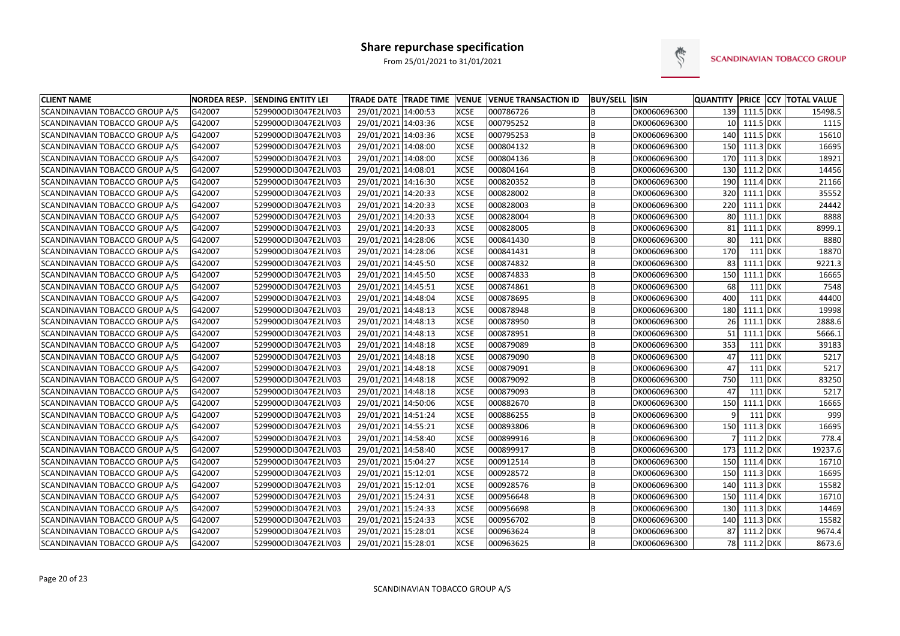# Share repurchase specification

From 25/01/2021 to 31/01/2021

SCANDINAVIAN TOBACCO GROUP

| CLIENT NAME | NORDEA RESP. | SENDING ENTITY LEI | TRADE DATE | TRADE TIME | VENUE | VENUE TRANSACTION ID | BUY/SELL | ISIN | QUANTITY | PRICE | CCY | TOTAL VALUE |
|---|---|---|---|---|---|---|---|---|---|---|---|---|
| SCANDINAVIAN TOBACCO GROUP A/S | G42007 | 529900ODI3047E2LIV03 | 29/01/2021 | 14:00:53 | XCSE | 000786726 | B | DK0060696300 | 139 | 111.5 | DKK | 15498.5 |
| SCANDINAVIAN TOBACCO GROUP A/S | G42007 | 529900ODI3047E2LIV03 | 29/01/2021 | 14:03:36 | XCSE | 000795252 | B | DK0060696300 | 10 | 111.5 | DKK | 1115 |
| SCANDINAVIAN TOBACCO GROUP A/S | G42007 | 529900ODI3047E2LIV03 | 29/01/2021 | 14:03:36 | XCSE | 000795253 | B | DK0060696300 | 140 | 111.5 | DKK | 15610 |
| SCANDINAVIAN TOBACCO GROUP A/S | G42007 | 529900ODI3047E2LIV03 | 29/01/2021 | 14:08:00 | XCSE | 000804132 | B | DK0060696300 | 150 | 111.3 | DKK | 16695 |
| SCANDINAVIAN TOBACCO GROUP A/S | G42007 | 529900ODI3047E2LIV03 | 29/01/2021 | 14:08:00 | XCSE | 000804136 | B | DK0060696300 | 170 | 111.3 | DKK | 18921 |
| SCANDINAVIAN TOBACCO GROUP A/S | G42007 | 529900ODI3047E2LIV03 | 29/01/2021 | 14:08:01 | XCSE | 000804164 | B | DK0060696300 | 130 | 111.2 | DKK | 14456 |
| SCANDINAVIAN TOBACCO GROUP A/S | G42007 | 529900ODI3047E2LIV03 | 29/01/2021 | 14:16:30 | XCSE | 000820352 | B | DK0060696300 | 190 | 111.4 | DKK | 21166 |
| SCANDINAVIAN TOBACCO GROUP A/S | G42007 | 529900ODI3047E2LIV03 | 29/01/2021 | 14:20:33 | XCSE | 000828002 | B | DK0060696300 | 320 | 111.1 | DKK | 35552 |
| SCANDINAVIAN TOBACCO GROUP A/S | G42007 | 529900ODI3047E2LIV03 | 29/01/2021 | 14:20:33 | XCSE | 000828003 | B | DK0060696300 | 220 | 111.1 | DKK | 24442 |
| SCANDINAVIAN TOBACCO GROUP A/S | G42007 | 529900ODI3047E2LIV03 | 29/01/2021 | 14:20:33 | XCSE | 000828004 | B | DK0060696300 | 80 | 111.1 | DKK | 8888 |
| SCANDINAVIAN TOBACCO GROUP A/S | G42007 | 529900ODI3047E2LIV03 | 29/01/2021 | 14:20:33 | XCSE | 000828005 | B | DK0060696300 | 81 | 111.1 | DKK | 8999.1 |
| SCANDINAVIAN TOBACCO GROUP A/S | G42007 | 529900ODI3047E2LIV03 | 29/01/2021 | 14:28:06 | XCSE | 000841430 | B | DK0060696300 | 80 | 111 | DKK | 8880 |
| SCANDINAVIAN TOBACCO GROUP A/S | G42007 | 529900ODI3047E2LIV03 | 29/01/2021 | 14:28:06 | XCSE | 000841431 | B | DK0060696300 | 170 | 111 | DKK | 18870 |
| SCANDINAVIAN TOBACCO GROUP A/S | G42007 | 529900ODI3047E2LIV03 | 29/01/2021 | 14:45:50 | XCSE | 000874832 | B | DK0060696300 | 83 | 111.1 | DKK | 9221.3 |
| SCANDINAVIAN TOBACCO GROUP A/S | G42007 | 529900ODI3047E2LIV03 | 29/01/2021 | 14:45:50 | XCSE | 000874833 | B | DK0060696300 | 150 | 111.1 | DKK | 16665 |
| SCANDINAVIAN TOBACCO GROUP A/S | G42007 | 529900ODI3047E2LIV03 | 29/01/2021 | 14:45:51 | XCSE | 000874861 | B | DK0060696300 | 68 | 111 | DKK | 7548 |
| SCANDINAVIAN TOBACCO GROUP A/S | G42007 | 529900ODI3047E2LIV03 | 29/01/2021 | 14:48:04 | XCSE | 000878695 | B | DK0060696300 | 400 | 111 | DKK | 44400 |
| SCANDINAVIAN TOBACCO GROUP A/S | G42007 | 529900ODI3047E2LIV03 | 29/01/2021 | 14:48:13 | XCSE | 000878948 | B | DK0060696300 | 180 | 111.1 | DKK | 19998 |
| SCANDINAVIAN TOBACCO GROUP A/S | G42007 | 529900ODI3047E2LIV03 | 29/01/2021 | 14:48:13 | XCSE | 000878950 | B | DK0060696300 | 26 | 111.1 | DKK | 2888.6 |
| SCANDINAVIAN TOBACCO GROUP A/S | G42007 | 529900ODI3047E2LIV03 | 29/01/2021 | 14:48:13 | XCSE | 000878951 | B | DK0060696300 | 51 | 111.1 | DKK | 5666.1 |
| SCANDINAVIAN TOBACCO GROUP A/S | G42007 | 529900ODI3047E2LIV03 | 29/01/2021 | 14:48:18 | XCSE | 000879089 | B | DK0060696300 | 353 | 111 | DKK | 39183 |
| SCANDINAVIAN TOBACCO GROUP A/S | G42007 | 529900ODI3047E2LIV03 | 29/01/2021 | 14:48:18 | XCSE | 000879090 | B | DK0060696300 | 47 | 111 | DKK | 5217 |
| SCANDINAVIAN TOBACCO GROUP A/S | G42007 | 529900ODI3047E2LIV03 | 29/01/2021 | 14:48:18 | XCSE | 000879091 | B | DK0060696300 | 47 | 111 | DKK | 5217 |
| SCANDINAVIAN TOBACCO GROUP A/S | G42007 | 529900ODI3047E2LIV03 | 29/01/2021 | 14:48:18 | XCSE | 000879092 | B | DK0060696300 | 750 | 111 | DKK | 83250 |
| SCANDINAVIAN TOBACCO GROUP A/S | G42007 | 529900ODI3047E2LIV03 | 29/01/2021 | 14:48:18 | XCSE | 000879093 | B | DK0060696300 | 47 | 111 | DKK | 5217 |
| SCANDINAVIAN TOBACCO GROUP A/S | G42007 | 529900ODI3047E2LIV03 | 29/01/2021 | 14:50:06 | XCSE | 000882670 | B | DK0060696300 | 150 | 111.1 | DKK | 16665 |
| SCANDINAVIAN TOBACCO GROUP A/S | G42007 | 529900ODI3047E2LIV03 | 29/01/2021 | 14:51:24 | XCSE | 000886255 | B | DK0060696300 | 9 | 111 | DKK | 999 |
| SCANDINAVIAN TOBACCO GROUP A/S | G42007 | 529900ODI3047E2LIV03 | 29/01/2021 | 14:55:21 | XCSE | 000893806 | B | DK0060696300 | 150 | 111.3 | DKK | 16695 |
| SCANDINAVIAN TOBACCO GROUP A/S | G42007 | 529900ODI3047E2LIV03 | 29/01/2021 | 14:58:40 | XCSE | 000899916 | B | DK0060696300 | 7 | 111.2 | DKK | 778.4 |
| SCANDINAVIAN TOBACCO GROUP A/S | G42007 | 529900ODI3047E2LIV03 | 29/01/2021 | 14:58:40 | XCSE | 000899917 | B | DK0060696300 | 173 | 111.2 | DKK | 19237.6 |
| SCANDINAVIAN TOBACCO GROUP A/S | G42007 | 529900ODI3047E2LIV03 | 29/01/2021 | 15:04:27 | XCSE | 000912514 | B | DK0060696300 | 150 | 111.4 | DKK | 16710 |
| SCANDINAVIAN TOBACCO GROUP A/S | G42007 | 529900ODI3047E2LIV03 | 29/01/2021 | 15:12:01 | XCSE | 000928572 | B | DK0060696300 | 150 | 111.3 | DKK | 16695 |
| SCANDINAVIAN TOBACCO GROUP A/S | G42007 | 529900ODI3047E2LIV03 | 29/01/2021 | 15:12:01 | XCSE | 000928576 | B | DK0060696300 | 140 | 111.3 | DKK | 15582 |
| SCANDINAVIAN TOBACCO GROUP A/S | G42007 | 529900ODI3047E2LIV03 | 29/01/2021 | 15:24:31 | XCSE | 000956648 | B | DK0060696300 | 150 | 111.4 | DKK | 16710 |
| SCANDINAVIAN TOBACCO GROUP A/S | G42007 | 529900ODI3047E2LIV03 | 29/01/2021 | 15:24:33 | XCSE | 000956698 | B | DK0060696300 | 130 | 111.3 | DKK | 14469 |
| SCANDINAVIAN TOBACCO GROUP A/S | G42007 | 529900ODI3047E2LIV03 | 29/01/2021 | 15:24:33 | XCSE | 000956702 | B | DK0060696300 | 140 | 111.3 | DKK | 15582 |
| SCANDINAVIAN TOBACCO GROUP A/S | G42007 | 529900ODI3047E2LIV03 | 29/01/2021 | 15:28:01 | XCSE | 000963624 | B | DK0060696300 | 87 | 111.2 | DKK | 9674.4 |
| SCANDINAVIAN TOBACCO GROUP A/S | G42007 | 529900ODI3047E2LIV03 | 29/01/2021 | 15:28:01 | XCSE | 000963625 | B | DK0060696300 | 78 | 111.2 | DKK | 8673.6 |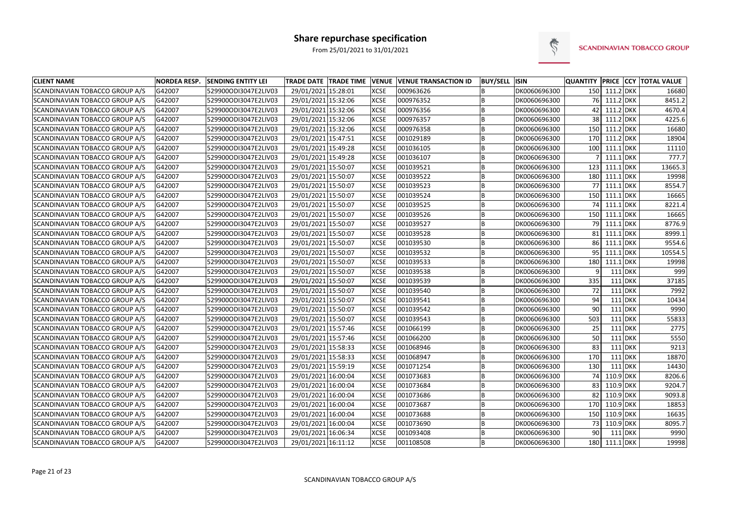# Share repurchase specification

From 25/01/2021 to 31/01/2021

SCANDINAVIAN TOBACCO GROUP

| CLIENT NAME | NORDEA RESP. | SENDING ENTITY LEI | TRADE DATE | TRADE TIME | VENUE | VENUE TRANSACTION ID | BUY/SELL | ISIN | QUANTITY | PRICE | CCY | TOTAL VALUE |
|---|---|---|---|---|---|---|---|---|---|---|---|---|
| SCANDINAVIAN TOBACCO GROUP A/S | G42007 | 529900ODI3047E2LIV03 | 29/01/2021 | 15:28:01 | XCSE | 000963626 | B | DK0060696300 | 150 | 111.2 | DKK | 16680 |
| SCANDINAVIAN TOBACCO GROUP A/S | G42007 | 529900ODI3047E2LIV03 | 29/01/2021 | 15:32:06 | XCSE | 000976352 | B | DK0060696300 | 76 | 111.2 | DKK | 8451.2 |
| SCANDINAVIAN TOBACCO GROUP A/S | G42007 | 529900ODI3047E2LIV03 | 29/01/2021 | 15:32:06 | XCSE | 000976356 | B | DK0060696300 | 42 | 111.2 | DKK | 4670.4 |
| SCANDINAVIAN TOBACCO GROUP A/S | G42007 | 529900ODI3047E2LIV03 | 29/01/2021 | 15:32:06 | XCSE | 000976357 | B | DK0060696300 | 38 | 111.2 | DKK | 4225.6 |
| SCANDINAVIAN TOBACCO GROUP A/S | G42007 | 529900ODI3047E2LIV03 | 29/01/2021 | 15:32:06 | XCSE | 000976358 | B | DK0060696300 | 150 | 111.2 | DKK | 16680 |
| SCANDINAVIAN TOBACCO GROUP A/S | G42007 | 529900ODI3047E2LIV03 | 29/01/2021 | 15:47:51 | XCSE | 001029189 | B | DK0060696300 | 170 | 111.2 | DKK | 18904 |
| SCANDINAVIAN TOBACCO GROUP A/S | G42007 | 529900ODI3047E2LIV03 | 29/01/2021 | 15:49:28 | XCSE | 001036105 | B | DK0060696300 | 100 | 111.1 | DKK | 11110 |
| SCANDINAVIAN TOBACCO GROUP A/S | G42007 | 529900ODI3047E2LIV03 | 29/01/2021 | 15:49:28 | XCSE | 001036107 | B | DK0060696300 | 7 | 111.1 | DKK | 777.7 |
| SCANDINAVIAN TOBACCO GROUP A/S | G42007 | 529900ODI3047E2LIV03 | 29/01/2021 | 15:50:07 | XCSE | 001039521 | B | DK0060696300 | 123 | 111.1 | DKK | 13665.3 |
| SCANDINAVIAN TOBACCO GROUP A/S | G42007 | 529900ODI3047E2LIV03 | 29/01/2021 | 15:50:07 | XCSE | 001039522 | B | DK0060696300 | 180 | 111.1 | DKK | 19998 |
| SCANDINAVIAN TOBACCO GROUP A/S | G42007 | 529900ODI3047E2LIV03 | 29/01/2021 | 15:50:07 | XCSE | 001039523 | B | DK0060696300 | 77 | 111.1 | DKK | 8554.7 |
| SCANDINAVIAN TOBACCO GROUP A/S | G42007 | 529900ODI3047E2LIV03 | 29/01/2021 | 15:50:07 | XCSE | 001039524 | B | DK0060696300 | 150 | 111.1 | DKK | 16665 |
| SCANDINAVIAN TOBACCO GROUP A/S | G42007 | 529900ODI3047E2LIV03 | 29/01/2021 | 15:50:07 | XCSE | 001039525 | B | DK0060696300 | 74 | 111.1 | DKK | 8221.4 |
| SCANDINAVIAN TOBACCO GROUP A/S | G42007 | 529900ODI3047E2LIV03 | 29/01/2021 | 15:50:07 | XCSE | 001039526 | B | DK0060696300 | 150 | 111.1 | DKK | 16665 |
| SCANDINAVIAN TOBACCO GROUP A/S | G42007 | 529900ODI3047E2LIV03 | 29/01/2021 | 15:50:07 | XCSE | 001039527 | B | DK0060696300 | 79 | 111.1 | DKK | 8776.9 |
| SCANDINAVIAN TOBACCO GROUP A/S | G42007 | 529900ODI3047E2LIV03 | 29/01/2021 | 15:50:07 | XCSE | 001039528 | B | DK0060696300 | 81 | 111.1 | DKK | 8999.1 |
| SCANDINAVIAN TOBACCO GROUP A/S | G42007 | 529900ODI3047E2LIV03 | 29/01/2021 | 15:50:07 | XCSE | 001039530 | B | DK0060696300 | 86 | 111.1 | DKK | 9554.6 |
| SCANDINAVIAN TOBACCO GROUP A/S | G42007 | 529900ODI3047E2LIV03 | 29/01/2021 | 15:50:07 | XCSE | 001039532 | B | DK0060696300 | 95 | 111.1 | DKK | 10554.5 |
| SCANDINAVIAN TOBACCO GROUP A/S | G42007 | 529900ODI3047E2LIV03 | 29/01/2021 | 15:50:07 | XCSE | 001039533 | B | DK0060696300 | 180 | 111.1 | DKK | 19998 |
| SCANDINAVIAN TOBACCO GROUP A/S | G42007 | 529900ODI3047E2LIV03 | 29/01/2021 | 15:50:07 | XCSE | 001039538 | B | DK0060696300 | 9 | 111 | DKK | 999 |
| SCANDINAVIAN TOBACCO GROUP A/S | G42007 | 529900ODI3047E2LIV03 | 29/01/2021 | 15:50:07 | XCSE | 001039539 | B | DK0060696300 | 335 | 111 | DKK | 37185 |
| SCANDINAVIAN TOBACCO GROUP A/S | G42007 | 529900ODI3047E2LIV03 | 29/01/2021 | 15:50:07 | XCSE | 001039540 | B | DK0060696300 | 72 | 111 | DKK | 7992 |
| SCANDINAVIAN TOBACCO GROUP A/S | G42007 | 529900ODI3047E2LIV03 | 29/01/2021 | 15:50:07 | XCSE | 001039541 | B | DK0060696300 | 94 | 111 | DKK | 10434 |
| SCANDINAVIAN TOBACCO GROUP A/S | G42007 | 529900ODI3047E2LIV03 | 29/01/2021 | 15:50:07 | XCSE | 001039542 | B | DK0060696300 | 90 | 111 | DKK | 9990 |
| SCANDINAVIAN TOBACCO GROUP A/S | G42007 | 529900ODI3047E2LIV03 | 29/01/2021 | 15:50:07 | XCSE | 001039543 | B | DK0060696300 | 503 | 111 | DKK | 55833 |
| SCANDINAVIAN TOBACCO GROUP A/S | G42007 | 529900ODI3047E2LIV03 | 29/01/2021 | 15:57:46 | XCSE | 001066199 | B | DK0060696300 | 25 | 111 | DKK | 2775 |
| SCANDINAVIAN TOBACCO GROUP A/S | G42007 | 529900ODI3047E2LIV03 | 29/01/2021 | 15:57:46 | XCSE | 001066200 | B | DK0060696300 | 50 | 111 | DKK | 5550 |
| SCANDINAVIAN TOBACCO GROUP A/S | G42007 | 529900ODI3047E2LIV03 | 29/01/2021 | 15:58:33 | XCSE | 001068946 | B | DK0060696300 | 83 | 111 | DKK | 9213 |
| SCANDINAVIAN TOBACCO GROUP A/S | G42007 | 529900ODI3047E2LIV03 | 29/01/2021 | 15:58:33 | XCSE | 001068947 | B | DK0060696300 | 170 | 111 | DKK | 18870 |
| SCANDINAVIAN TOBACCO GROUP A/S | G42007 | 529900ODI3047E2LIV03 | 29/01/2021 | 15:59:19 | XCSE | 001071254 | B | DK0060696300 | 130 | 111 | DKK | 14430 |
| SCANDINAVIAN TOBACCO GROUP A/S | G42007 | 529900ODI3047E2LIV03 | 29/01/2021 | 16:00:04 | XCSE | 001073683 | B | DK0060696300 | 74 | 110.9 | DKK | 8206.6 |
| SCANDINAVIAN TOBACCO GROUP A/S | G42007 | 529900ODI3047E2LIV03 | 29/01/2021 | 16:00:04 | XCSE | 001073684 | B | DK0060696300 | 83 | 110.9 | DKK | 9204.7 |
| SCANDINAVIAN TOBACCO GROUP A/S | G42007 | 529900ODI3047E2LIV03 | 29/01/2021 | 16:00:04 | XCSE | 001073686 | B | DK0060696300 | 82 | 110.9 | DKK | 9093.8 |
| SCANDINAVIAN TOBACCO GROUP A/S | G42007 | 529900ODI3047E2LIV03 | 29/01/2021 | 16:00:04 | XCSE | 001073687 | B | DK0060696300 | 170 | 110.9 | DKK | 18853 |
| SCANDINAVIAN TOBACCO GROUP A/S | G42007 | 529900ODI3047E2LIV03 | 29/01/2021 | 16:00:04 | XCSE | 001073688 | B | DK0060696300 | 150 | 110.9 | DKK | 16635 |
| SCANDINAVIAN TOBACCO GROUP A/S | G42007 | 529900ODI3047E2LIV03 | 29/01/2021 | 16:00:04 | XCSE | 001073690 | B | DK0060696300 | 73 | 110.9 | DKK | 8095.7 |
| SCANDINAVIAN TOBACCO GROUP A/S | G42007 | 529900ODI3047E2LIV03 | 29/01/2021 | 16:06:34 | XCSE | 001093408 | B | DK0060696300 | 90 | 111 | DKK | 9990 |
| SCANDINAVIAN TOBACCO GROUP A/S | G42007 | 529900ODI3047E2LIV03 | 29/01/2021 | 16:11:12 | XCSE | 001108508 | B | DK0060696300 | 180 | 111.1 | DKK | 19998 |

SCANDINAVIAN TOBACCO GROUP A/S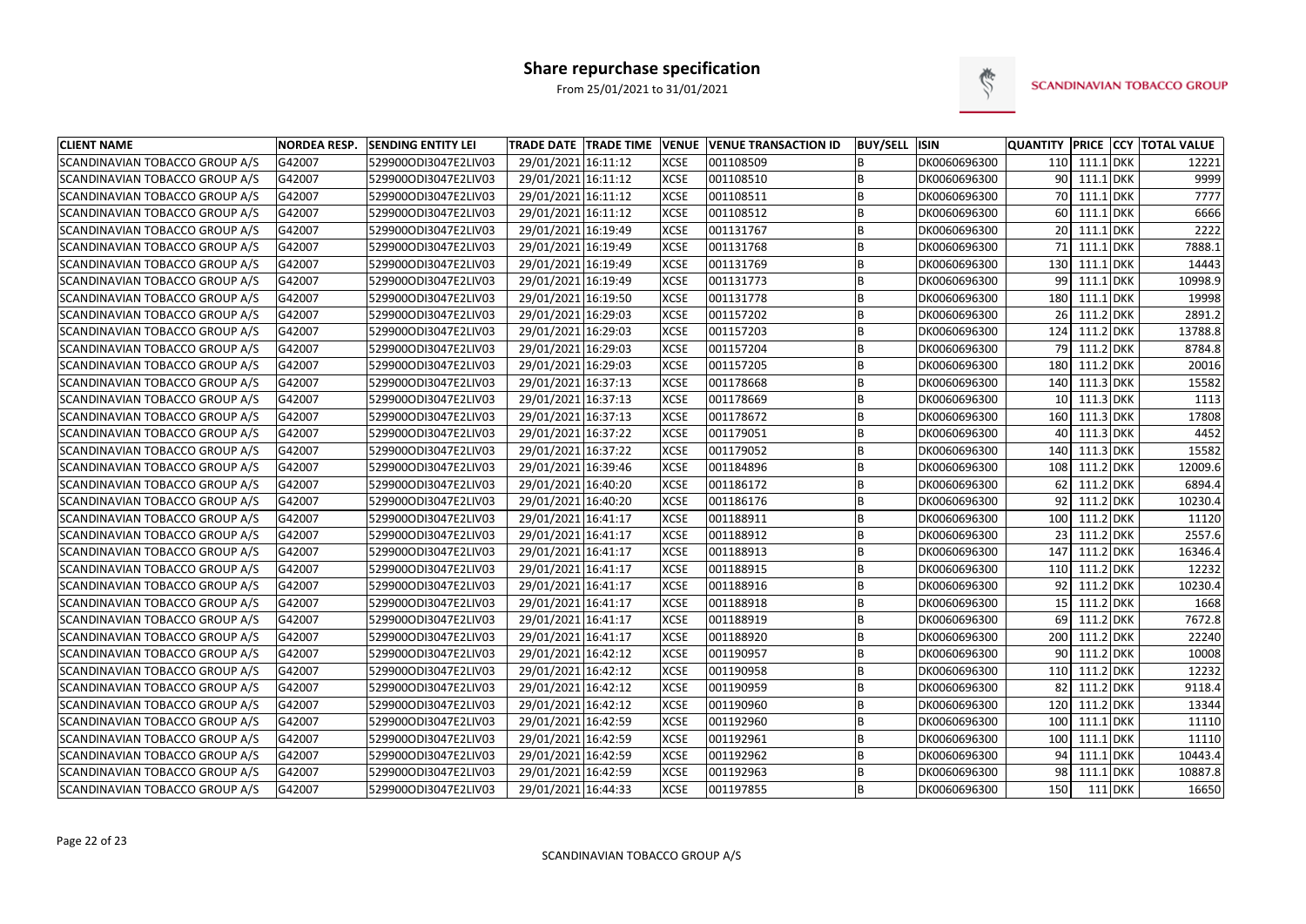# Share repurchase specification

From 25/01/2021 to 31/01/2021

SCANDINAVIAN TOBACCO GROUP

| CLIENT NAME | NORDEA RESP. | SENDING ENTITY LEI | TRADE DATE | TRADE TIME | VENUE | VENUE TRANSACTION ID | BUY/SELL | ISIN | QUANTITY | PRICE | CCY | TOTAL VALUE |
|---|---|---|---|---|---|---|---|---|---|---|---|---|
| SCANDINAVIAN TOBACCO GROUP A/S | G42007 | 529900ODI3047E2LIV03 | 29/01/2021 | 16:11:12 | XCSE | 001108509 | B | DK0060696300 | 110 | 111.1 | DKK | 12221 |
| SCANDINAVIAN TOBACCO GROUP A/S | G42007 | 529900ODI3047E2LIV03 | 29/01/2021 | 16:11:12 | XCSE | 001108510 | B | DK0060696300 | 90 | 111.1 | DKK | 9999 |
| SCANDINAVIAN TOBACCO GROUP A/S | G42007 | 529900ODI3047E2LIV03 | 29/01/2021 | 16:11:12 | XCSE | 001108511 | B | DK0060696300 | 70 | 111.1 | DKK | 7777 |
| SCANDINAVIAN TOBACCO GROUP A/S | G42007 | 529900ODI3047E2LIV03 | 29/01/2021 | 16:11:12 | XCSE | 001108512 | B | DK0060696300 | 60 | 111.1 | DKK | 6666 |
| SCANDINAVIAN TOBACCO GROUP A/S | G42007 | 529900ODI3047E2LIV03 | 29/01/2021 | 16:19:49 | XCSE | 001131767 | B | DK0060696300 | 20 | 111.1 | DKK | 2222 |
| SCANDINAVIAN TOBACCO GROUP A/S | G42007 | 529900ODI3047E2LIV03 | 29/01/2021 | 16:19:49 | XCSE | 001131768 | B | DK0060696300 | 71 | 111.1 | DKK | 7888.1 |
| SCANDINAVIAN TOBACCO GROUP A/S | G42007 | 529900ODI3047E2LIV03 | 29/01/2021 | 16:19:49 | XCSE | 001131769 | B | DK0060696300 | 130 | 111.1 | DKK | 14443 |
| SCANDINAVIAN TOBACCO GROUP A/S | G42007 | 529900ODI3047E2LIV03 | 29/01/2021 | 16:19:49 | XCSE | 001131773 | B | DK0060696300 | 99 | 111.1 | DKK | 10998.9 |
| SCANDINAVIAN TOBACCO GROUP A/S | G42007 | 529900ODI3047E2LIV03 | 29/01/2021 | 16:19:50 | XCSE | 001131778 | B | DK0060696300 | 180 | 111.1 | DKK | 19998 |
| SCANDINAVIAN TOBACCO GROUP A/S | G42007 | 529900ODI3047E2LIV03 | 29/01/2021 | 16:29:03 | XCSE | 001157202 | B | DK0060696300 | 26 | 111.2 | DKK | 2891.2 |
| SCANDINAVIAN TOBACCO GROUP A/S | G42007 | 529900ODI3047E2LIV03 | 29/01/2021 | 16:29:03 | XCSE | 001157203 | B | DK0060696300 | 124 | 111.2 | DKK | 13788.8 |
| SCANDINAVIAN TOBACCO GROUP A/S | G42007 | 529900ODI3047E2LIV03 | 29/01/2021 | 16:29:03 | XCSE | 001157204 | B | DK0060696300 | 79 | 111.2 | DKK | 8784.8 |
| SCANDINAVIAN TOBACCO GROUP A/S | G42007 | 529900ODI3047E2LIV03 | 29/01/2021 | 16:29:03 | XCSE | 001157205 | B | DK0060696300 | 180 | 111.2 | DKK | 20016 |
| SCANDINAVIAN TOBACCO GROUP A/S | G42007 | 529900ODI3047E2LIV03 | 29/01/2021 | 16:37:13 | XCSE | 001178668 | B | DK0060696300 | 140 | 111.3 | DKK | 15582 |
| SCANDINAVIAN TOBACCO GROUP A/S | G42007 | 529900ODI3047E2LIV03 | 29/01/2021 | 16:37:13 | XCSE | 001178669 | B | DK0060696300 | 10 | 111.3 | DKK | 1113 |
| SCANDINAVIAN TOBACCO GROUP A/S | G42007 | 529900ODI3047E2LIV03 | 29/01/2021 | 16:37:13 | XCSE | 001178672 | B | DK0060696300 | 160 | 111.3 | DKK | 17808 |
| SCANDINAVIAN TOBACCO GROUP A/S | G42007 | 529900ODI3047E2LIV03 | 29/01/2021 | 16:37:22 | XCSE | 001179051 | B | DK0060696300 | 40 | 111.3 | DKK | 4452 |
| SCANDINAVIAN TOBACCO GROUP A/S | G42007 | 529900ODI3047E2LIV03 | 29/01/2021 | 16:37:22 | XCSE | 001179052 | B | DK0060696300 | 140 | 111.3 | DKK | 15582 |
| SCANDINAVIAN TOBACCO GROUP A/S | G42007 | 529900ODI3047E2LIV03 | 29/01/2021 | 16:39:46 | XCSE | 001184896 | B | DK0060696300 | 108 | 111.2 | DKK | 12009.6 |
| SCANDINAVIAN TOBACCO GROUP A/S | G42007 | 529900ODI3047E2LIV03 | 29/01/2021 | 16:40:20 | XCSE | 001186172 | B | DK0060696300 | 62 | 111.2 | DKK | 6894.4 |
| SCANDINAVIAN TOBACCO GROUP A/S | G42007 | 529900ODI3047E2LIV03 | 29/01/2021 | 16:40:20 | XCSE | 001186176 | B | DK0060696300 | 92 | 111.2 | DKK | 10230.4 |
| SCANDINAVIAN TOBACCO GROUP A/S | G42007 | 529900ODI3047E2LIV03 | 29/01/2021 | 16:41:17 | XCSE | 001188911 | B | DK0060696300 | 100 | 111.2 | DKK | 11120 |
| SCANDINAVIAN TOBACCO GROUP A/S | G42007 | 529900ODI3047E2LIV03 | 29/01/2021 | 16:41:17 | XCSE | 001188912 | B | DK0060696300 | 23 | 111.2 | DKK | 2557.6 |
| SCANDINAVIAN TOBACCO GROUP A/S | G42007 | 529900ODI3047E2LIV03 | 29/01/2021 | 16:41:17 | XCSE | 001188913 | B | DK0060696300 | 147 | 111.2 | DKK | 16346.4 |
| SCANDINAVIAN TOBACCO GROUP A/S | G42007 | 529900ODI3047E2LIV03 | 29/01/2021 | 16:41:17 | XCSE | 001188915 | B | DK0060696300 | 110 | 111.2 | DKK | 12232 |
| SCANDINAVIAN TOBACCO GROUP A/S | G42007 | 529900ODI3047E2LIV03 | 29/01/2021 | 16:41:17 | XCSE | 001188916 | B | DK0060696300 | 92 | 111.2 | DKK | 10230.4 |
| SCANDINAVIAN TOBACCO GROUP A/S | G42007 | 529900ODI3047E2LIV03 | 29/01/2021 | 16:41:17 | XCSE | 001188918 | B | DK0060696300 | 15 | 111.2 | DKK | 1668 |
| SCANDINAVIAN TOBACCO GROUP A/S | G42007 | 529900ODI3047E2LIV03 | 29/01/2021 | 16:41:17 | XCSE | 001188919 | B | DK0060696300 | 69 | 111.2 | DKK | 7672.8 |
| SCANDINAVIAN TOBACCO GROUP A/S | G42007 | 529900ODI3047E2LIV03 | 29/01/2021 | 16:41:17 | XCSE | 001188920 | B | DK0060696300 | 200 | 111.2 | DKK | 22240 |
| SCANDINAVIAN TOBACCO GROUP A/S | G42007 | 529900ODI3047E2LIV03 | 29/01/2021 | 16:42:12 | XCSE | 001190957 | B | DK0060696300 | 90 | 111.2 | DKK | 10008 |
| SCANDINAVIAN TOBACCO GROUP A/S | G42007 | 529900ODI3047E2LIV03 | 29/01/2021 | 16:42:12 | XCSE | 001190958 | B | DK0060696300 | 110 | 111.2 | DKK | 12232 |
| SCANDINAVIAN TOBACCO GROUP A/S | G42007 | 529900ODI3047E2LIV03 | 29/01/2021 | 16:42:12 | XCSE | 001190959 | B | DK0060696300 | 82 | 111.2 | DKK | 9118.4 |
| SCANDINAVIAN TOBACCO GROUP A/S | G42007 | 529900ODI3047E2LIV03 | 29/01/2021 | 16:42:12 | XCSE | 001190960 | B | DK0060696300 | 120 | 111.2 | DKK | 13344 |
| SCANDINAVIAN TOBACCO GROUP A/S | G42007 | 529900ODI3047E2LIV03 | 29/01/2021 | 16:42:59 | XCSE | 001192960 | B | DK0060696300 | 100 | 111.1 | DKK | 11110 |
| SCANDINAVIAN TOBACCO GROUP A/S | G42007 | 529900ODI3047E2LIV03 | 29/01/2021 | 16:42:59 | XCSE | 001192961 | B | DK0060696300 | 100 | 111.1 | DKK | 11110 |
| SCANDINAVIAN TOBACCO GROUP A/S | G42007 | 529900ODI3047E2LIV03 | 29/01/2021 | 16:42:59 | XCSE | 001192962 | B | DK0060696300 | 94 | 111.1 | DKK | 10443.4 |
| SCANDINAVIAN TOBACCO GROUP A/S | G42007 | 529900ODI3047E2LIV03 | 29/01/2021 | 16:42:59 | XCSE | 001192963 | B | DK0060696300 | 98 | 111.1 | DKK | 10887.8 |
| SCANDINAVIAN TOBACCO GROUP A/S | G42007 | 529900ODI3047E2LIV03 | 29/01/2021 | 16:44:33 | XCSE | 001197855 | B | DK0060696300 | 150 | 111 | DKK | 16650 |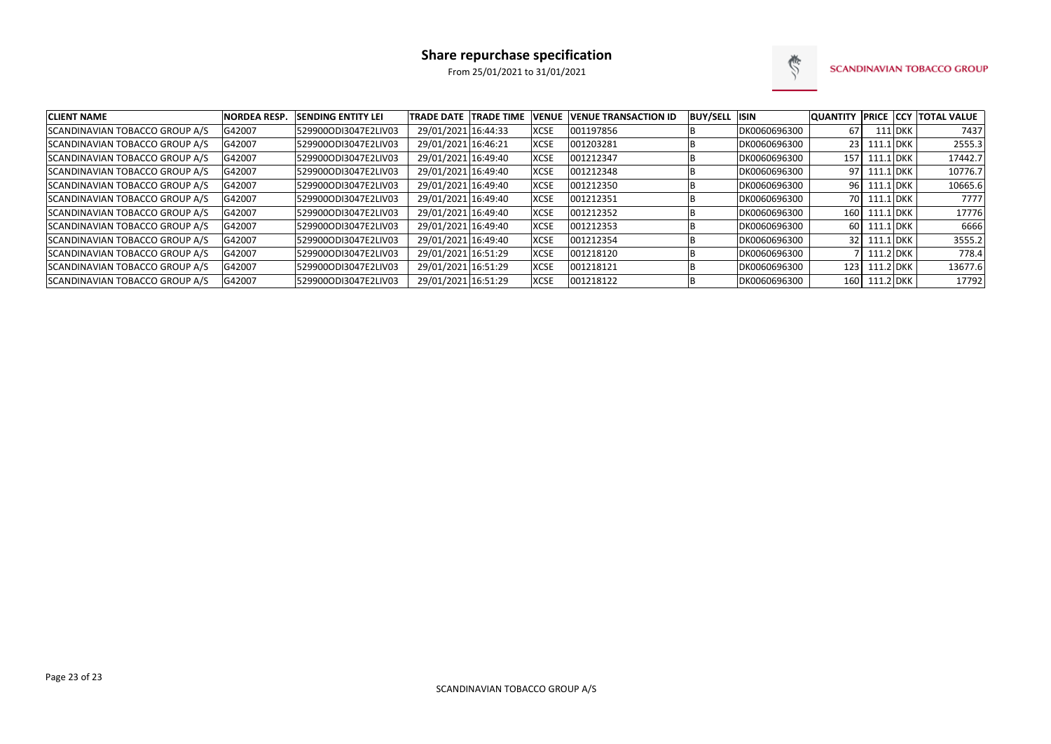# Share repurchase specification

From 25/01/2021 to 31/01/2021

SCANDINAVIAN TOBACCO GROUP

| CLIENT NAME | NORDEA RESP. | SENDING ENTITY LEI | TRADE DATE | TRADE TIME | VENUE | VENUE TRANSACTION ID | BUY/SELL | ISIN | QUANTITY | PRICE | CCY | TOTAL VALUE |
|---|---|---|---|---|---|---|---|---|---|---|---|---|
| SCANDINAVIAN TOBACCO GROUP A/S | G42007 | 529900ODI3047E2LIV03 | 29/01/2021 | 16:44:33 | XCSE | 001197856 | B | DK0060696300 | 67 | 111 | DKK | 7437 |
| SCANDINAVIAN TOBACCO GROUP A/S | G42007 | 529900ODI3047E2LIV03 | 29/01/2021 | 16:46:21 | XCSE | 001203281 | B | DK0060696300 | 23 | 111.1 | DKK | 2555.3 |
| SCANDINAVIAN TOBACCO GROUP A/S | G42007 | 529900ODI3047E2LIV03 | 29/01/2021 | 16:49:40 | XCSE | 001212347 | B | DK0060696300 | 157 | 111.1 | DKK | 17442.7 |
| SCANDINAVIAN TOBACCO GROUP A/S | G42007 | 529900ODI3047E2LIV03 | 29/01/2021 | 16:49:40 | XCSE | 001212348 | B | DK0060696300 | 97 | 111.1 | DKK | 10776.7 |
| SCANDINAVIAN TOBACCO GROUP A/S | G42007 | 529900ODI3047E2LIV03 | 29/01/2021 | 16:49:40 | XCSE | 001212350 | B | DK0060696300 | 96 | 111.1 | DKK | 10665.6 |
| SCANDINAVIAN TOBACCO GROUP A/S | G42007 | 529900ODI3047E2LIV03 | 29/01/2021 | 16:49:40 | XCSE | 001212351 | B | DK0060696300 | 70 | 111.1 | DKK | 7777 |
| SCANDINAVIAN TOBACCO GROUP A/S | G42007 | 529900ODI3047E2LIV03 | 29/01/2021 | 16:49:40 | XCSE | 001212352 | B | DK0060696300 | 160 | 111.1 | DKK | 17776 |
| SCANDINAVIAN TOBACCO GROUP A/S | G42007 | 529900ODI3047E2LIV03 | 29/01/2021 | 16:49:40 | XCSE | 001212353 | B | DK0060696300 | 60 | 111.1 | DKK | 6666 |
| SCANDINAVIAN TOBACCO GROUP A/S | G42007 | 529900ODI3047E2LIV03 | 29/01/2021 | 16:49:40 | XCSE | 001212354 | B | DK0060696300 | 32 | 111.1 | DKK | 3555.2 |
| SCANDINAVIAN TOBACCO GROUP A/S | G42007 | 529900ODI3047E2LIV03 | 29/01/2021 | 16:51:29 | XCSE | 001218120 | B | DK0060696300 | 7 | 111.2 | DKK | 778.4 |
| SCANDINAVIAN TOBACCO GROUP A/S | G42007 | 529900ODI3047E2LIV03 | 29/01/2021 | 16:51:29 | XCSE | 001218121 | B | DK0060696300 | 123 | 111.2 | DKK | 13677.6 |
| SCANDINAVIAN TOBACCO GROUP A/S | G42007 | 529900ODI3047E2LIV03 | 29/01/2021 | 16:51:29 | XCSE | 001218122 | B | DK0060696300 | 160 | 111.2 | DKK | 17792 |